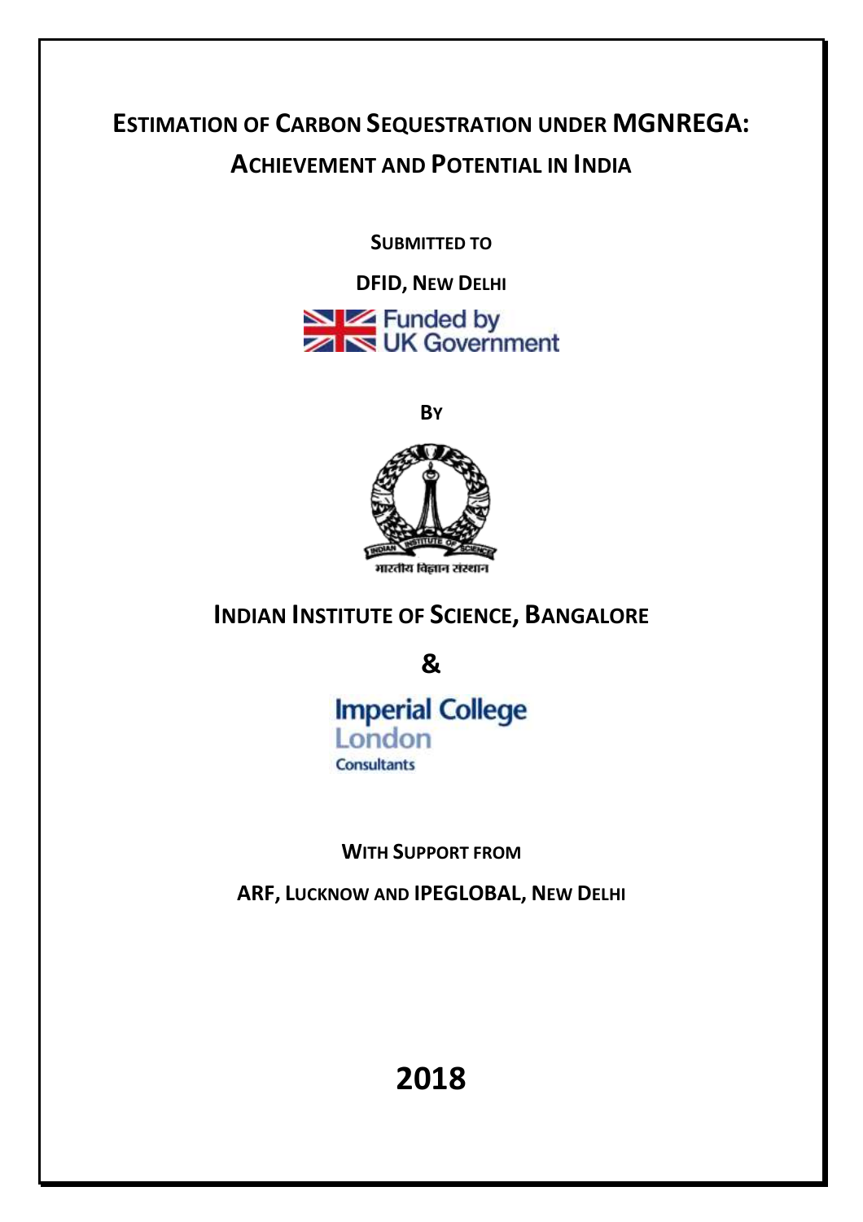# Estimation of Carbon Sequestration under MGNREGA: Achievement and Potential in India

**Submitted to**

**DFID, New Delhi**

Funded by UK Government

**By**

INDIAN INSTITUTE OF SCIENCE

भारतीय विज्ञान संस्थान

## Indian Institute of Science, Bangalore

**&**

Imperial College London Consultants

**With Support from**

**ARF, Lucknow and IPEGLOBAL, New Delhi**

**2018**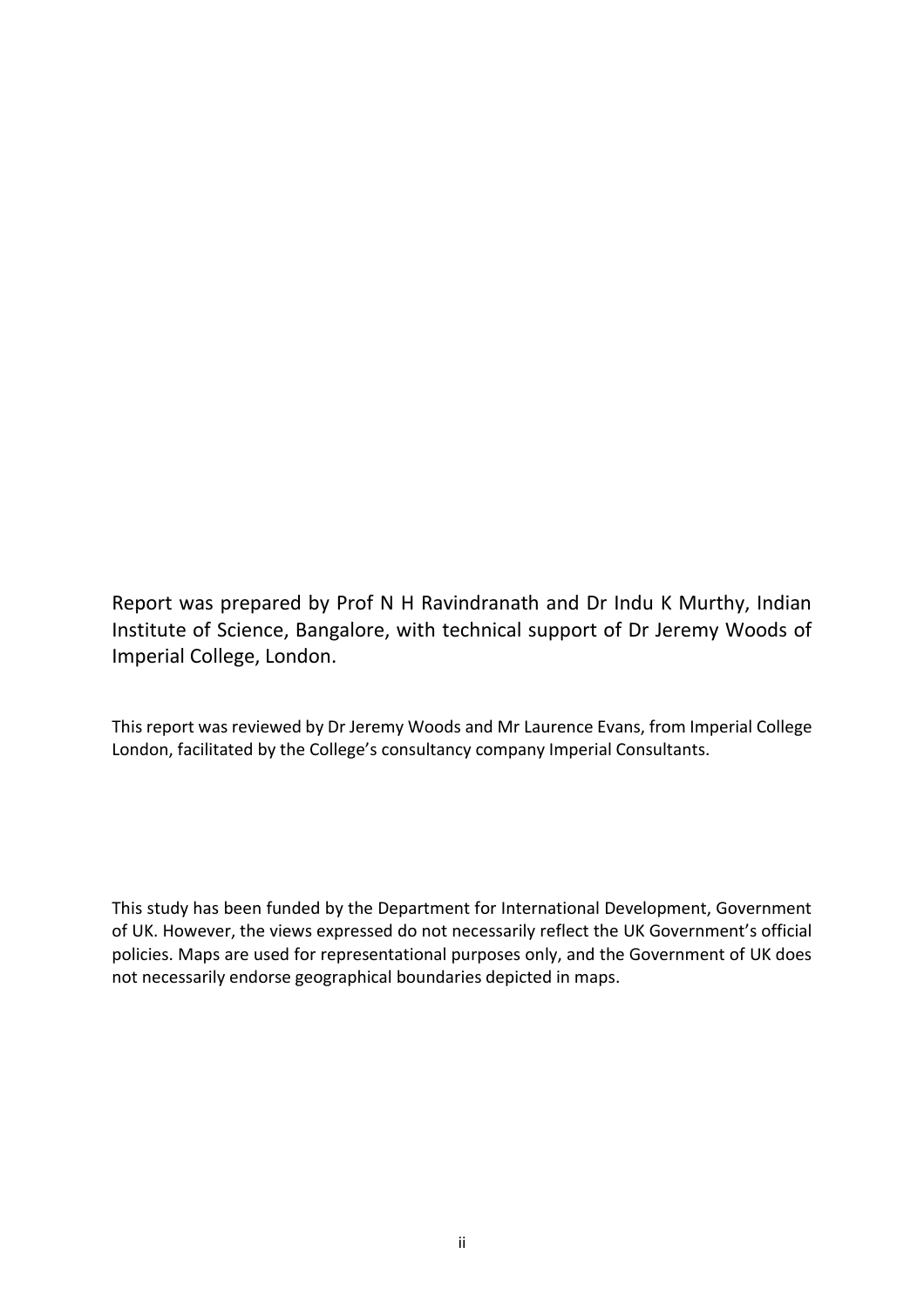Report was prepared by Prof N H Ravindranath and Dr Indu K Murthy, Indian Institute of Science, Bangalore, with technical support of Dr Jeremy Woods of Imperial College, London.

This report was reviewed by Dr Jeremy Woods and Mr Laurence Evans, from Imperial College London, facilitated by the College's consultancy company Imperial Consultants.

This study has been funded by the Department for International Development, Government of UK. However, the views expressed do not necessarily reflect the UK Government's official policies. Maps are used for representational purposes only, and the Government of UK does not necessarily endorse geographical boundaries depicted in maps.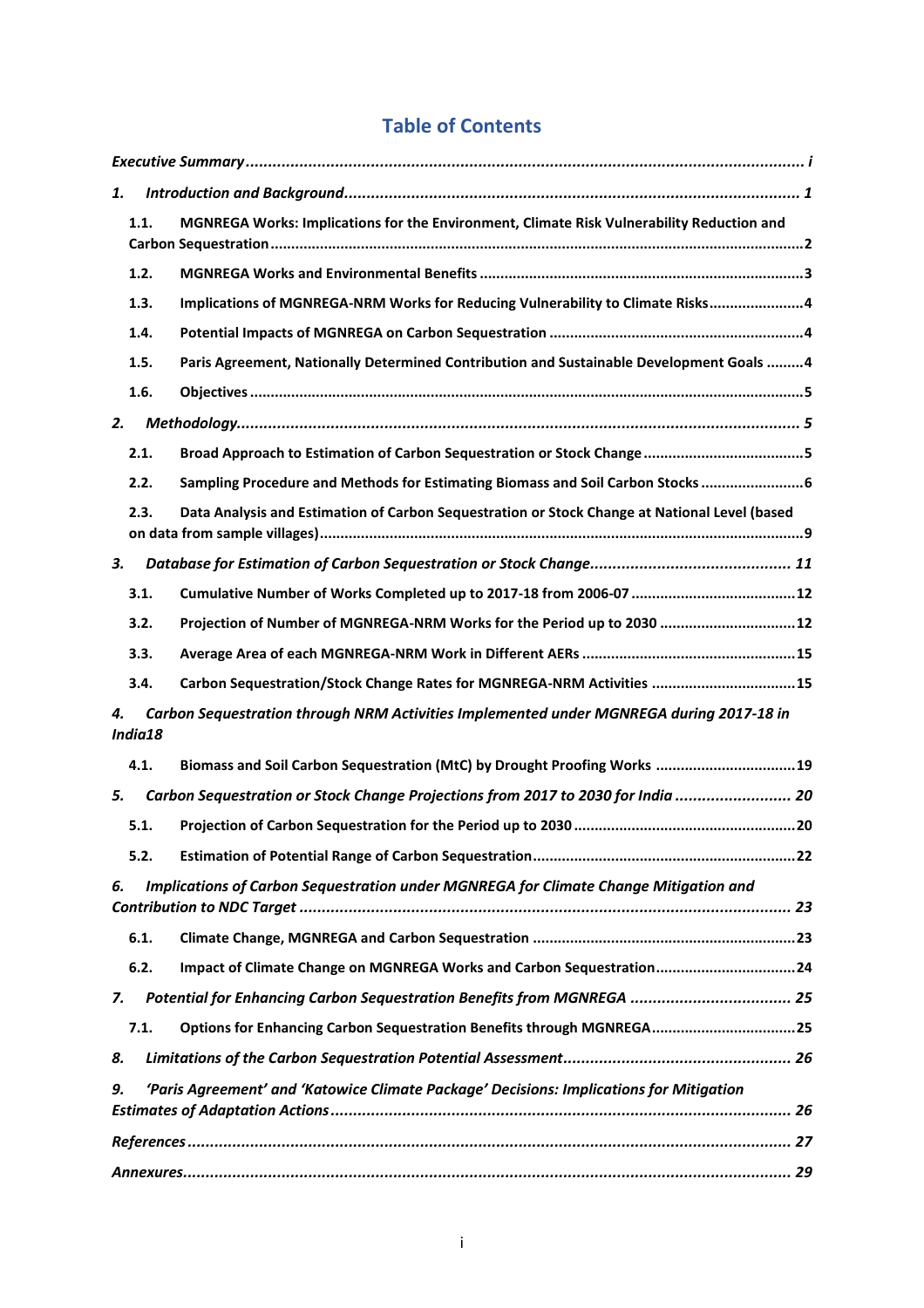# Table of Contents

*Executive Summary* ........................................................................................................................ *i*

1. *Introduction and Background* ..................................................................................................... *1*
   - 1.1. **MGNREGA Works: Implications for the Environment, Climate Risk Vulnerability Reduction and Carbon Sequestration** ......................................................................................................... **2**
   - 1.2. **MGNREGA Works and Environmental Benefits** ........................................................................ **3**
   - 1.3. **Implications of MGNREGA-NRM Works for Reducing Vulnerability to Climate Risks** ................ **4**
   - 1.4. **Potential Impacts of MGNREGA on Carbon Sequestration** ......................................................... **4**
   - 1.5. **Paris Agreement, Nationally Determined Contribution and Sustainable Development Goals** ......... **4**
   - 1.6. **Objectives** .................................................................................................................................... **5**
2. *Methodology* ................................................................................................................................ *5*
   - 2.1. **Broad Approach to Estimation of Carbon Sequestration or Stock Change** ................................... **5**
   - 2.2. **Sampling Procedure and Methods for Estimating Biomass and Soil Carbon Stocks** ..................... **6**
   - 2.3. **Data Analysis and Estimation of Carbon Sequestration or Stock Change at National Level (based on data from sample villages)** .......................................................................................................... **9**
3. *Database for Estimation of Carbon Sequestration or Stock Change* ............................................... *11*
   - 3.1. **Cumulative Number of Works Completed up to 2017-18 from 2006-07** ...................................... **12**
   - 3.2. **Projection of Number of MGNREGA-NRM Works for the Period up to 2030** .............................. **12**
   - 3.3. **Average Area of each MGNREGA-NRM Work in Different AERs** ................................................ **15**
   - 3.4. **Carbon Sequestration/Stock Change Rates for MGNREGA-NRM Activities** ................................ **15**
4. *Carbon Sequestration through NRM Activities Implemented under MGNREGA during 2017-18 in India* *18*
   - 4.1. **Biomass and Soil Carbon Sequestration (MtC) by Drought Proofing Works** .................................. **19**
5. *Carbon Sequestration or Stock Change Projections from 2017 to 2030 for India* ............................ *20*
   - 5.1. **Projection of Carbon Sequestration for the Period up to 2030** ..................................................... **20**
   - 5.2. **Estimation of Potential Range of Carbon Sequestration** .............................................................. **22**
6. *Implications of Carbon Sequestration under MGNREGA for Climate Change Mitigation and Contribution to NDC Target* ................................................................................................................ *23*
   - 6.1. **Climate Change, MGNREGA and Carbon Sequestration** .............................................................. **23**
   - 6.2. **Impact of Climate Change on MGNREGA Works and Carbon Sequestration** ................................. **24**
7. *Potential for Enhancing Carbon Sequestration Benefits from MGNREGA* ....................................... *25*
   - 7.1. **Options for Enhancing Carbon Sequestration Benefits through MGNREGA** ................................. **25**
8. *Limitations of the Carbon Sequestration Potential Assessment* ..................................................... *26*
9. *'Paris Agreement' and 'Katowice Climate Package' Decisions: Implications for Mitigation Estimates of Adaptation Actions* ..................................................................................................................... *26*

*References* ...................................................................................................................................... *27*

*Annexures* ....................................................................................................................................... *29*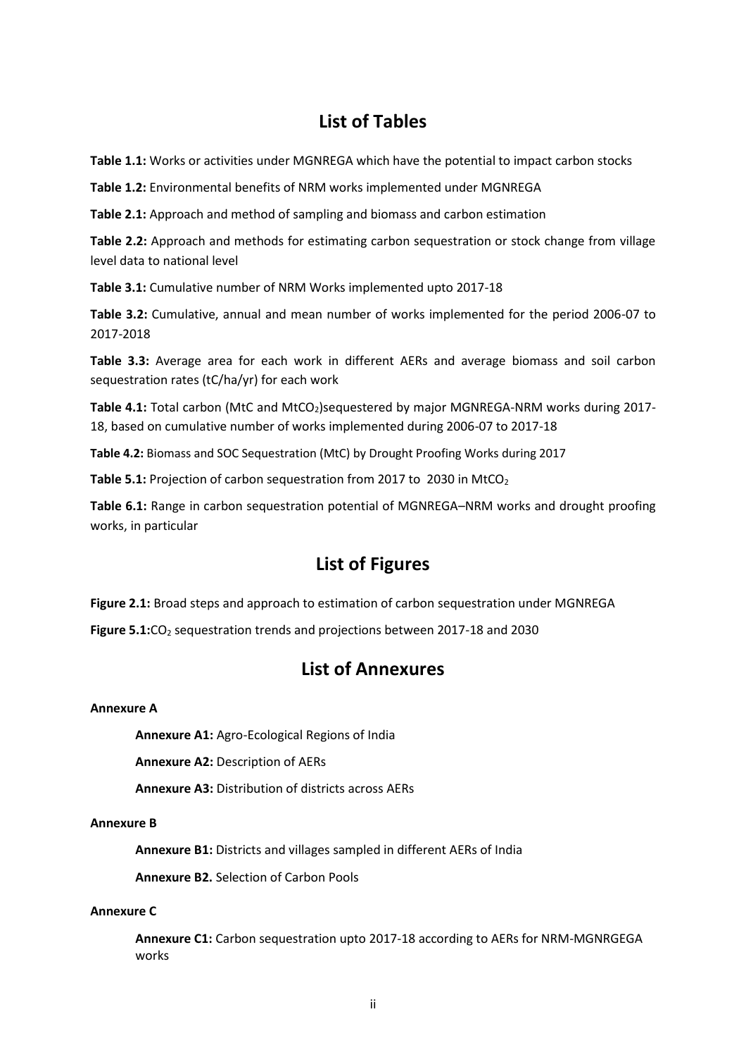## List of Tables

**Table 1.1:** Works or activities under MGNREGA which have the potential to impact carbon stocks

**Table 1.2:** Environmental benefits of NRM works implemented under MGNREGA

**Table 2.1:** Approach and method of sampling and biomass and carbon estimation

**Table 2.2:** Approach and methods for estimating carbon sequestration or stock change from village level data to national level

**Table 3.1:** Cumulative number of NRM Works implemented upto 2017-18

**Table 3.2:** Cumulative, annual and mean number of works implemented for the period 2006-07 to 2017-2018

**Table 3.3:** Average area for each work in different AERs and average biomass and soil carbon sequestration rates (tC/ha/yr) for each work

**Table 4.1:** Total carbon (MtC and $MtCO_2$)sequestered by major MGNREGA-NRM works during 2017-18, based on cumulative number of works implemented during 2006-07 to 2017-18

**Table 4.2:** Biomass and SOC Sequestration (MtC) by Drought Proofing Works during 2017

**Table 5.1:** Projection of carbon sequestration from 2017 to 2030 in $MtCO_2$

**Table 6.1:** Range in carbon sequestration potential of MGNREGA–NRM works and drought proofing works, in particular

## List of Figures

**Figure 2.1:** Broad steps and approach to estimation of carbon sequestration under MGNREGA

**Figure 5.1:**$CO_2$ sequestration trends and projections between 2017-18 and 2030

## List of Annexures

**Annexure A**

- **Annexure A1:** Agro-Ecological Regions of India
- **Annexure A2:** Description of AERs
- **Annexure A3:** Distribution of districts across AERs

**Annexure B**

- **Annexure B1:** Districts and villages sampled in different AERs of India
- **Annexure B2.** Selection of Carbon Pools

**Annexure C**

- **Annexure C1:** Carbon sequestration upto 2017-18 according to AERs for NRM-MGNRGEGA works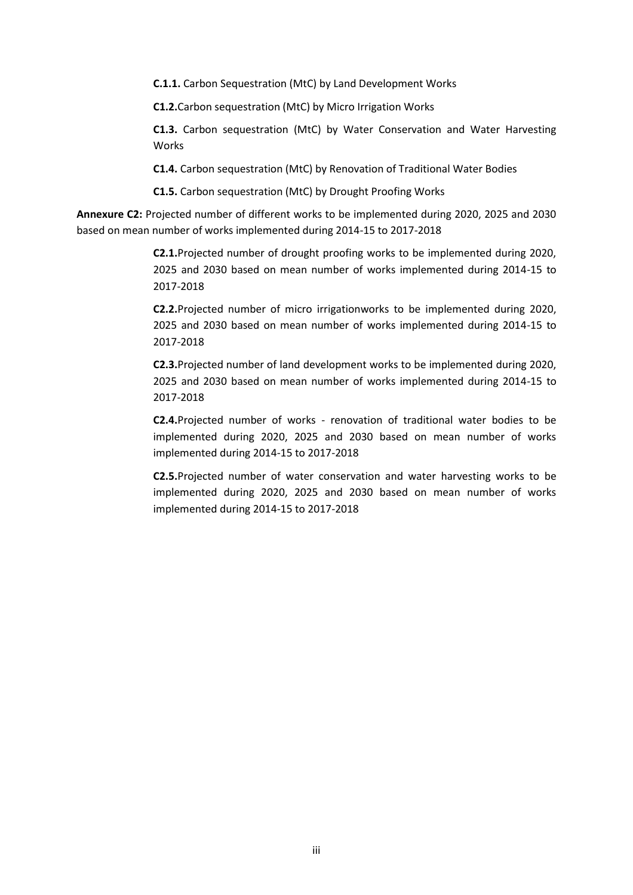**C.1.1.** Carbon Sequestration (MtC) by Land Development Works

**C1.2.**Carbon sequestration (MtC) by Micro Irrigation Works

**C1.3.** Carbon sequestration (MtC) by Water Conservation and Water Harvesting Works

**C1.4.** Carbon sequestration (MtC) by Renovation of Traditional Water Bodies

**C1.5.** Carbon sequestration (MtC) by Drought Proofing Works

**Annexure C2:** Projected number of different works to be implemented during 2020, 2025 and 2030 based on mean number of works implemented during 2014-15 to 2017-2018

**C2.1.**Projected number of drought proofing works to be implemented during 2020, 2025 and 2030 based on mean number of works implemented during 2014-15 to 2017-2018

**C2.2.**Projected number of micro irrigationworks to be implemented during 2020, 2025 and 2030 based on mean number of works implemented during 2014-15 to 2017-2018

**C2.3.**Projected number of land development works to be implemented during 2020, 2025 and 2030 based on mean number of works implemented during 2014-15 to 2017-2018

**C2.4.**Projected number of works - renovation of traditional water bodies to be implemented during 2020, 2025 and 2030 based on mean number of works implemented during 2014-15 to 2017-2018

**C2.5.**Projected number of water conservation and water harvesting works to be implemented during 2020, 2025 and 2030 based on mean number of works implemented during 2014-15 to 2017-2018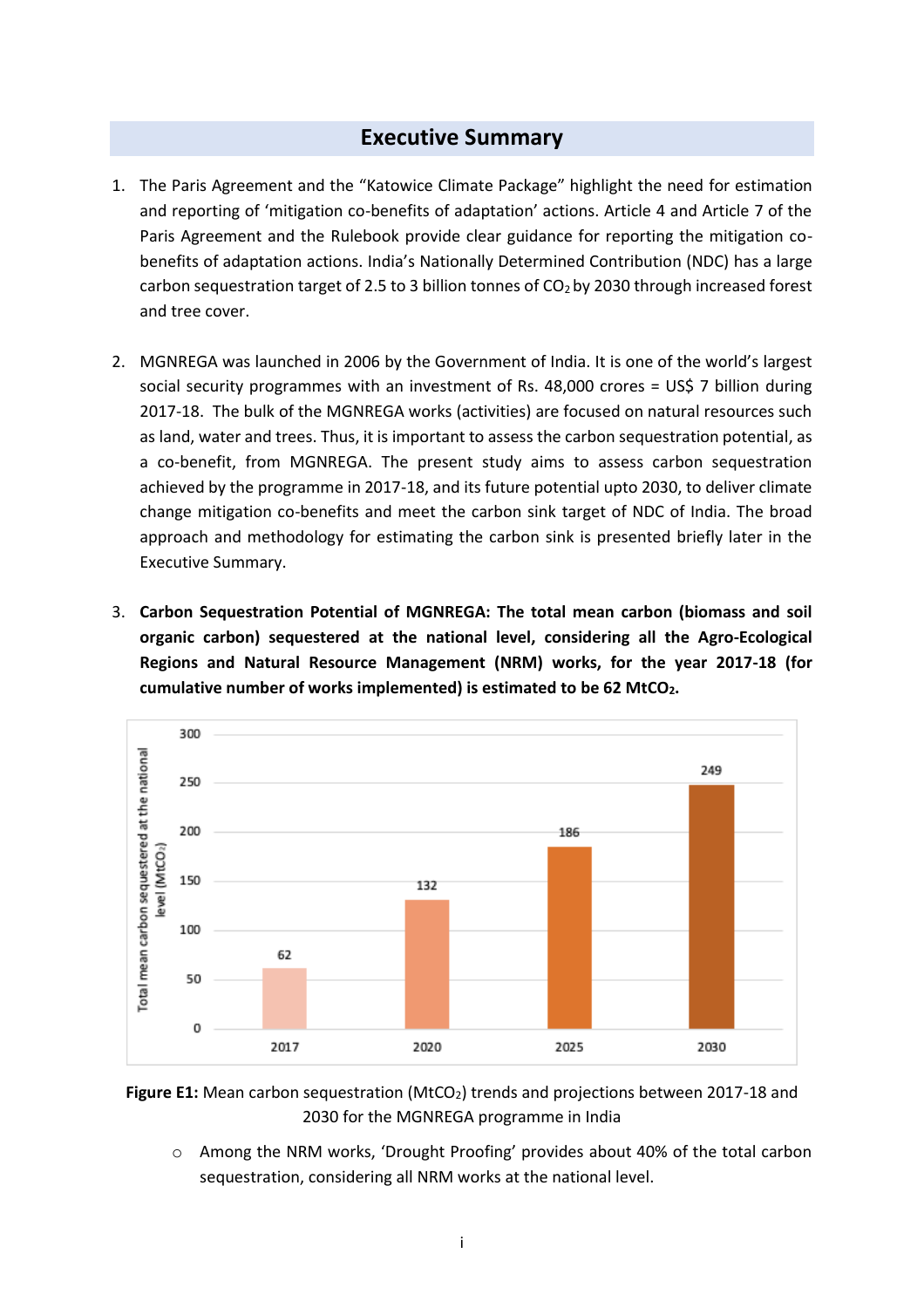# Executive Summary

1. The Paris Agreement and the "Katowice Climate Package" highlight the need for estimation and reporting of 'mitigation co-benefits of adaptation' actions. Article 4 and Article 7 of the Paris Agreement and the Rulebook provide clear guidance for reporting the mitigation co-benefits of adaptation actions. India's Nationally Determined Contribution (NDC) has a large carbon sequestration target of 2.5 to 3 billion tonnes of $CO_2$ by 2030 through increased forest and tree cover.

2. MGNREGA was launched in 2006 by the Government of India. It is one of the world's largest social security programmes with an investment of Rs. 48,000 crores = US$ 7 billion during 2017-18. The bulk of the MGNREGA works (activities) are focused on natural resources such as land, water and trees. Thus, it is important to assess the carbon sequestration potential, as a co-benefit, from MGNREGA. The present study aims to assess carbon sequestration achieved by the programme in 2017-18, and its future potential upto 2030, to deliver climate change mitigation co-benefits and meet the carbon sink target of NDC of India. The broad approach and methodology for estimating the carbon sink is presented briefly later in the Executive Summary.

3. **Carbon Sequestration Potential of MGNREGA: The total mean carbon (biomass and soil organic carbon) sequestered at the national level, considering all the Agro-Ecological Regions and Natural Resource Management (NRM) works, for the year 2017-18 (for cumulative number of works implemented) is estimated to be 62 $MtCO_2$.**

| Year | Total mean carbon sequestered at the national level ($MtCO_2$) |
|---|---|
| 2017 | 62 |
| 2020 | 132 |
| 2025 | 186 |
| 2030 | 249 |

**Figure E1:** Mean carbon sequestration ($MtCO_2$) trends and projections between 2017-18 and 2030 for the MGNREGA programme in India

- Among the NRM works, 'Drought Proofing' provides about 40% of the total carbon sequestration, considering all NRM works at the national level.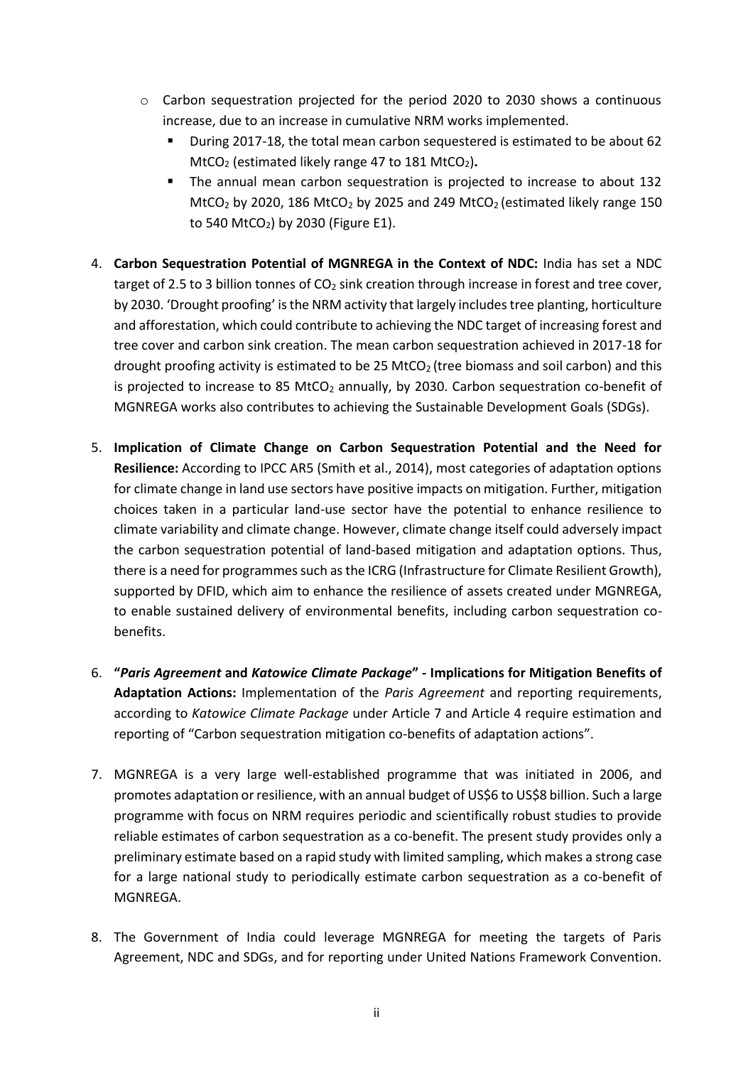- Carbon sequestration projected for the period 2020 to 2030 shows a continuous increase, due to an increase in cumulative NRM works implemented.
    - During 2017-18, the total mean carbon sequestered is estimated to be about 62 $MtCO_2$ (estimated likely range 47 to 181 $MtCO_2$)**.**
    - The annual mean carbon sequestration is projected to increase to about 132 $MtCO_2$ by 2020, 186 $MtCO_2$ by 2025 and 249 $MtCO_2$ (estimated likely range 150 to 540 $MtCO_2$) by 2030 (Figure E1).

4. **Carbon Sequestration Potential of MGNREGA in the Context of NDC:** India has set a NDC target of 2.5 to 3 billion tonnes of $CO_2$ sink creation through increase in forest and tree cover, by 2030. 'Drought proofing' is the NRM activity that largely includes tree planting, horticulture and afforestation, which could contribute to achieving the NDC target of increasing forest and tree cover and carbon sink creation. The mean carbon sequestration achieved in 2017-18 for drought proofing activity is estimated to be 25 $MtCO_2$ (tree biomass and soil carbon) and this is projected to increase to 85 $MtCO_2$ annually, by 2030. Carbon sequestration co-benefit of MGNREGA works also contributes to achieving the Sustainable Development Goals (SDGs).

5. **Implication of Climate Change on Carbon Sequestration Potential and the Need for Resilience:** According to IPCC AR5 (Smith et al., 2014), most categories of adaptation options for climate change in land use sectors have positive impacts on mitigation. Further, mitigation choices taken in a particular land-use sector have the potential to enhance resilience to climate variability and climate change. However, climate change itself could adversely impact the carbon sequestration potential of land-based mitigation and adaptation options. Thus, there is a need for programmes such as the ICRG (Infrastructure for Climate Resilient Growth), supported by DFID, which aim to enhance the resilience of assets created under MGNREGA, to enable sustained delivery of environmental benefits, including carbon sequestration co-benefits.

6. **"*Paris Agreement* and *Katowice Climate Package*" - Implications for Mitigation Benefits of Adaptation Actions:** Implementation of the *Paris Agreement* and reporting requirements, according to *Katowice Climate Package* under Article 7 and Article 4 require estimation and reporting of "Carbon sequestration mitigation co-benefits of adaptation actions".

7. MGNREGA is a very large well-established programme that was initiated in 2006, and promotes adaptation or resilience, with an annual budget of US$6 to US$8 billion. Such a large programme with focus on NRM requires periodic and scientifically robust studies to provide reliable estimates of carbon sequestration as a co-benefit. The present study provides only a preliminary estimate based on a rapid study with limited sampling, which makes a strong case for a large national study to periodically estimate carbon sequestration as a co-benefit of MGNREGA.

8. The Government of India could leverage MGNREGA for meeting the targets of Paris Agreement, NDC and SDGs, and for reporting under United Nations Framework Convention.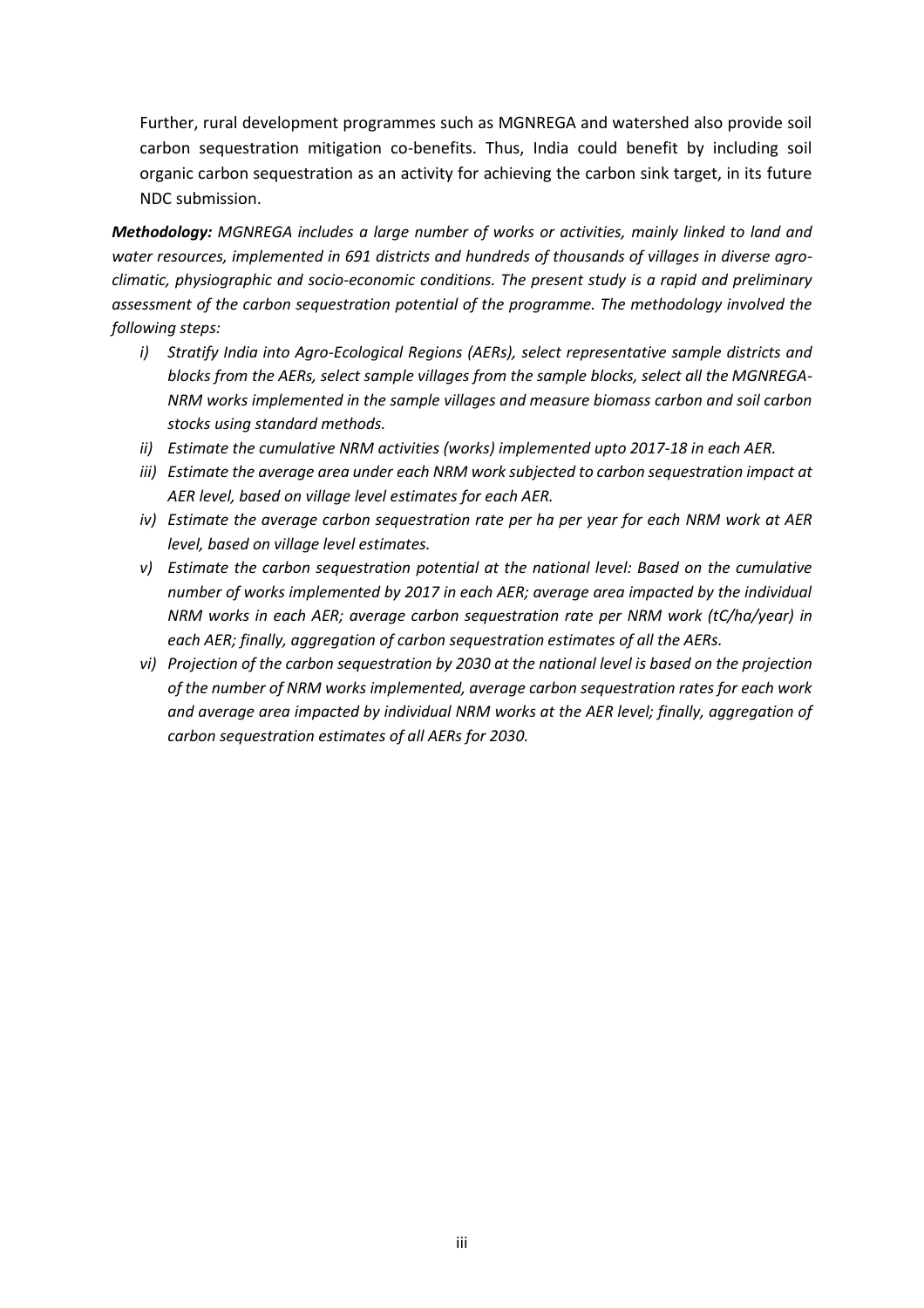Further, rural development programmes such as MGNREGA and watershed also provide soil carbon sequestration mitigation co-benefits. Thus, India could benefit by including soil organic carbon sequestration as an activity for achieving the carbon sink target, in its future NDC submission.

***Methodology:*** *MGNREGA includes a large number of works or activities, mainly linked to land and water resources, implemented in 691 districts and hundreds of thousands of villages in diverse agro-climatic, physiographic and socio-economic conditions. The present study is a rapid and preliminary assessment of the carbon sequestration potential of the programme. The methodology involved the following steps:*

- *i) Stratify India into Agro-Ecological Regions (AERs), select representative sample districts and blocks from the AERs, select sample villages from the sample blocks, select all the MGNREGA-NRM works implemented in the sample villages and measure biomass carbon and soil carbon stocks using standard methods.*
- *ii) Estimate the cumulative NRM activities (works) implemented upto 2017-18 in each AER.*
- *iii) Estimate the average area under each NRM work subjected to carbon sequestration impact at AER level, based on village level estimates for each AER.*
- *iv) Estimate the average carbon sequestration rate per ha per year for each NRM work at AER level, based on village level estimates.*
- *v) Estimate the carbon sequestration potential at the national level: Based on the cumulative number of works implemented by 2017 in each AER; average area impacted by the individual NRM works in each AER; average carbon sequestration rate per NRM work (tC/ha/year) in each AER; finally, aggregation of carbon sequestration estimates of all the AERs.*
- *vi) Projection of the carbon sequestration by 2030 at the national level is based on the projection of the number of NRM works implemented, average carbon sequestration rates for each work and average area impacted by individual NRM works at the AER level; finally, aggregation of carbon sequestration estimates of all AERs for 2030.*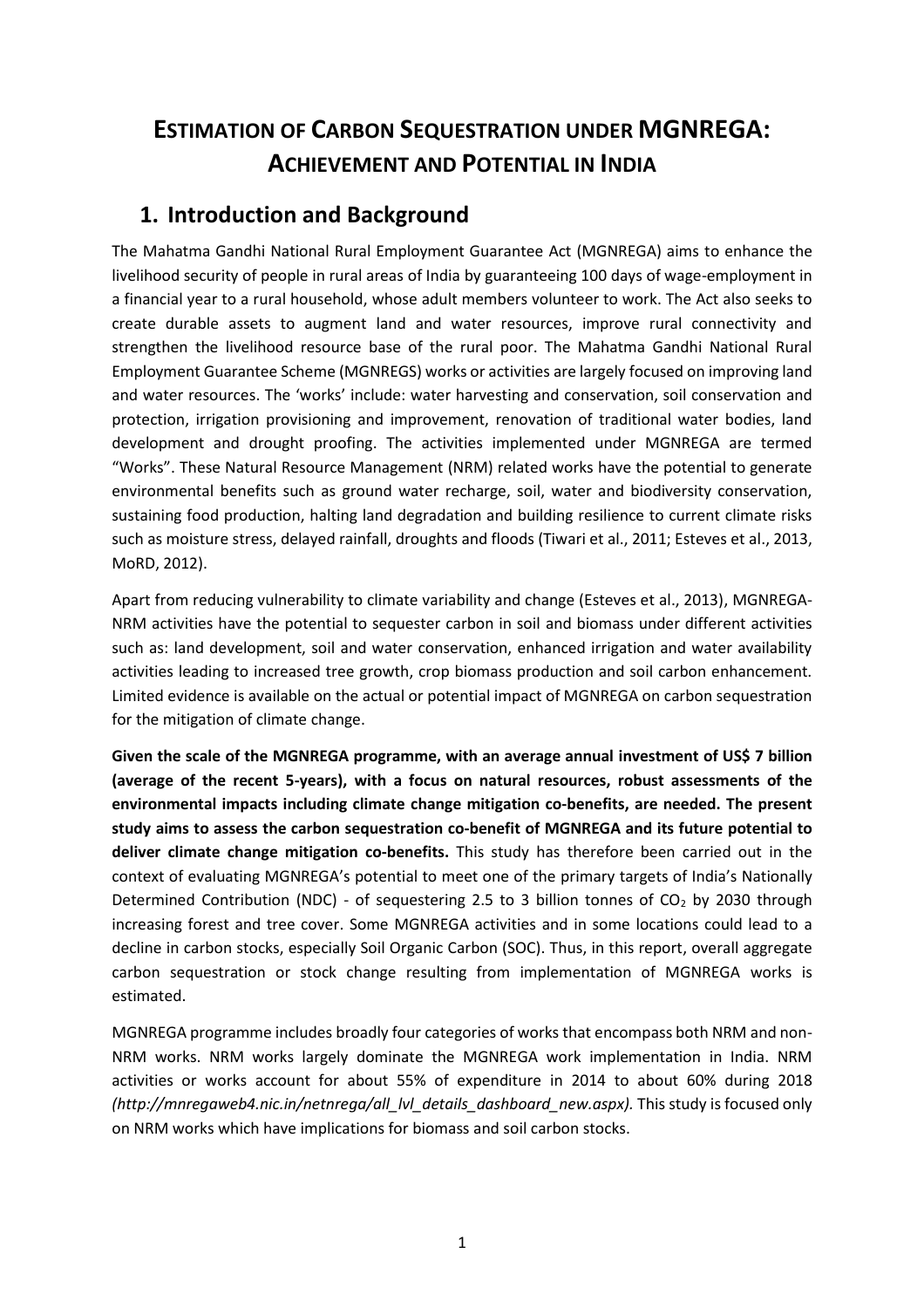# ESTIMATION OF CARBON SEQUESTRATION UNDER MGNREGA: ACHIEVEMENT AND POTENTIAL IN INDIA

## 1. Introduction and Background

The Mahatma Gandhi National Rural Employment Guarantee Act (MGNREGA) aims to enhance the livelihood security of people in rural areas of India by guaranteeing 100 days of wage-employment in a financial year to a rural household, whose adult members volunteer to work. The Act also seeks to create durable assets to augment land and water resources, improve rural connectivity and strengthen the livelihood resource base of the rural poor. The Mahatma Gandhi National Rural Employment Guarantee Scheme (MGNREGS) works or activities are largely focused on improving land and water resources. The 'works' include: water harvesting and conservation, soil conservation and protection, irrigation provisioning and improvement, renovation of traditional water bodies, land development and drought proofing. The activities implemented under MGNREGA are termed "Works". These Natural Resource Management (NRM) related works have the potential to generate environmental benefits such as ground water recharge, soil, water and biodiversity conservation, sustaining food production, halting land degradation and building resilience to current climate risks such as moisture stress, delayed rainfall, droughts and floods (Tiwari et al., 2011; Esteves et al., 2013, MoRD, 2012).

Apart from reducing vulnerability to climate variability and change (Esteves et al., 2013), MGNREGA-NRM activities have the potential to sequester carbon in soil and biomass under different activities such as: land development, soil and water conservation, enhanced irrigation and water availability activities leading to increased tree growth, crop biomass production and soil carbon enhancement. Limited evidence is available on the actual or potential impact of MGNREGA on carbon sequestration for the mitigation of climate change.

**Given the scale of the MGNREGA programme, with an average annual investment of US$ 7 billion (average of the recent 5-years), with a focus on natural resources, robust assessments of the environmental impacts including climate change mitigation co-benefits, are needed. The present study aims to assess the carbon sequestration co-benefit of MGNREGA and its future potential to deliver climate change mitigation co-benefits.** This study has therefore been carried out in the context of evaluating MGNREGA's potential to meet one of the primary targets of India's Nationally Determined Contribution (NDC) - of sequestering 2.5 to 3 billion tonnes of $CO_2$ by 2030 through increasing forest and tree cover. Some MGNREGA activities and in some locations could lead to a decline in carbon stocks, especially Soil Organic Carbon (SOC). Thus, in this report, overall aggregate carbon sequestration or stock change resulting from implementation of MGNREGA works is estimated.

MGNREGA programme includes broadly four categories of works that encompass both NRM and non-NRM works. NRM works largely dominate the MGNREGA work implementation in India. NRM activities or works account for about 55% of expenditure in 2014 to about 60% during 2018 *(http://mnregaweb4.nic.in/netnrega/all_lvl_details_dashboard_new.aspx).* This study is focused only on NRM works which have implications for biomass and soil carbon stocks.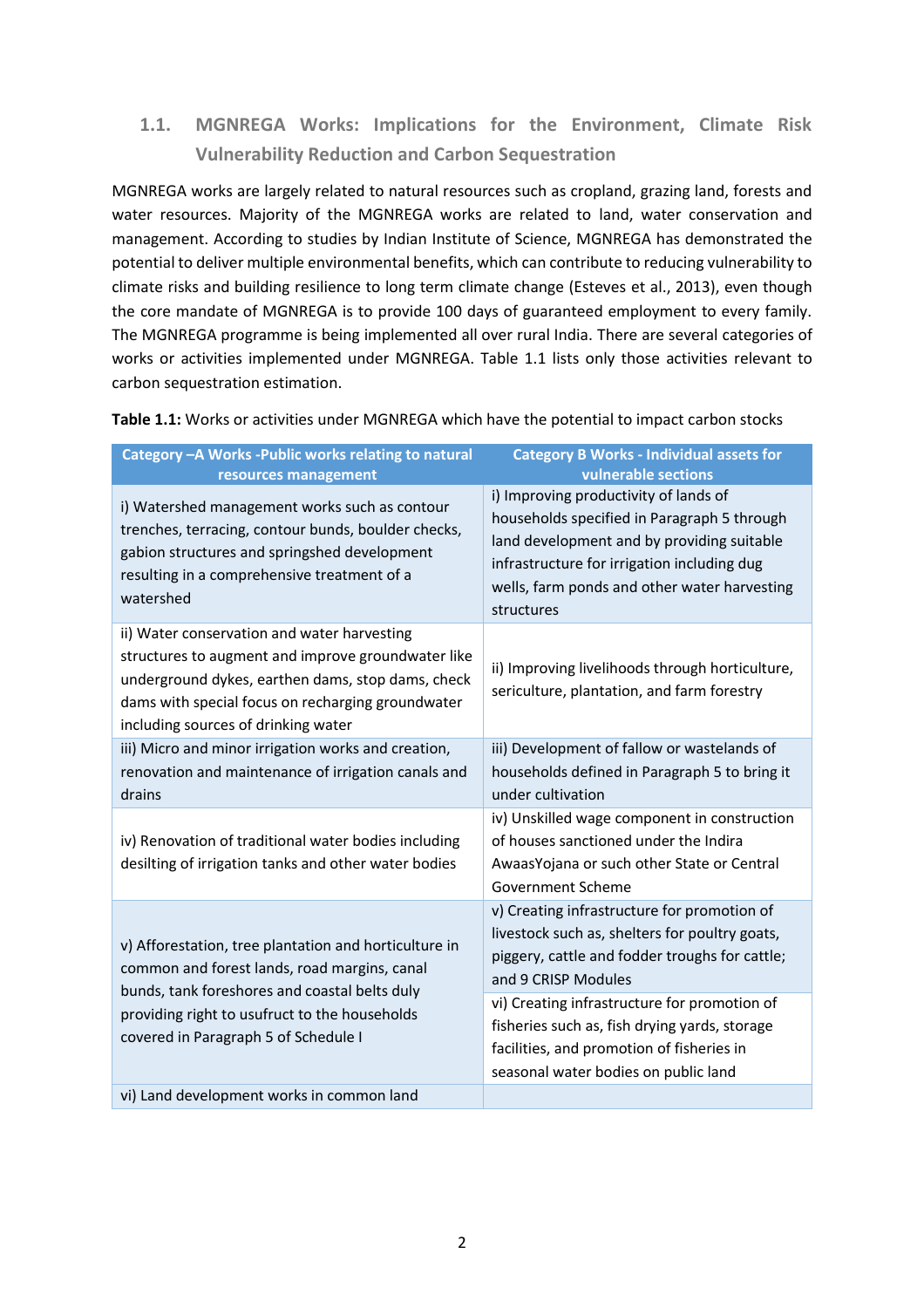## 1.1. MGNREGA Works: Implications for the Environment, Climate Risk Vulnerability Reduction and Carbon Sequestration

MGNREGA works are largely related to natural resources such as cropland, grazing land, forests and water resources. Majority of the MGNREGA works are related to land, water conservation and management. According to studies by Indian Institute of Science, MGNREGA has demonstrated the potential to deliver multiple environmental benefits, which can contribute to reducing vulnerability to climate risks and building resilience to long term climate change (Esteves et al., 2013), even though the core mandate of MGNREGA is to provide 100 days of guaranteed employment to every family. The MGNREGA programme is being implemented all over rural India. There are several categories of works or activities implemented under MGNREGA. Table 1.1 lists only those activities relevant to carbon sequestration estimation.

**Table 1.1:** Works or activities under MGNREGA which have the potential to impact carbon stocks

| Category –A Works -Public works relating to natural resources management | Category B Works - Individual assets for vulnerable sections |
|---|---|
| i) Watershed management works such as contour trenches, terracing, contour bunds, boulder checks, gabion structures and springshed development resulting in a comprehensive treatment of a watershed | i) Improving productivity of lands of households specified in Paragraph 5 through land development and by providing suitable infrastructure for irrigation including dug wells, farm ponds and other water harvesting structures |
| ii) Water conservation and water harvesting structures to augment and improve groundwater like underground dykes, earthen dams, stop dams, check dams with special focus on recharging groundwater including sources of drinking water | ii) Improving livelihoods through horticulture, sericulture, plantation, and farm forestry |
| iii) Micro and minor irrigation works and creation, renovation and maintenance of irrigation canals and drains | iii) Development of fallow or wastelands of households defined in Paragraph 5 to bring it under cultivation |
| iv) Renovation of traditional water bodies including desilting of irrigation tanks and other water bodies | iv) Unskilled wage component in construction of houses sanctioned under the Indira AwaasYojana or such other State or Central Government Scheme |
| v) Afforestation, tree plantation and horticulture in common and forest lands, road margins, canal bunds, tank foreshores and coastal belts duly providing right to usufruct to the households covered in Paragraph 5 of Schedule I | v) Creating infrastructure for promotion of livestock such as, shelters for poultry goats, piggery, cattle and fodder troughs for cattle; and 9 CRISP Modules |
| | vi) Creating infrastructure for promotion of fisheries such as, fish drying yards, storage facilities, and promotion of fisheries in seasonal water bodies on public land |
| vi) Land development works in common land | |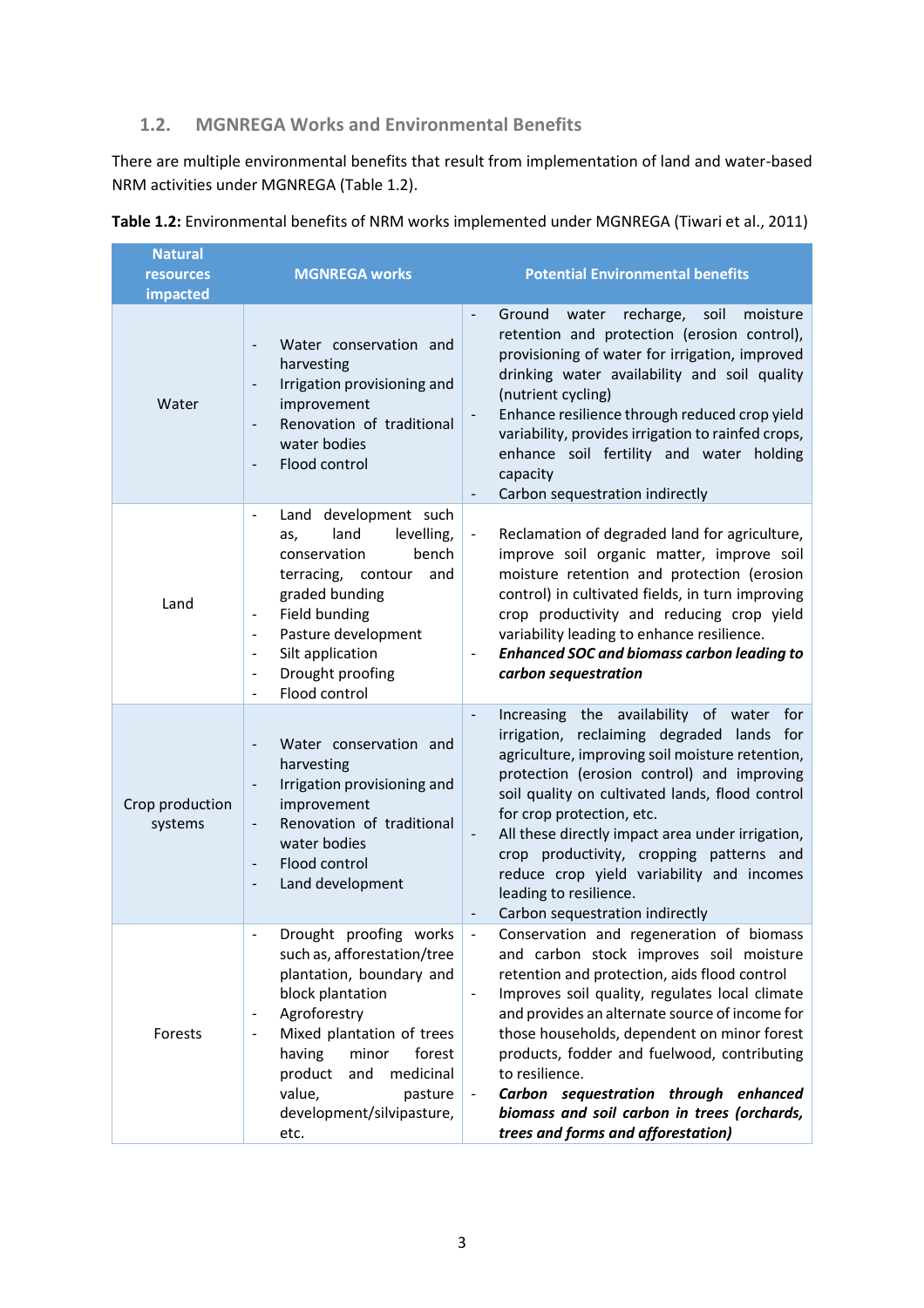## 1.2. MGNREGA Works and Environmental Benefits

There are multiple environmental benefits that result from implementation of land and water-based NRM activities under MGNREGA (Table 1.2).

**Table 1.2:** Environmental benefits of NRM works implemented under MGNREGA (Tiwari et al., 2011)

| Natural resources impacted | MGNREGA works | Potential Environmental benefits |
|---|---|---|
| Water | - Water conservation and harvesting<br>- Irrigation provisioning and improvement<br>- Renovation of traditional water bodies<br>- Flood control | - Ground water recharge, soil moisture retention and protection (erosion control), provisioning of water for irrigation, improved drinking water availability and soil quality (nutrient cycling)<br>- Enhance resilience through reduced crop yield variability, provides irrigation to rainfed crops, enhance soil fertility and water holding capacity<br>- Carbon sequestration indirectly |
| Land | - Land development such as, land levelling, conservation bench terracing, contour and graded bunding<br>- Field bunding<br>- Pasture development<br>- Silt application<br>- Drought proofing<br>- Flood control | - Reclamation of degraded land for agriculture, improve soil organic matter, improve soil moisture retention and protection (erosion control) in cultivated fields, in turn improving crop productivity and reducing crop yield variability leading to enhance resilience.<br>- ***Enhanced SOC and biomass carbon leading to carbon sequestration*** |
| Crop production systems | - Water conservation and harvesting<br>- Irrigation provisioning and improvement<br>- Renovation of traditional water bodies<br>- Flood control<br>- Land development | - Increasing the availability of water for irrigation, reclaiming degraded lands for agriculture, improving soil moisture retention, protection (erosion control) and improving soil quality on cultivated lands, flood control for crop protection, etc.<br>- All these directly impact area under irrigation, crop productivity, cropping patterns and reduce crop yield variability and incomes leading to resilience.<br>- Carbon sequestration indirectly |
| Forests | - Drought proofing works such as, afforestation/tree plantation, boundary and block plantation<br>- Agroforestry<br>- Mixed plantation of trees having minor forest product and medicinal value, pasture development/silvipasture, etc. | - Conservation and regeneration of biomass and carbon stock improves soil moisture retention and protection, aids flood control<br>- Improves soil quality, regulates local climate and provides an alternate source of income for those households, dependent on minor forest products, fodder and fuelwood, contributing to resilience.<br>- ***Carbon sequestration through enhanced biomass and soil carbon in trees (orchards, trees and forms and afforestation)*** |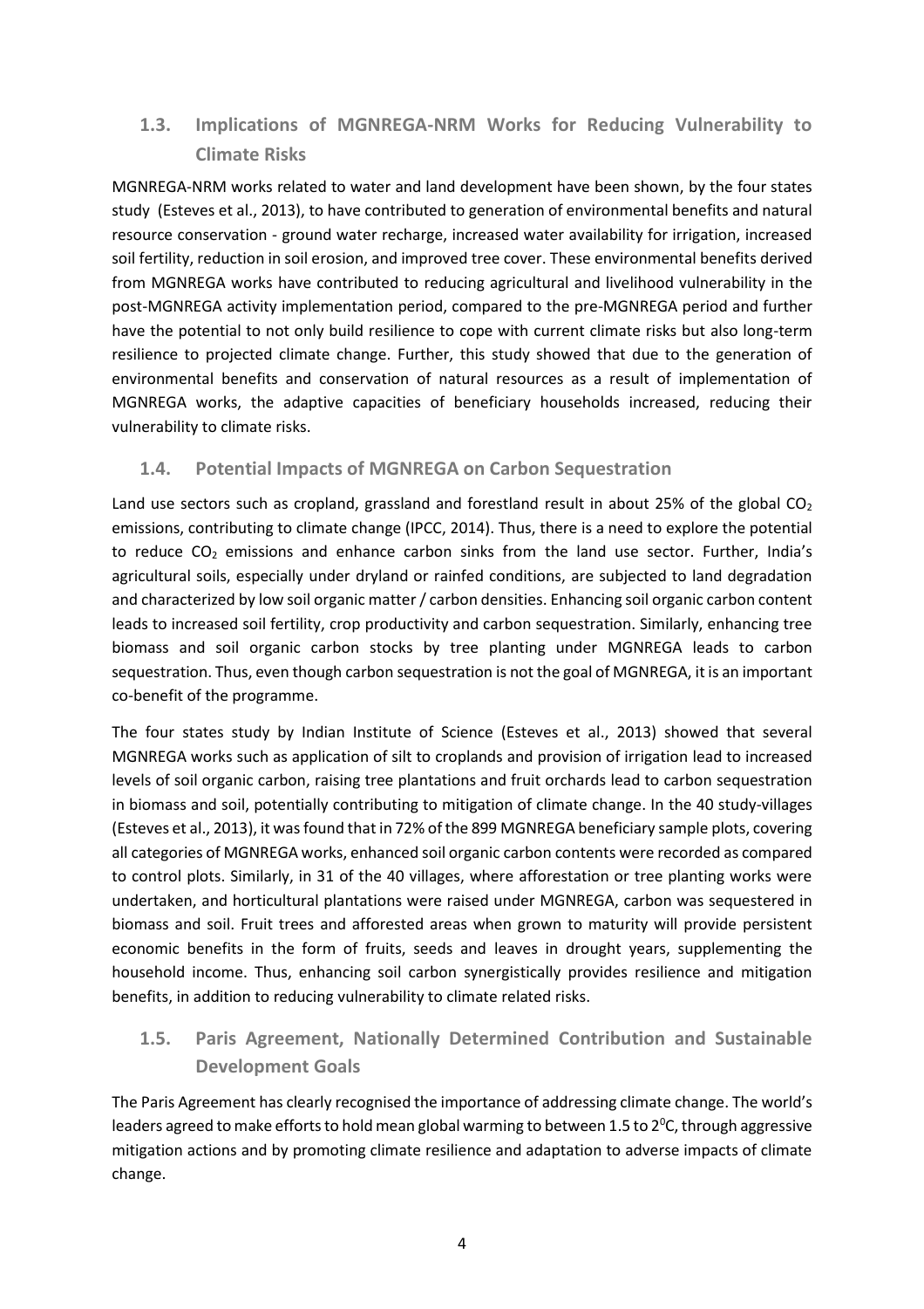## 1.3. Implications of MGNREGA-NRM Works for Reducing Vulnerability to Climate Risks

MGNREGA-NRM works related to water and land development have been shown, by the four states study (Esteves et al., 2013), to have contributed to generation of environmental benefits and natural resource conservation - ground water recharge, increased water availability for irrigation, increased soil fertility, reduction in soil erosion, and improved tree cover. These environmental benefits derived from MGNREGA works have contributed to reducing agricultural and livelihood vulnerability in the post-MGNREGA activity implementation period, compared to the pre-MGNREGA period and further have the potential to not only build resilience to cope with current climate risks but also long-term resilience to projected climate change. Further, this study showed that due to the generation of environmental benefits and conservation of natural resources as a result of implementation of MGNREGA works, the adaptive capacities of beneficiary households increased, reducing their vulnerability to climate risks.

### 1.4. Potential Impacts of MGNREGA on Carbon Sequestration

Land use sectors such as cropland, grassland and forestland result in about 25% of the global $CO_2$ emissions, contributing to climate change (IPCC, 2014). Thus, there is a need to explore the potential to reduce $CO_2$ emissions and enhance carbon sinks from the land use sector. Further, India's agricultural soils, especially under dryland or rainfed conditions, are subjected to land degradation and characterized by low soil organic matter / carbon densities. Enhancing soil organic carbon content leads to increased soil fertility, crop productivity and carbon sequestration. Similarly, enhancing tree biomass and soil organic carbon stocks by tree planting under MGNREGA leads to carbon sequestration. Thus, even though carbon sequestration is not the goal of MGNREGA, it is an important co-benefit of the programme.

The four states study by Indian Institute of Science (Esteves et al., 2013) showed that several MGNREGA works such as application of silt to croplands and provision of irrigation lead to increased levels of soil organic carbon, raising tree plantations and fruit orchards lead to carbon sequestration in biomass and soil, potentially contributing to mitigation of climate change. In the 40 study-villages (Esteves et al., 2013), it was found that in 72% of the 899 MGNREGA beneficiary sample plots, covering all categories of MGNREGA works, enhanced soil organic carbon contents were recorded as compared to control plots. Similarly, in 31 of the 40 villages, where afforestation or tree planting works were undertaken, and horticultural plantations were raised under MGNREGA, carbon was sequestered in biomass and soil. Fruit trees and afforested areas when grown to maturity will provide persistent economic benefits in the form of fruits, seeds and leaves in drought years, supplementing the household income. Thus, enhancing soil carbon synergistically provides resilience and mitigation benefits, in addition to reducing vulnerability to climate related risks.

## 1.5. Paris Agreement, Nationally Determined Contribution and Sustainable Development Goals

The Paris Agreement has clearly recognised the importance of addressing climate change. The world's leaders agreed to make efforts to hold mean global warming to between 1.5 to $2^0$C, through aggressive mitigation actions and by promoting climate resilience and adaptation to adverse impacts of climate change.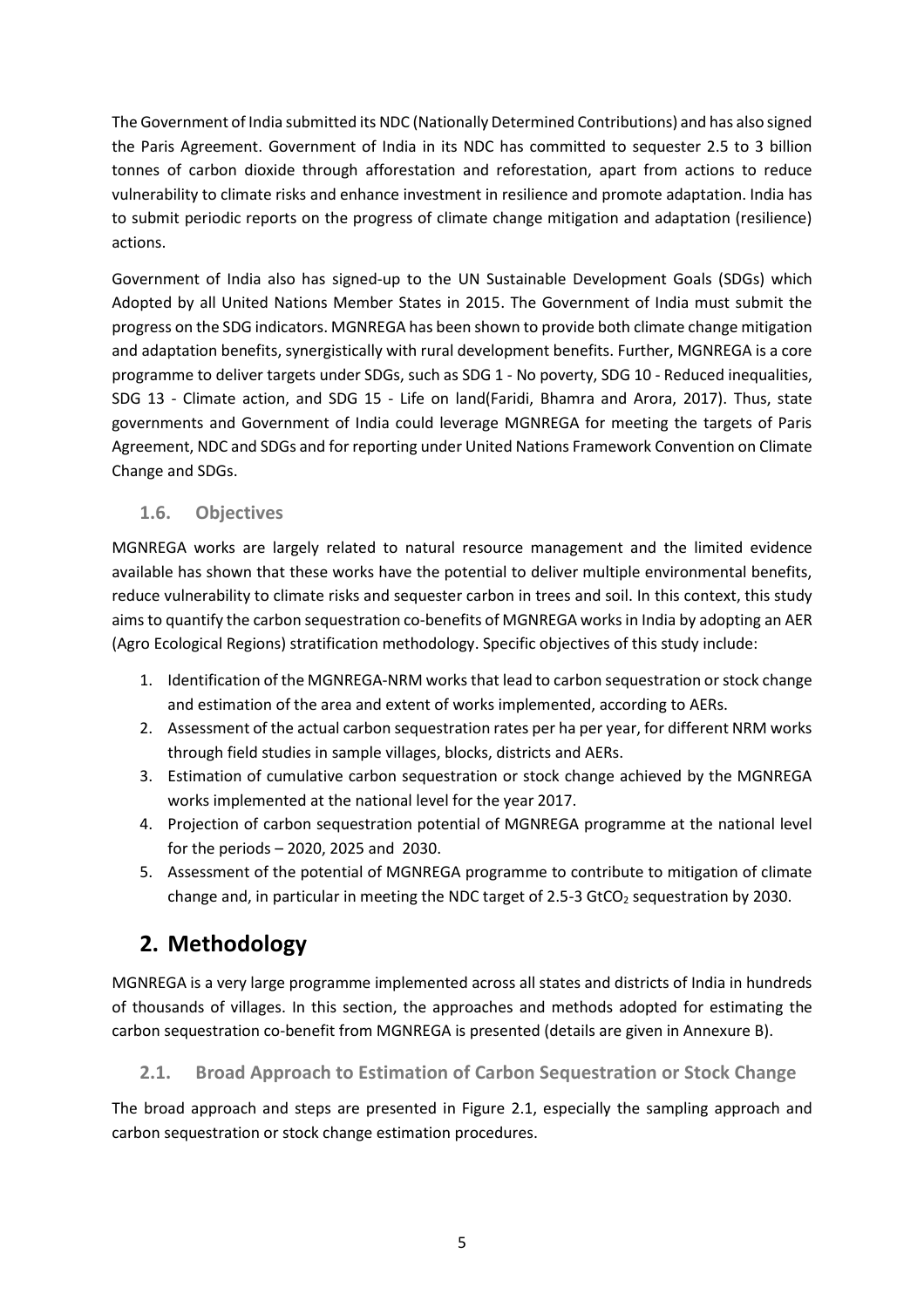The Government of India submitted its NDC (Nationally Determined Contributions) and has also signed the Paris Agreement. Government of India in its NDC has committed to sequester 2.5 to 3 billion tonnes of carbon dioxide through afforestation and reforestation, apart from actions to reduce vulnerability to climate risks and enhance investment in resilience and promote adaptation. India has to submit periodic reports on the progress of climate change mitigation and adaptation (resilience) actions.

Government of India also has signed-up to the UN Sustainable Development Goals (SDGs) which Adopted by all United Nations Member States in 2015. The Government of India must submit the progress on the SDG indicators. MGNREGA has been shown to provide both climate change mitigation and adaptation benefits, synergistically with rural development benefits. Further, MGNREGA is a core programme to deliver targets under SDGs, such as SDG 1 - No poverty, SDG 10 - Reduced inequalities, SDG 13 - Climate action, and SDG 15 - Life on land(Faridi, Bhamra and Arora, 2017). Thus, state governments and Government of India could leverage MGNREGA for meeting the targets of Paris Agreement, NDC and SDGs and for reporting under United Nations Framework Convention on Climate Change and SDGs.

### 1.6. Objectives

MGNREGA works are largely related to natural resource management and the limited evidence available has shown that these works have the potential to deliver multiple environmental benefits, reduce vulnerability to climate risks and sequester carbon in trees and soil. In this context, this study aims to quantify the carbon sequestration co-benefits of MGNREGA works in India by adopting an AER (Agro Ecological Regions) stratification methodology. Specific objectives of this study include:

1. Identification of the MGNREGA-NRM works that lead to carbon sequestration or stock change and estimation of the area and extent of works implemented, according to AERs.
2. Assessment of the actual carbon sequestration rates per ha per year, for different NRM works through field studies in sample villages, blocks, districts and AERs.
3. Estimation of cumulative carbon sequestration or stock change achieved by the MGNREGA works implemented at the national level for the year 2017.
4. Projection of carbon sequestration potential of MGNREGA programme at the national level for the periods – 2020, 2025 and 2030.
5. Assessment of the potential of MGNREGA programme to contribute to mitigation of climate change and, in particular in meeting the NDC target of 2.5-3 $GtCO_2$ sequestration by 2030.

## 2. Methodology

MGNREGA is a very large programme implemented across all states and districts of India in hundreds of thousands of villages. In this section, the approaches and methods adopted for estimating the carbon sequestration co-benefit from MGNREGA is presented (details are given in Annexure B).

### 2.1. Broad Approach to Estimation of Carbon Sequestration or Stock Change

The broad approach and steps are presented in Figure 2.1, especially the sampling approach and carbon sequestration or stock change estimation procedures.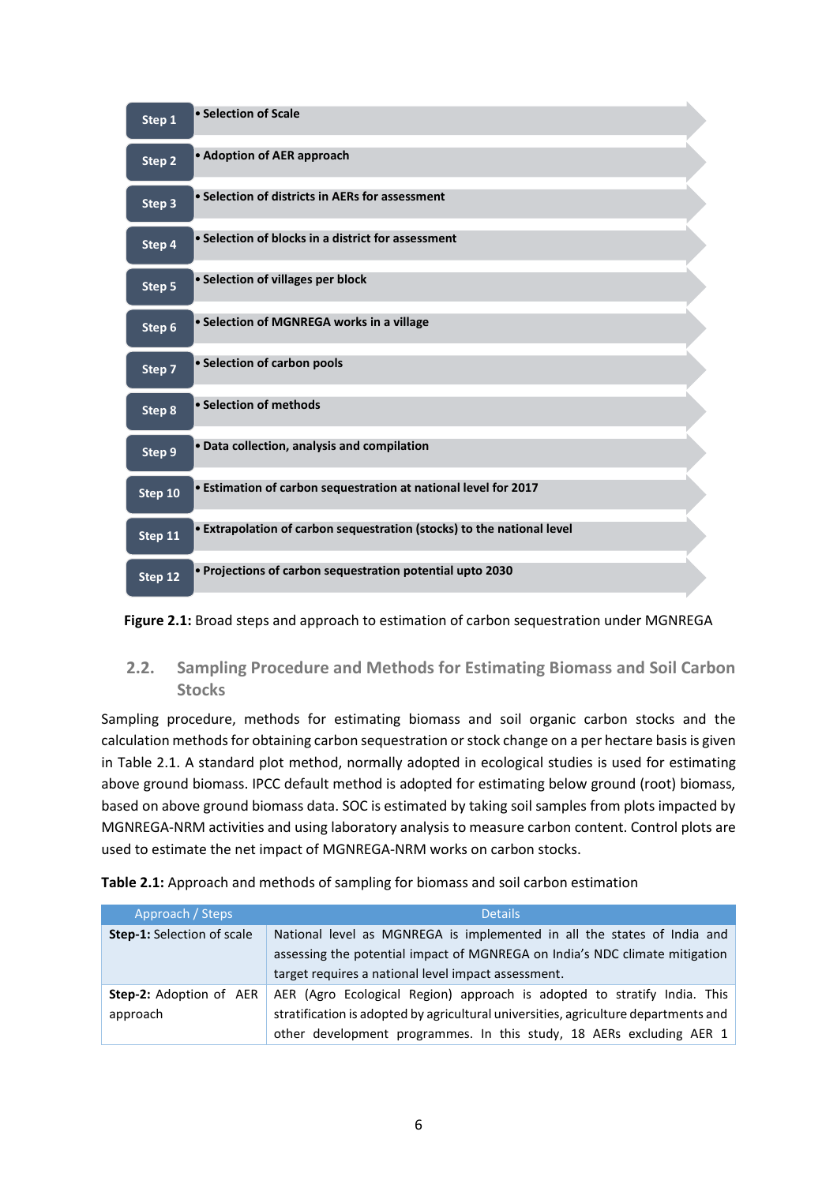| Step | Description |
|---|---|
| Step 1 | • Selection of Scale |
| Step 2 | • Adoption of AER approach |
| Step 3 | • Selection of districts in AERs for assessment |
| Step 4 | • Selection of blocks in a district for assessment |
| Step 5 | • Selection of villages per block |
| Step 6 | • Selection of MGNREGA works in a village |
| Step 7 | • Selection of carbon pools |
| Step 8 | • Selection of methods |
| Step 9 | • Data collection, analysis and compilation |
| Step 10 | • Estimation of carbon sequestration at national level for 2017 |
| Step 11 | • Extrapolation of carbon sequestration (stocks) to the national level |
| Step 12 | • Projections of carbon sequestration potential upto 2030 |

**Figure 2.1:** Broad steps and approach to estimation of carbon sequestration under MGNREGA

## 2.2. Sampling Procedure and Methods for Estimating Biomass and Soil Carbon Stocks

Sampling procedure, methods for estimating biomass and soil organic carbon stocks and the calculation methods for obtaining carbon sequestration or stock change on a per hectare basis is given in Table 2.1. A standard plot method, normally adopted in ecological studies is used for estimating above ground biomass. IPCC default method is adopted for estimating below ground (root) biomass, based on above ground biomass data. SOC is estimated by taking soil samples from plots impacted by MGNREGA-NRM activities and using laboratory analysis to measure carbon content. Control plots are used to estimate the net impact of MGNREGA-NRM works on carbon stocks.

**Table 2.1:** Approach and methods of sampling for biomass and soil carbon estimation

| Approach / Steps | Details |
|---|---|
| **Step-1:** Selection of scale | National level as MGNREGA is implemented in all the states of India and assessing the potential impact of MGNREGA on India's NDC climate mitigation target requires a national level impact assessment. |
| **Step-2:** Adoption of AER approach | AER (Agro Ecological Region) approach is adopted to stratify India. This stratification is adopted by agricultural universities, agriculture departments and other development programmes. In this study, 18 AERs excluding AER 1 |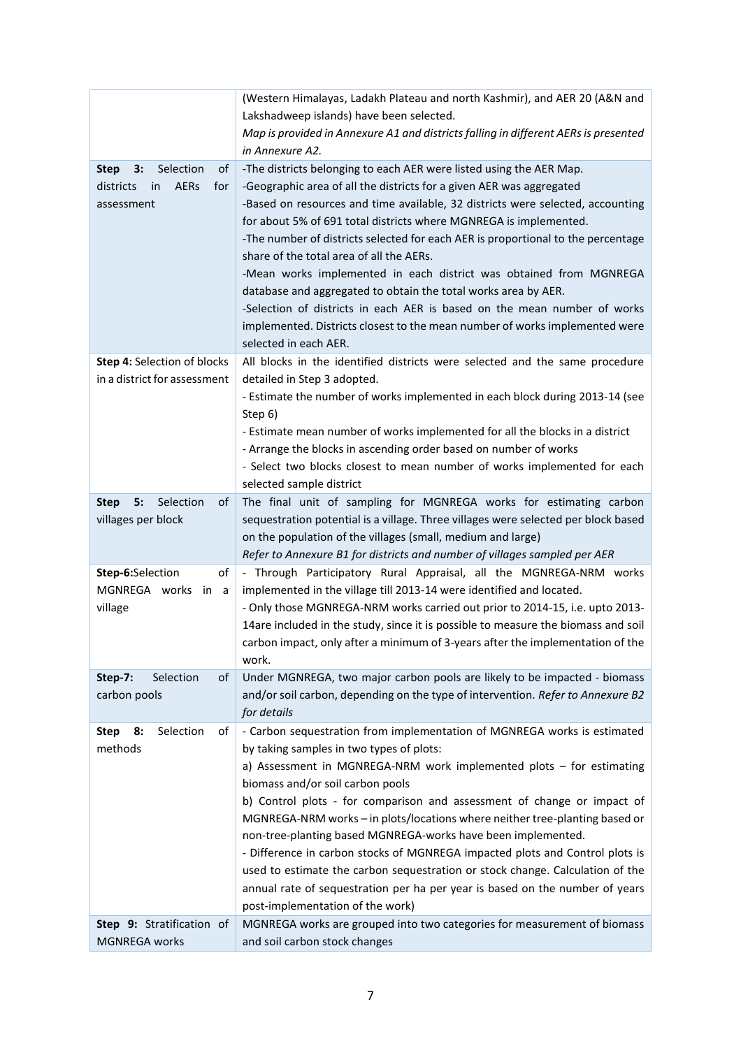| | |
|---|---|
| | (Western Himalayas, Ladakh Plateau and north Kashmir), and AER 20 (A&N and Lakshadweep islands) have been selected.<br>*Map is provided in Annexure A1 and districts falling in different AERs is presented in Annexure A2.* |
| **Step 3:** Selection of districts in AERs for assessment | -The districts belonging to each AER were listed using the AER Map.<br>-Geographic area of all the districts for a given AER was aggregated<br>-Based on resources and time available, 32 districts were selected, accounting for about 5% of 691 total districts where MGNREGA is implemented.<br>-The number of districts selected for each AER is proportional to the percentage share of the total area of all the AERs.<br>-Mean works implemented in each district was obtained from MGNREGA database and aggregated to obtain the total works area by AER.<br>-Selection of districts in each AER is based on the mean number of works implemented. Districts closest to the mean number of works implemented were selected in each AER. |
| **Step 4:** Selection of blocks in a district for assessment | All blocks in the identified districts were selected and the same procedure detailed in Step 3 adopted.<br>- Estimate the number of works implemented in each block during 2013-14 (see Step 6)<br>- Estimate mean number of works implemented for all the blocks in a district<br>- Arrange the blocks in ascending order based on number of works<br>- Select two blocks closest to mean number of works implemented for each selected sample district |
| **Step 5:** Selection of villages per block | The final unit of sampling for MGNREGA works for estimating carbon sequestration potential is a village. Three villages were selected per block based on the population of the villages (small, medium and large)<br>*Refer to Annexure B1 for districts and number of villages sampled per AER* |
| **Step-6:**Selection of MGNREGA works in a village | - Through Participatory Rural Appraisal, all the MGNREGA-NRM works implemented in the village till 2013-14 were identified and located.<br>- Only those MGNREGA-NRM works carried out prior to 2014-15, i.e. upto 2013-14are included in the study, since it is possible to measure the biomass and soil carbon impact, only after a minimum of 3-years after the implementation of the work. |
| **Step-7:** Selection of carbon pools | Under MGNREGA, two major carbon pools are likely to be impacted - biomass and/or soil carbon, depending on the type of intervention. *Refer to Annexure B2 for details* |
| **Step 8:** Selection of methods | - Carbon sequestration from implementation of MGNREGA works is estimated by taking samples in two types of plots:<br>a) Assessment in MGNREGA-NRM work implemented plots – for estimating biomass and/or soil carbon pools<br>b) Control plots - for comparison and assessment of change or impact of MGNREGA-NRM works – in plots/locations where neither tree-planting based or non-tree-planting based MGNREGA-works have been implemented.<br>- Difference in carbon stocks of MGNREGA impacted plots and Control plots is used to estimate the carbon sequestration or stock change. Calculation of the annual rate of sequestration per ha per year is based on the number of years post-implementation of the work) |
| **Step 9:** Stratification of MGNREGA works | MGNREGA works are grouped into two categories for measurement of biomass and soil carbon stock changes |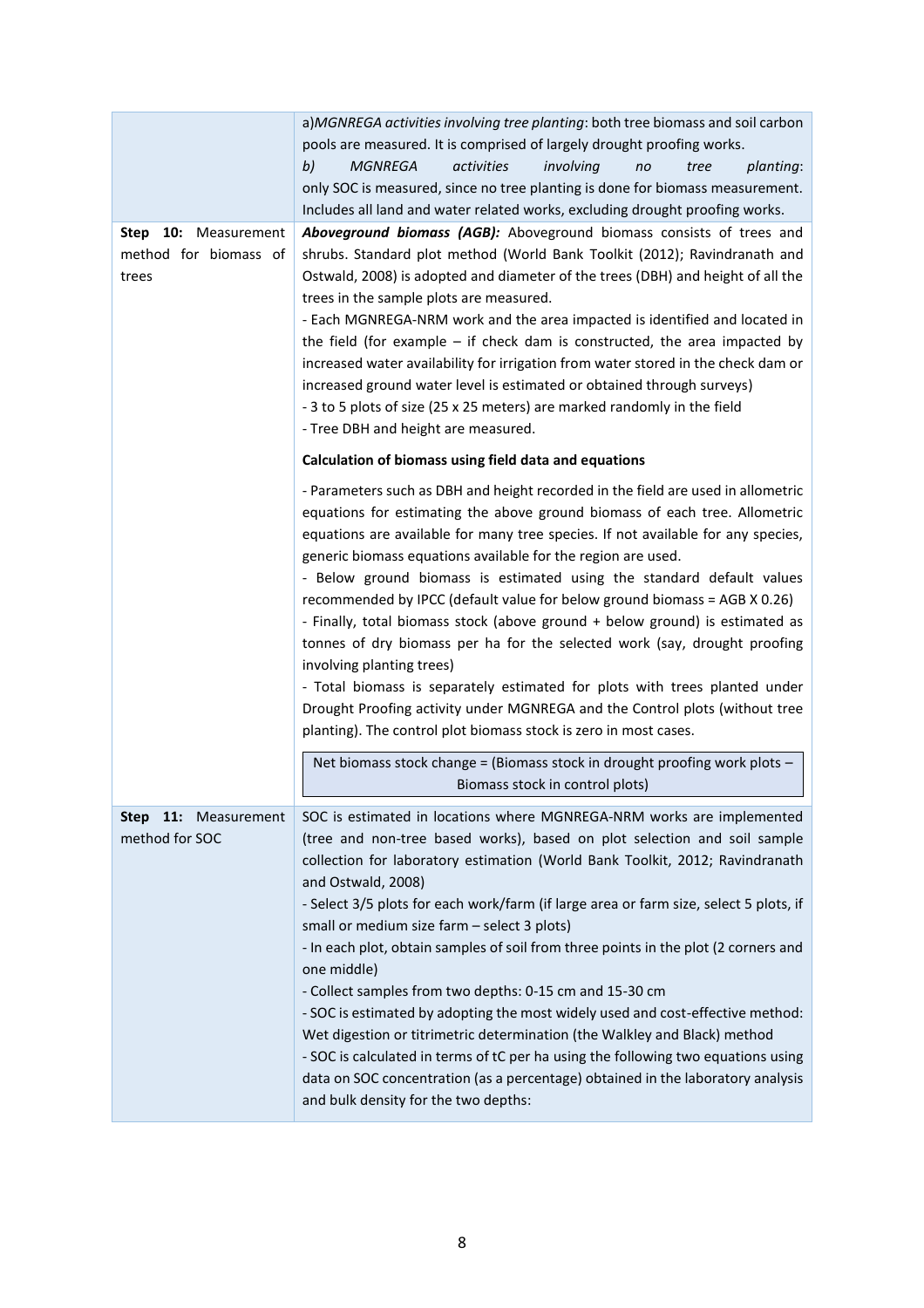| | |
|---|---|
| | a) *MGNREGA activities involving tree planting*: both tree biomass and soil carbon pools are measured. It is comprised of largely drought proofing works.<br>b) *MGNREGA activities involving no tree planting*: only SOC is measured, since no tree planting is done for biomass measurement. Includes all land and water related works, excluding drought proofing works. |
| **Step 10:** Measurement method for biomass of trees | ***Aboveground biomass (AGB):*** Aboveground biomass consists of trees and shrubs. Standard plot method (World Bank Toolkit (2012); Ravindranath and Ostwald, 2008) is adopted and diameter of the trees (DBH) and height of all the trees in the sample plots are measured.<br>- Each MGNREGA-NRM work and the area impacted is identified and located in the field (for example – if check dam is constructed, the area impacted by increased water availability for irrigation from water stored in the check dam or increased ground water level is estimated or obtained through surveys)<br>- 3 to 5 plots of size (25 x 25 meters) are marked randomly in the field<br>- Tree DBH and height are measured.<br><br>**Calculation of biomass using field data and equations**<br><br>- Parameters such as DBH and height recorded in the field are used in allometric equations for estimating the above ground biomass of each tree. Allometric equations are available for many tree species. If not available for any species, generic biomass equations available for the region are used.<br>- Below ground biomass is estimated using the standard default values recommended by IPCC (default value for below ground biomass = AGB X 0.26)<br>- Finally, total biomass stock (above ground + below ground) is estimated as tonnes of dry biomass per ha for the selected work (say, drought proofing involving planting trees)<br>- Total biomass is separately estimated for plots with trees planted under Drought Proofing activity under MGNREGA and the Control plots (without tree planting). The control plot biomass stock is zero in most cases.<br><br>Net biomass stock change = (Biomass stock in drought proofing work plots – Biomass stock in control plots) |
| **Step 11:** Measurement method for SOC | SOC is estimated in locations where MGNREGA-NRM works are implemented (tree and non-tree based works), based on plot selection and soil sample collection for laboratory estimation (World Bank Toolkit, 2012; Ravindranath and Ostwald, 2008)<br>- Select 3/5 plots for each work/farm (if large area or farm size, select 5 plots, if small or medium size farm – select 3 plots)<br>- In each plot, obtain samples of soil from three points in the plot (2 corners and one middle)<br>- Collect samples from two depths: 0-15 cm and 15-30 cm<br>- SOC is estimated by adopting the most widely used and cost-effective method: Wet digestion or titrimetric determination (the Walkley and Black) method<br>- SOC is calculated in terms of tC per ha using the following two equations using data on SOC concentration (as a percentage) obtained in the laboratory analysis and bulk density for the two depths: |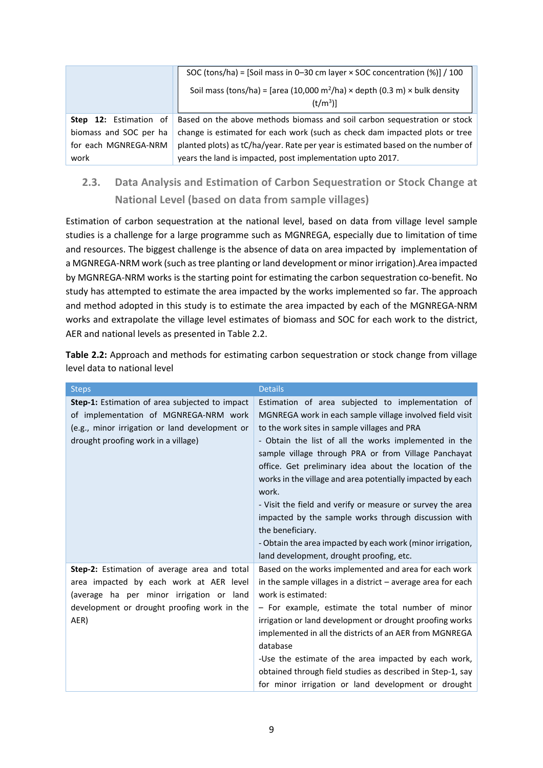| | |
|---|---|
| | SOC (tons/ha) = [Soil mass in 0–30 cm layer × SOC concentration (%)] / 100<br><br>Soil mass (tons/ha) = [area (10,000 $m^2$/ha) × depth (0.3 m) × bulk density ($t/m^3$)] |
| **Step 12:** Estimation of biomass and SOC per ha for each MGNREGA-NRM work | Based on the above methods biomass and soil carbon sequestration or stock change is estimated for each work (such as check dam impacted plots or tree planted plots) as tC/ha/year. Rate per year is estimated based on the number of years the land is impacted, post implementation upto 2017. |

## 2.3. Data Analysis and Estimation of Carbon Sequestration or Stock Change at National Level (based on data from sample villages)

Estimation of carbon sequestration at the national level, based on data from village level sample studies is a challenge for a large programme such as MGNREGA, especially due to limitation of time and resources. The biggest challenge is the absence of data on area impacted by implementation of a MGNREGA-NRM work (such as tree planting or land development or minor irrigation).Area impacted by MGNREGA-NRM works is the starting point for estimating the carbon sequestration co-benefit. No study has attempted to estimate the area impacted by the works implemented so far. The approach and method adopted in this study is to estimate the area impacted by each of the MGNREGA-NRM works and extrapolate the village level estimates of biomass and SOC for each work to the district, AER and national levels as presented in Table 2.2.

**Table 2.2:** Approach and methods for estimating carbon sequestration or stock change from village level data to national level

| Steps | Details |
|---|---|
| **Step-1:** Estimation of area subjected to impact of implementation of MGNREGA-NRM work (e.g., minor irrigation or land development or drought proofing work in a village) | Estimation of area subjected to implementation of MGNREGA work in each sample village involved field visit to the work sites in sample villages and PRA<br>- Obtain the list of all the works implemented in the sample village through PRA or from Village Panchayat office. Get preliminary idea about the location of the works in the village and area potentially impacted by each work.<br>- Visit the field and verify or measure or survey the area impacted by the sample works through discussion with the beneficiary.<br>- Obtain the area impacted by each work (minor irrigation, land development, drought proofing, etc. |
| **Step-2:** Estimation of average area and total area impacted by each work at AER level (average ha per minor irrigation or land development or drought proofing work in the AER) | Based on the works implemented and area for each work in the sample villages in a district – average area for each work is estimated:<br>– For example, estimate the total number of minor irrigation or land development or drought proofing works implemented in all the districts of an AER from MGNREGA database<br>-Use the estimate of the area impacted by each work, obtained through field studies as described in Step-1, say for minor irrigation or land development or drought |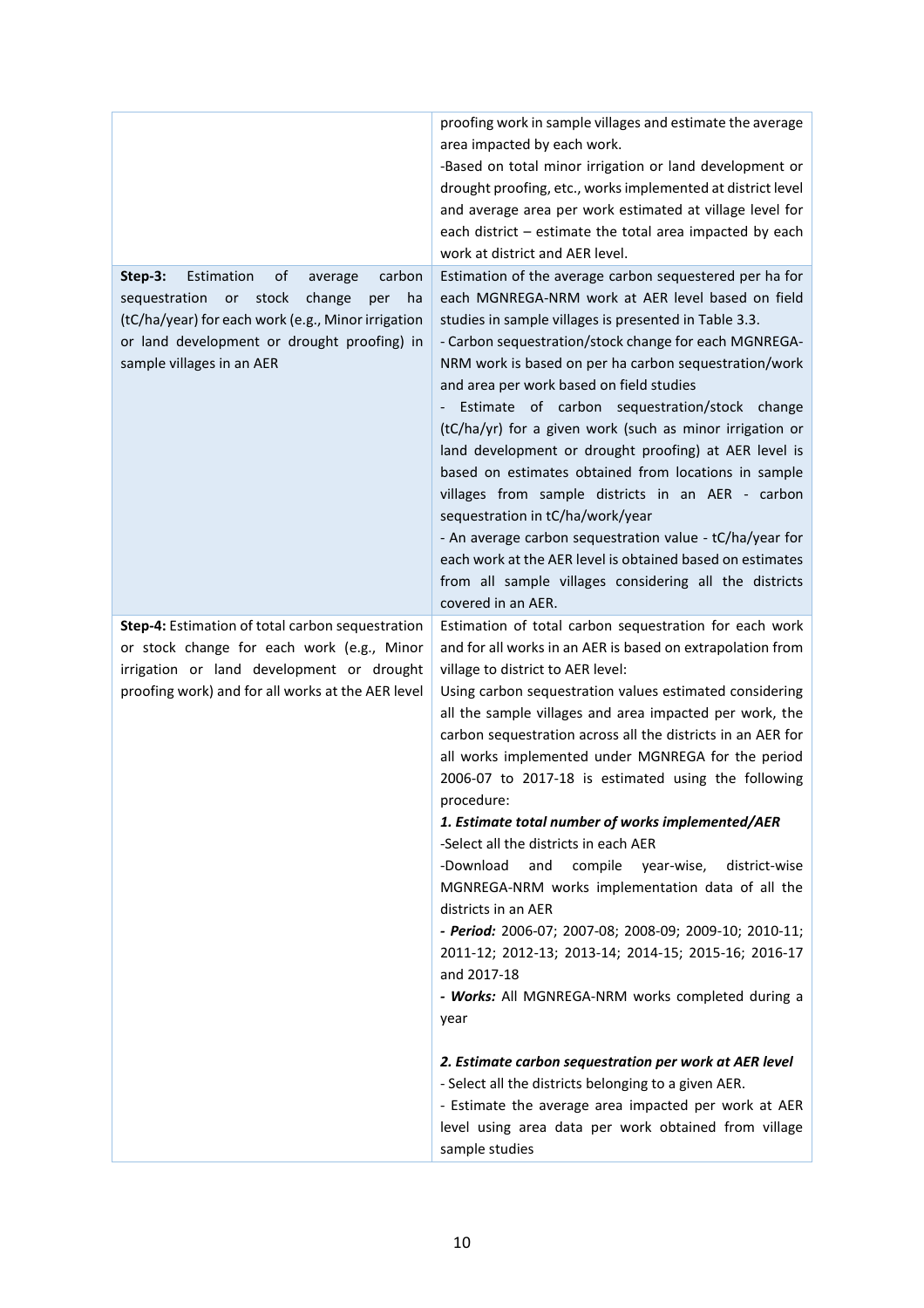| | |
|---|---|
| | proofing work in sample villages and estimate the average area impacted by each work.<br>-Based on total minor irrigation or land development or drought proofing, etc., works implemented at district level and average area per work estimated at village level for each district – estimate the total area impacted by each work at district and AER level. |
| **Step-3:** Estimation of average carbon sequestration or stock change per ha (tC/ha/year) for each work (e.g., Minor irrigation or land development or drought proofing) in sample villages in an AER | Estimation of the average carbon sequestered per ha for each MGNREGA-NRM work at AER level based on field studies in sample villages is presented in Table 3.3.<br>- Carbon sequestration/stock change for each MGNREGA-NRM work is based on per ha carbon sequestration/work and area per work based on field studies<br>- Estimate of carbon sequestration/stock change (tC/ha/yr) for a given work (such as minor irrigation or land development or drought proofing) at AER level is based on estimates obtained from locations in sample villages from sample districts in an AER - carbon sequestration in tC/ha/work/year<br>- An average carbon sequestration value - tC/ha/year for each work at the AER level is obtained based on estimates from all sample villages considering all the districts covered in an AER. |
| **Step-4:** Estimation of total carbon sequestration or stock change for each work (e.g., Minor irrigation or land development or drought proofing work) and for all works at the AER level | Estimation of total carbon sequestration for each work and for all works in an AER is based on extrapolation from village to district to AER level:<br>Using carbon sequestration values estimated considering all the sample villages and area impacted per work, the carbon sequestration across all the districts in an AER for all works implemented under MGNREGA for the period 2006-07 to 2017-18 is estimated using the following procedure:<br>***1. Estimate total number of works implemented/AER***<br>-Select all the districts in each AER<br>-Download and compile year-wise, district-wise MGNREGA-NRM works implementation data of all the districts in an AER<br>***- Period:*** 2006-07; 2007-08; 2008-09; 2009-10; 2010-11; 2011-12; 2012-13; 2013-14; 2014-15; 2015-16; 2016-17 and 2017-18<br>***- Works:*** All MGNREGA-NRM works completed during a year<br><br>***2. Estimate carbon sequestration per work at AER level***<br>- Select all the districts belonging to a given AER.<br>- Estimate the average area impacted per work at AER level using area data per work obtained from village sample studies |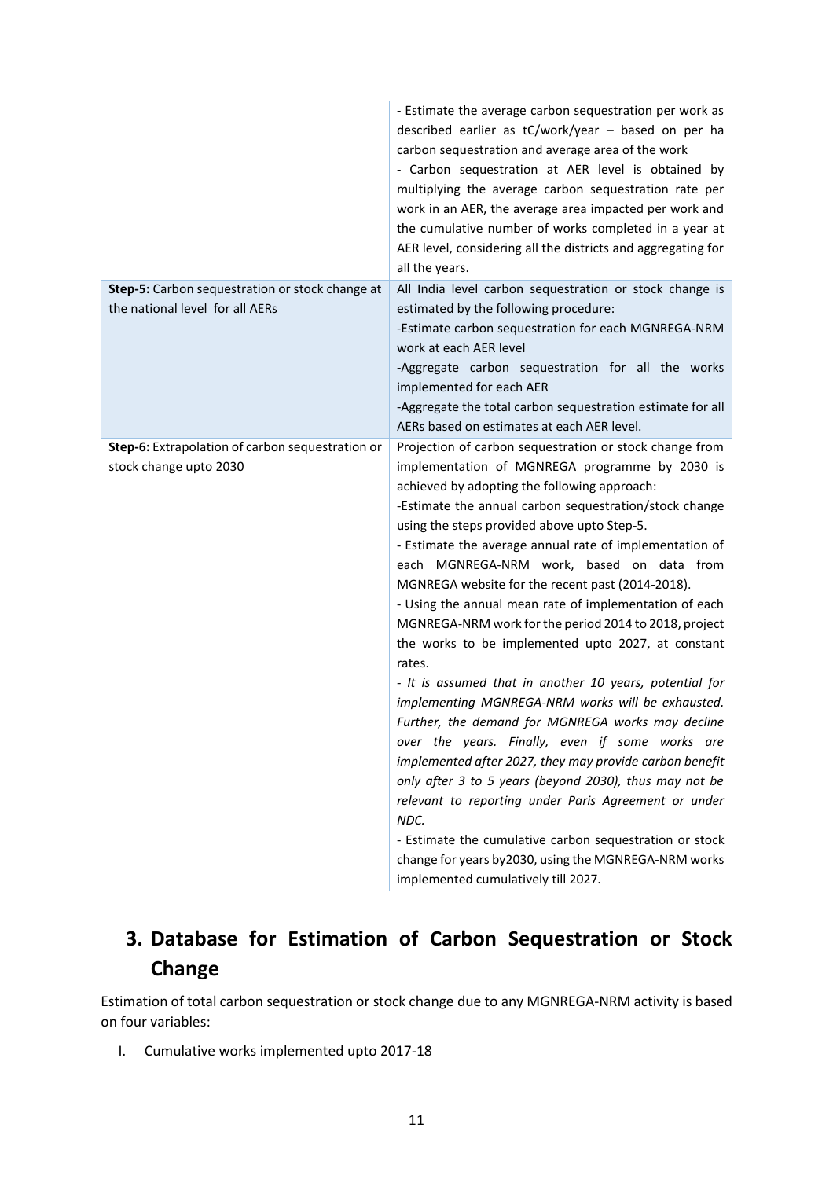| | |
|---|---|
| | - Estimate the average carbon sequestration per work as described earlier as tC/work/year – based on per ha carbon sequestration and average area of the work<br>- Carbon sequestration at AER level is obtained by multiplying the average carbon sequestration rate per work in an AER, the average area impacted per work and the cumulative number of works completed in a year at AER level, considering all the districts and aggregating for all the years. |
| **Step-5:** Carbon sequestration or stock change at the national level for all AERs | All India level carbon sequestration or stock change is estimated by the following procedure:<br>-Estimate carbon sequestration for each MGNREGA-NRM work at each AER level<br>-Aggregate carbon sequestration for all the works implemented for each AER<br>-Aggregate the total carbon sequestration estimate for all AERs based on estimates at each AER level. |
| **Step-6:** Extrapolation of carbon sequestration or stock change upto 2030 | Projection of carbon sequestration or stock change from implementation of MGNREGA programme by 2030 is achieved by adopting the following approach:<br>-Estimate the annual carbon sequestration/stock change using the steps provided above upto Step-5.<br>- Estimate the average annual rate of implementation of each MGNREGA-NRM work, based on data from MGNREGA website for the recent past (2014-2018).<br>- Using the annual mean rate of implementation of each MGNREGA-NRM work for the period 2014 to 2018, project the works to be implemented upto 2027, at constant rates.<br>*- It is assumed that in another 10 years, potential for implementing MGNREGA-NRM works will be exhausted. Further, the demand for MGNREGA works may decline over the years. Finally, even if some works are implemented after 2027, they may provide carbon benefit only after 3 to 5 years (beyond 2030), thus may not be relevant to reporting under Paris Agreement or under NDC.*<br>- Estimate the cumulative carbon sequestration or stock change for years by2030, using the MGNREGA-NRM works implemented cumulatively till 2027. |

# 3. Database for Estimation of Carbon Sequestration or Stock Change

Estimation of total carbon sequestration or stock change due to any MGNREGA-NRM activity is based on four variables:

I. Cumulative works implemented upto 2017-18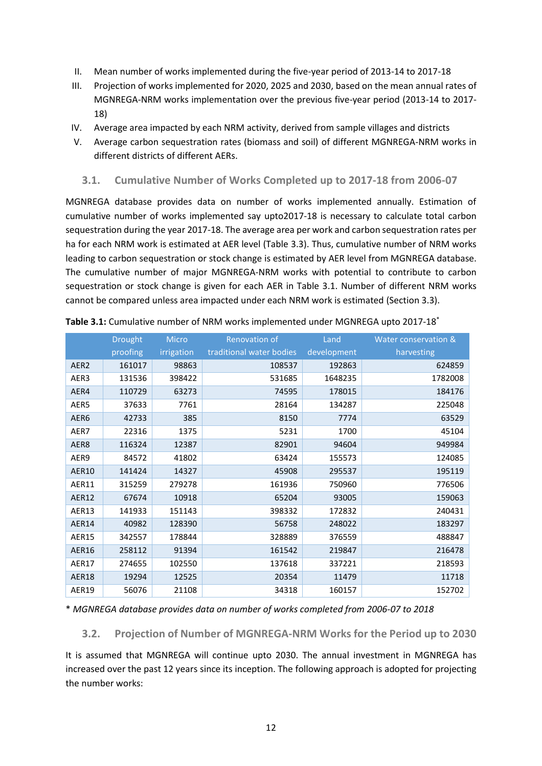II. Mean number of works implemented during the five-year period of 2013-14 to 2017-18
III. Projection of works implemented for 2020, 2025 and 2030, based on the mean annual rates of MGNREGA-NRM works implementation over the previous five-year period (2013-14 to 2017-18)
IV. Average area impacted by each NRM activity, derived from sample villages and districts
V. Average carbon sequestration rates (biomass and soil) of different MGNREGA-NRM works in different districts of different AERs.

## 3.1. Cumulative Number of Works Completed up to 2017-18 from 2006-07

MGNREGA database provides data on number of works implemented annually. Estimation of cumulative number of works implemented say upto2017-18 is necessary to calculate total carbon sequestration during the year 2017-18. The average area per work and carbon sequestration rates per ha for each NRM work is estimated at AER level (Table 3.3). Thus, cumulative number of NRM works leading to carbon sequestration or stock change is estimated by AER level from MGNREGA database. The cumulative number of major MGNREGA-NRM works with potential to contribute to carbon sequestration or stock change is given for each AER in Table 3.1. Number of different NRM works cannot be compared unless area impacted under each NRM work is estimated (Section 3.3).

**Table 3.1:** Cumulative number of NRM works implemented under MGNREGA upto 2017-18*

| | Drought proofing | Micro irrigation | Renovation of traditional water bodies | Land development | Water conservation & harvesting |
|---|---|---|---|---|---|
| AER2 | 161017 | 98863 | 108537 | 192863 | 624859 |
| AER3 | 131536 | 398422 | 531685 | 1648235 | 1782008 |
| AER4 | 110729 | 63273 | 74595 | 178015 | 184176 |
| AER5 | 37633 | 7761 | 28164 | 134287 | 225048 |
| AER6 | 42733 | 385 | 8150 | 7774 | 63529 |
| AER7 | 22316 | 1375 | 5231 | 1700 | 45104 |
| AER8 | 116324 | 12387 | 82901 | 94604 | 949984 |
| AER9 | 84572 | 41802 | 63424 | 155573 | 124085 |
| AER10 | 141424 | 14327 | 45908 | 295537 | 195119 |
| AER11 | 315259 | 279278 | 161936 | 750960 | 776506 |
| AER12 | 67674 | 10918 | 65204 | 93005 | 159063 |
| AER13 | 141933 | 151143 | 398332 | 172832 | 240431 |
| AER14 | 40982 | 128390 | 56758 | 248022 | 183297 |
| AER15 | 342557 | 178844 | 328889 | 376559 | 488847 |
| AER16 | 258112 | 91394 | 161542 | 219847 | 216478 |
| AER17 | 274655 | 102550 | 137618 | 337221 | 218593 |
| AER18 | 19294 | 12525 | 20354 | 11479 | 11718 |
| AER19 | 56076 | 21108 | 34318 | 160157 | 152702 |

* *MGNREGA database provides data on number of works completed from 2006-07 to 2018*

## 3.2. Projection of Number of MGNREGA-NRM Works for the Period up to 2030

It is assumed that MGNREGA will continue upto 2030. The annual investment in MGNREGA has increased over the past 12 years since its inception. The following approach is adopted for projecting the number works: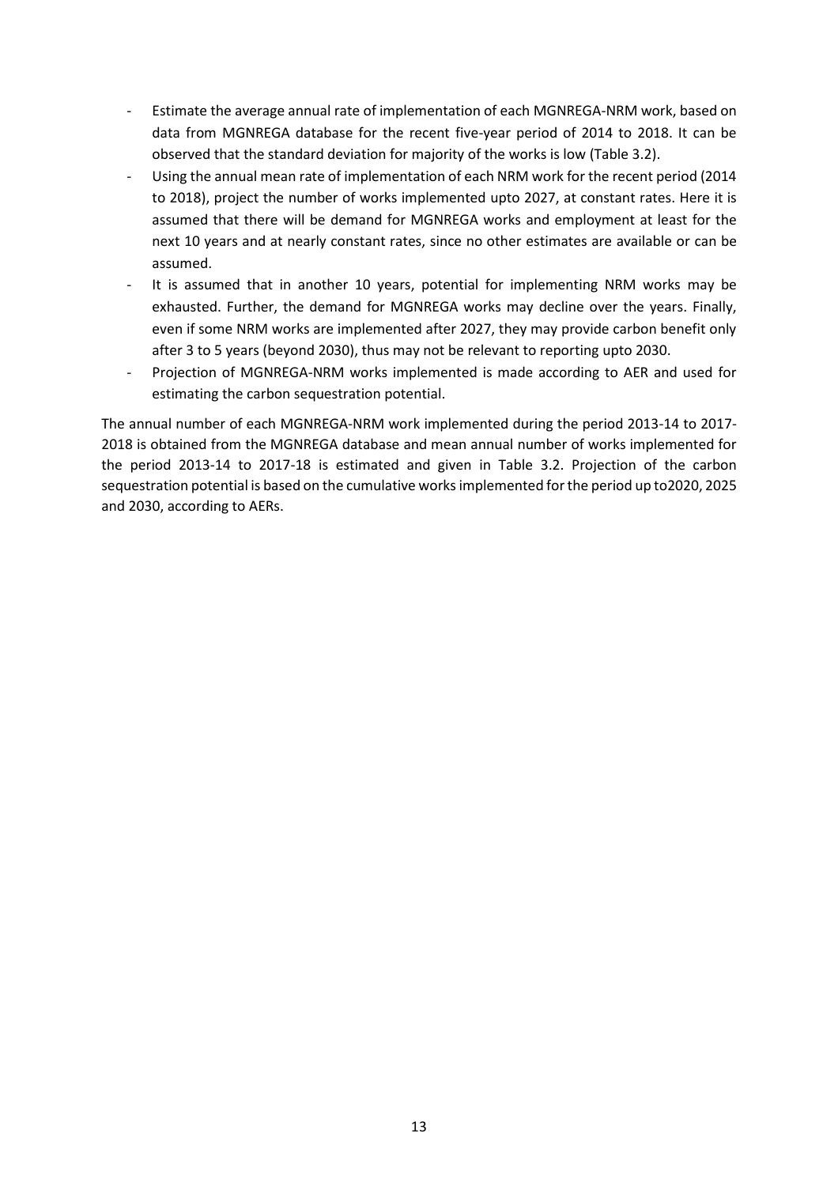- Estimate the average annual rate of implementation of each MGNREGA-NRM work, based on data from MGNREGA database for the recent five-year period of 2014 to 2018. It can be observed that the standard deviation for majority of the works is low (Table 3.2).
- Using the annual mean rate of implementation of each NRM work for the recent period (2014 to 2018), project the number of works implemented upto 2027, at constant rates. Here it is assumed that there will be demand for MGNREGA works and employment at least for the next 10 years and at nearly constant rates, since no other estimates are available or can be assumed.
- It is assumed that in another 10 years, potential for implementing NRM works may be exhausted. Further, the demand for MGNREGA works may decline over the years. Finally, even if some NRM works are implemented after 2027, they may provide carbon benefit only after 3 to 5 years (beyond 2030), thus may not be relevant to reporting upto 2030.
- Projection of MGNREGA-NRM works implemented is made according to AER and used for estimating the carbon sequestration potential.

The annual number of each MGNREGA-NRM work implemented during the period 2013-14 to 2017-2018 is obtained from the MGNREGA database and mean annual number of works implemented for the period 2013-14 to 2017-18 is estimated and given in Table 3.2. Projection of the carbon sequestration potential is based on the cumulative works implemented for the period up to2020, 2025 and 2030, according to AERs.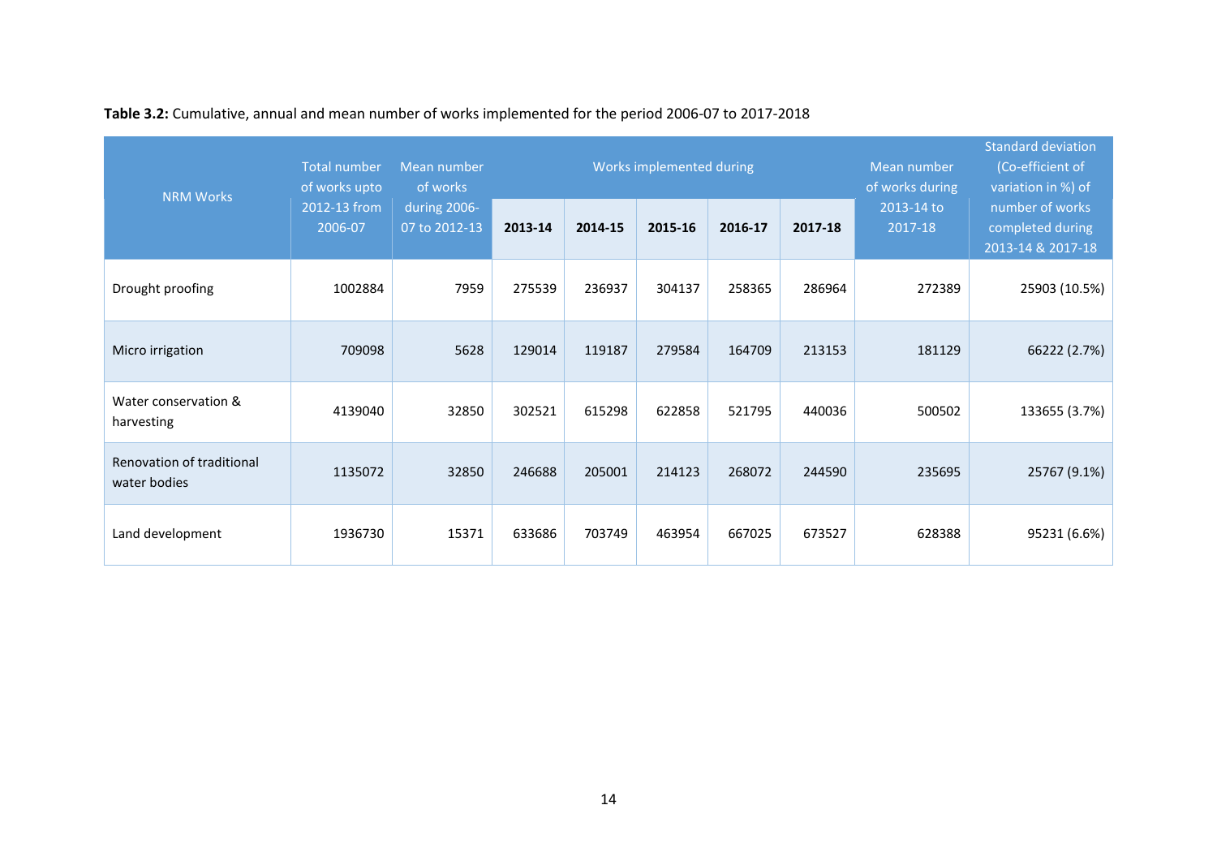**Table 3.2:** Cumulative, annual and mean number of works implemented for the period 2006-07 to 2017-2018

| NRM Works | Total number of works upto 2012-13 from 2006-07 | Mean number of works during 2006-07 to 2012-13 | Works implemented during | | | | | Mean number of works during 2013-14 to 2017-18 | Standard deviation (Co-efficient of variation in %) of number of works completed during 2013-14 & 2017-18 |
|---|---|---|---|---|---|---|---|---|---|
| | | | **2013-14** | **2014-15** | **2015-16** | **2016-17** | **2017-18** | | |
| Drought proofing | 1002884 | 7959 | 275539 | 236937 | 304137 | 258365 | 286964 | 272389 | 25903 (10.5%) |
| Micro irrigation | 709098 | 5628 | 129014 | 119187 | 279584 | 164709 | 213153 | 181129 | 66222 (2.7%) |
| Water conservation & harvesting | 4139040 | 32850 | 302521 | 615298 | 622858 | 521795 | 440036 | 500502 | 133655 (3.7%) |
| Renovation of traditional water bodies | 1135072 | 32850 | 246688 | 205001 | 214123 | 268072 | 244590 | 235695 | 25767 (9.1%) |
| Land development | 1936730 | 15371 | 633686 | 703749 | 463954 | 667025 | 673527 | 628388 | 95231 (6.6%) |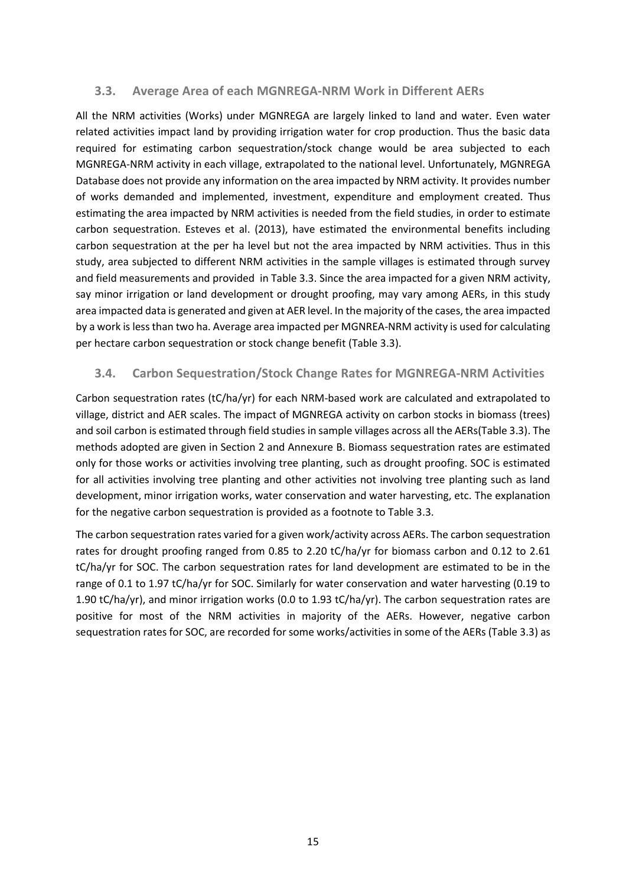## 3.3. Average Area of each MGNREGA-NRM Work in Different AERs

All the NRM activities (Works) under MGNREGA are largely linked to land and water. Even water related activities impact land by providing irrigation water for crop production. Thus the basic data required for estimating carbon sequestration/stock change would be area subjected to each MGNREGA-NRM activity in each village, extrapolated to the national level. Unfortunately, MGNREGA Database does not provide any information on the area impacted by NRM activity. It provides number of works demanded and implemented, investment, expenditure and employment created. Thus estimating the area impacted by NRM activities is needed from the field studies, in order to estimate carbon sequestration. Esteves et al. (2013), have estimated the environmental benefits including carbon sequestration at the per ha level but not the area impacted by NRM activities. Thus in this study, area subjected to different NRM activities in the sample villages is estimated through survey and field measurements and provided in Table 3.3. Since the area impacted for a given NRM activity, say minor irrigation or land development or drought proofing, may vary among AERs, in this study area impacted data is generated and given at AER level. In the majority of the cases, the area impacted by a work is less than two ha. Average area impacted per MGNREA-NRM activity is used for calculating per hectare carbon sequestration or stock change benefit (Table 3.3).

## 3.4. Carbon Sequestration/Stock Change Rates for MGNREGA-NRM Activities

Carbon sequestration rates (tC/ha/yr) for each NRM-based work are calculated and extrapolated to village, district and AER scales. The impact of MGNREGA activity on carbon stocks in biomass (trees) and soil carbon is estimated through field studies in sample villages across all the AERs(Table 3.3). The methods adopted are given in Section 2 and Annexure B. Biomass sequestration rates are estimated only for those works or activities involving tree planting, such as drought proofing. SOC is estimated for all activities involving tree planting and other activities not involving tree planting such as land development, minor irrigation works, water conservation and water harvesting, etc. The explanation for the negative carbon sequestration is provided as a footnote to Table 3.3.

The carbon sequestration rates varied for a given work/activity across AERs. The carbon sequestration rates for drought proofing ranged from 0.85 to 2.20 tC/ha/yr for biomass carbon and 0.12 to 2.61 tC/ha/yr for SOC. The carbon sequestration rates for land development are estimated to be in the range of 0.1 to 1.97 tC/ha/yr for SOC. Similarly for water conservation and water harvesting (0.19 to 1.90 tC/ha/yr), and minor irrigation works (0.0 to 1.93 tC/ha/yr). The carbon sequestration rates are positive for most of the NRM activities in majority of the AERs. However, negative carbon sequestration rates for SOC, are recorded for some works/activities in some of the AERs (Table 3.3) as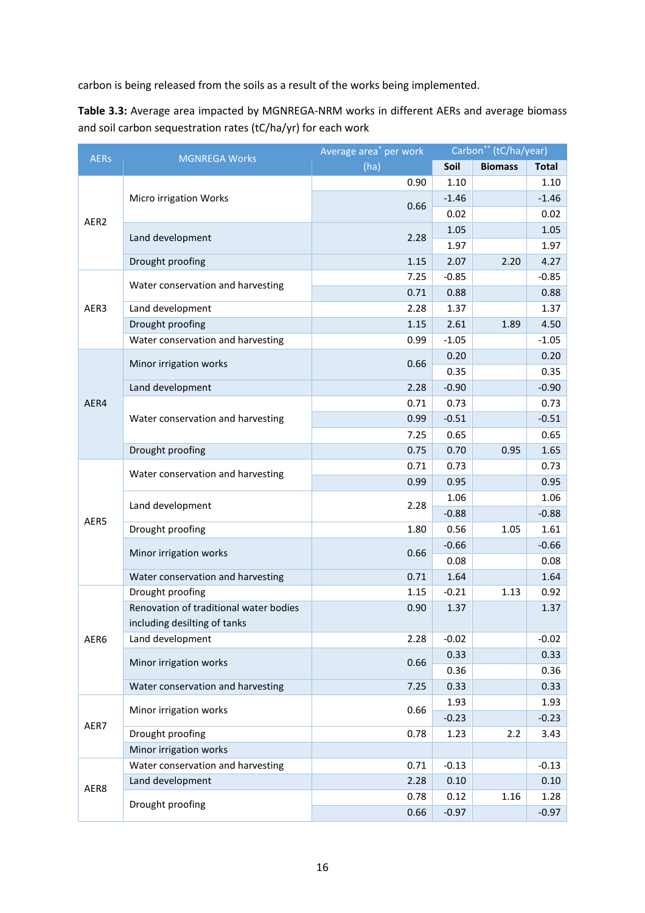carbon is being released from the soils as a result of the works being implemented.

**Table 3.3:** Average area impacted by MGNREGA-NRM works in different AERs and average biomass and soil carbon sequestration rates (tC/ha/yr) for each work

| AERs | MGNREGA Works | Average area* per work (ha) | Carbon** (tC/ha/year) | | |
|---|---|---|---|---|---|
| | | | Soil | Biomass | Total |
| AER2 | Micro irrigation Works | 0.90 | 1.10 | | 1.10 |
| | | 0.66 | -1.46 | | -1.46 |
| | | | 0.02 | | 0.02 |
| | Land development | 2.28 | 1.05 | | 1.05 |
| | | | 1.97 | | 1.97 |
| | Drought proofing | 1.15 | 2.07 | 2.20 | 4.27 |
| AER3 | Water conservation and harvesting | 7.25 | -0.85 | | -0.85 |
| | | 0.71 | 0.88 | | 0.88 |
| | Land development | 2.28 | 1.37 | | 1.37 |
| | Drought proofing | 1.15 | 2.61 | 1.89 | 4.50 |
| | Water conservation and harvesting | 0.99 | -1.05 | | -1.05 |
| AER4 | Minor irrigation works | 0.66 | 0.20 | | 0.20 |
| | | | 0.35 | | 0.35 |
| | Land development | 2.28 | -0.90 | | -0.90 |
| | Water conservation and harvesting | 0.71 | 0.73 | | 0.73 |
| | | 0.99 | -0.51 | | -0.51 |
| | | 7.25 | 0.65 | | 0.65 |
| | Drought proofing | 0.75 | 0.70 | 0.95 | 1.65 |
| AER5 | Water conservation and harvesting | 0.71 | 0.73 | | 0.73 |
| | | 0.99 | 0.95 | | 0.95 |
| | Land development | 2.28 | 1.06 | | 1.06 |
| | | | -0.88 | | -0.88 |
| | Drought proofing | 1.80 | 0.56 | 1.05 | 1.61 |
| | Minor irrigation works | 0.66 | -0.66 | | -0.66 |
| | | | 0.08 | | 0.08 |
| | Water conservation and harvesting | 0.71 | 1.64 | | 1.64 |
| AER6 | Drought proofing | 1.15 | -0.21 | 1.13 | 0.92 |
| | Renovation of traditional water bodies including desilting of tanks | 0.90 | 1.37 | | 1.37 |
| | Land development | 2.28 | -0.02 | | -0.02 |
| | Minor irrigation works | 0.66 | 0.33 | | 0.33 |
| | | | 0.36 | | 0.36 |
| | Water conservation and harvesting | 7.25 | 0.33 | | 0.33 |
| AER7 | Minor irrigation works | 0.66 | 1.93 | | 1.93 |
| | | | -0.23 | | -0.23 |
| | Drought proofing | 0.78 | 1.23 | 2.2 | 3.43 |
| | Minor irrigation works | | | | |
| AER8 | Water conservation and harvesting | 0.71 | -0.13 | | -0.13 |
| | Land development | 2.28 | 0.10 | | 0.10 |
| | Drought proofing | 0.78 | 0.12 | 1.16 | 1.28 |
| | | 0.66 | -0.97 | | -0.97 |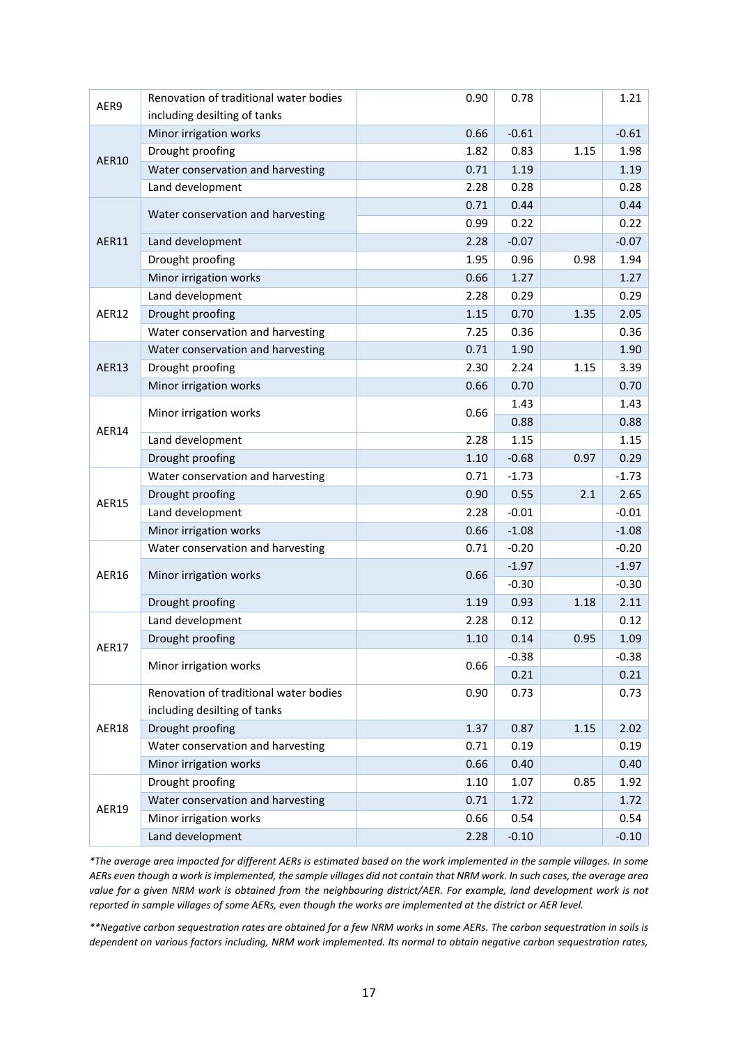| AER9 | Renovation of traditional water bodies including desilting of tanks | 0.90 | 0.78 | | 1.21 |
|---|---|---|---|---|---|
| AER10 | Minor irrigation works | 0.66 | -0.61 | | -0.61 |
| | Drought proofing | 1.82 | 0.83 | 1.15 | 1.98 |
| | Water conservation and harvesting | 0.71 | 1.19 | | 1.19 |
| | Land development | 2.28 | 0.28 | | 0.28 |
| AER11 | Water conservation and harvesting | 0.71 | 0.44 | | 0.44 |
| | | 0.99 | 0.22 | | 0.22 |
| | Land development | 2.28 | -0.07 | | -0.07 |
| | Drought proofing | 1.95 | 0.96 | 0.98 | 1.94 |
| | Minor irrigation works | 0.66 | 1.27 | | 1.27 |
| AER12 | Land development | 2.28 | 0.29 | | 0.29 |
| | Drought proofing | 1.15 | 0.70 | 1.35 | 2.05 |
| | Water conservation and harvesting | 7.25 | 0.36 | | 0.36 |
| AER13 | Water conservation and harvesting | 0.71 | 1.90 | | 1.90 |
| | Drought proofing | 2.30 | 2.24 | 1.15 | 3.39 |
| | Minor irrigation works | 0.66 | 0.70 | | 0.70 |
| AER14 | Minor irrigation works | 0.66 | 1.43 | | 1.43 |
| | | | 0.88 | | 0.88 |
| | Land development | 2.28 | 1.15 | | 1.15 |
| | Drought proofing | 1.10 | -0.68 | 0.97 | 0.29 |
| AER15 | Water conservation and harvesting | 0.71 | -1.73 | | -1.73 |
| | Drought proofing | 0.90 | 0.55 | 2.1 | 2.65 |
| | Land development | 2.28 | -0.01 | | -0.01 |
| | Minor irrigation works | 0.66 | -1.08 | | -1.08 |
| AER16 | Water conservation and harvesting | 0.71 | -0.20 | | -0.20 |
| | Minor irrigation works | 0.66 | -1.97 | | -1.97 |
| | | | -0.30 | | -0.30 |
| | Drought proofing | 1.19 | 0.93 | 1.18 | 2.11 |
| AER17 | Land development | 2.28 | 0.12 | | 0.12 |
| | Drought proofing | 1.10 | 0.14 | 0.95 | 1.09 |
| | Minor irrigation works | 0.66 | -0.38 | | -0.38 |
| | | | 0.21 | | 0.21 |
| AER18 | Renovation of traditional water bodies including desilting of tanks | 0.90 | 0.73 | | 0.73 |
| | Drought proofing | 1.37 | 0.87 | 1.15 | 2.02 |
| | Water conservation and harvesting | 0.71 | 0.19 | | 0.19 |
| | Minor irrigation works | 0.66 | 0.40 | | 0.40 |
| AER19 | Drought proofing | 1.10 | 1.07 | 0.85 | 1.92 |
| | Water conservation and harvesting | 0.71 | 1.72 | | 1.72 |
| | Minor irrigation works | 0.66 | 0.54 | | 0.54 |
| | Land development | 2.28 | -0.10 | | -0.10 |

*\*The average area impacted for different AERs is estimated based on the work implemented in the sample villages. In some AERs even though a work is implemented, the sample villages did not contain that NRM work. In such cases, the average area value for a given NRM work is obtained from the neighbouring district/AER. For example, land development work is not reported in sample villages of some AERs, even though the works are implemented at the district or AER level.*

*\*\*Negative carbon sequestration rates are obtained for a few NRM works in some AERs. The carbon sequestration in soils is dependent on various factors including, NRM work implemented. Its normal to obtain negative carbon sequestration rates,*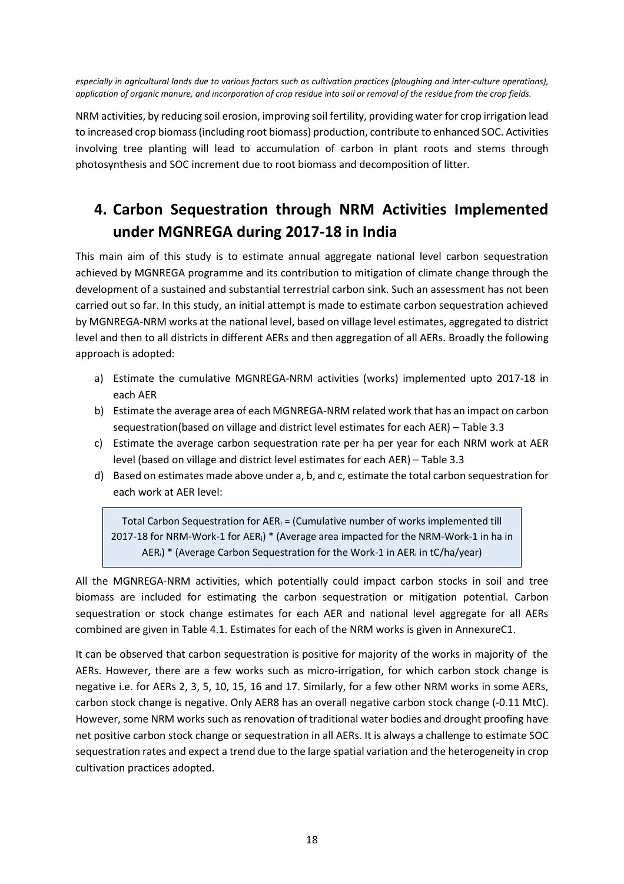*especially in agricultural lands due to various factors such as cultivation practices (ploughing and inter-culture operations), application of organic manure, and incorporation of crop residue into soil or removal of the residue from the crop fields.*

NRM activities, by reducing soil erosion, improving soil fertility, providing water for crop irrigation lead to increased crop biomass (including root biomass) production, contribute to enhanced SOC. Activities involving tree planting will lead to accumulation of carbon in plant roots and stems through photosynthesis and SOC increment due to root biomass and decomposition of litter.

# 4. Carbon Sequestration through NRM Activities Implemented under MGNREGA during 2017-18 in India

This main aim of this study is to estimate annual aggregate national level carbon sequestration achieved by MGNREGA programme and its contribution to mitigation of climate change through the development of a sustained and substantial terrestrial carbon sink. Such an assessment has not been carried out so far. In this study, an initial attempt is made to estimate carbon sequestration achieved by MGNREGA-NRM works at the national level, based on village level estimates, aggregated to district level and then to all districts in different AERs and then aggregation of all AERs. Broadly the following approach is adopted:

a) Estimate the cumulative MGNREGA-NRM activities (works) implemented upto 2017-18 in each AER
b) Estimate the average area of each MGNREGA-NRM related work that has an impact on carbon sequestration(based on village and district level estimates for each AER) – Table 3.3
c) Estimate the average carbon sequestration rate per ha per year for each NRM work at AER level (based on village and district level estimates for each AER) – Table 3.3
d) Based on estimates made above under a, b, and c, estimate the total carbon sequestration for each work at AER level:

> Total Carbon Sequestration for $AER_i$ = (Cumulative number of works implemented till 2017-18 for NRM-Work-1 for $AER_i$) * (Average area impacted for the NRM-Work-1 in ha in $AER_i$) * (Average Carbon Sequestration for the Work-1 in $AER_i$ in tC/ha/year)

All the MGNREGA-NRM activities, which potentially could impact carbon stocks in soil and tree biomass are included for estimating the carbon sequestration or mitigation potential. Carbon sequestration or stock change estimates for each AER and national level aggregate for all AERs combined are given in Table 4.1. Estimates for each of the NRM works is given in AnnexureC1.

It can be observed that carbon sequestration is positive for majority of the works in majority of the AERs. However, there are a few works such as micro-irrigation, for which carbon stock change is negative i.e. for AERs 2, 3, 5, 10, 15, 16 and 17. Similarly, for a few other NRM works in some AERs, carbon stock change is negative. Only AER8 has an overall negative carbon stock change (-0.11 MtC). However, some NRM works such as renovation of traditional water bodies and drought proofing have net positive carbon stock change or sequestration in all AERs. It is always a challenge to estimate SOC sequestration rates and expect a trend due to the large spatial variation and the heterogeneity in crop cultivation practices adopted.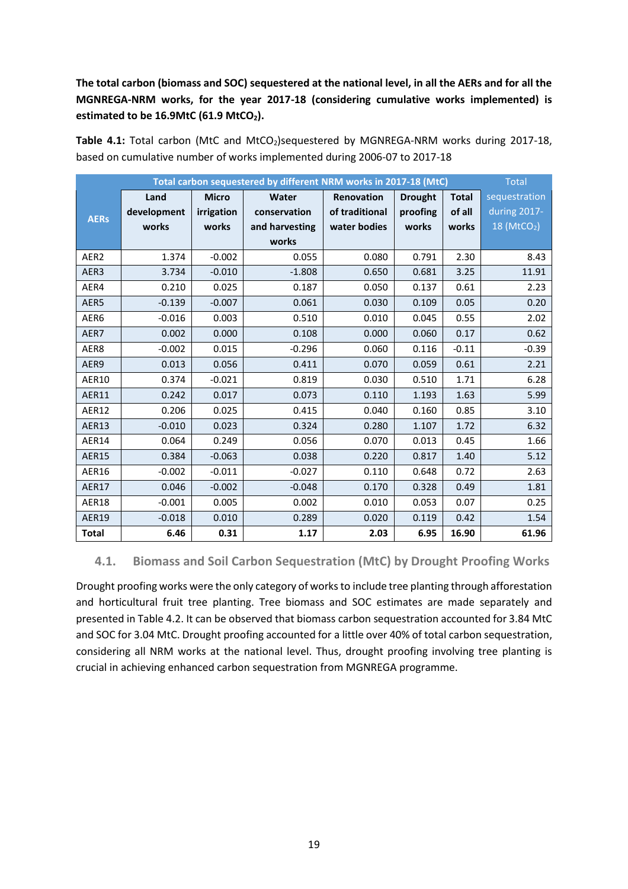**The total carbon (biomass and SOC) sequestered at the national level, in all the AERs and for all the MGNREGA-NRM works, for the year 2017-18 (considering cumulative works implemented) is estimated to be 16.9MtC (61.9 $MtCO_2$).**

**Table 4.1:** Total carbon (MtC and $MtCO_2$)sequestered by MGNREGA-NRM works during 2017-18, based on cumulative number of works implemented during 2006-07 to 2017-18

| AERs | Total carbon sequestered by different NRM works in 2017-18 (MtC) | | | | | | Total sequestration during 2017-18 ($MtCO_2$) |
|---|---|---|---|---|---|---|---|
| | Land development works | Micro irrigation works | Water conservation and harvesting works | Renovation of traditional water bodies | Drought proofing works | Total of all works | |
| AER2 | 1.374 | -0.002 | 0.055 | 0.080 | 0.791 | 2.30 | 8.43 |
| AER3 | 3.734 | -0.010 | -1.808 | 0.650 | 0.681 | 3.25 | 11.91 |
| AER4 | 0.210 | 0.025 | 0.187 | 0.050 | 0.137 | 0.61 | 2.23 |
| AER5 | -0.139 | -0.007 | 0.061 | 0.030 | 0.109 | 0.05 | 0.20 |
| AER6 | -0.016 | 0.003 | 0.510 | 0.010 | 0.045 | 0.55 | 2.02 |
| AER7 | 0.002 | 0.000 | 0.108 | 0.000 | 0.060 | 0.17 | 0.62 |
| AER8 | -0.002 | 0.015 | -0.296 | 0.060 | 0.116 | -0.11 | -0.39 |
| AER9 | 0.013 | 0.056 | 0.411 | 0.070 | 0.059 | 0.61 | 2.21 |
| AER10 | 0.374 | -0.021 | 0.819 | 0.030 | 0.510 | 1.71 | 6.28 |
| AER11 | 0.242 | 0.017 | 0.073 | 0.110 | 1.193 | 1.63 | 5.99 |
| AER12 | 0.206 | 0.025 | 0.415 | 0.040 | 0.160 | 0.85 | 3.10 |
| AER13 | -0.010 | 0.023 | 0.324 | 0.280 | 1.107 | 1.72 | 6.32 |
| AER14 | 0.064 | 0.249 | 0.056 | 0.070 | 0.013 | 0.45 | 1.66 |
| AER15 | 0.384 | -0.063 | 0.038 | 0.220 | 0.817 | 1.40 | 5.12 |
| AER16 | -0.002 | -0.011 | -0.027 | 0.110 | 0.648 | 0.72 | 2.63 |
| AER17 | 0.046 | -0.002 | -0.048 | 0.170 | 0.328 | 0.49 | 1.81 |
| AER18 | -0.001 | 0.005 | 0.002 | 0.010 | 0.053 | 0.07 | 0.25 |
| AER19 | -0.018 | 0.010 | 0.289 | 0.020 | 0.119 | 0.42 | 1.54 |
| **Total** | **6.46** | **0.31** | **1.17** | **2.03** | **6.95** | **16.90** | **61.96** |

### 4.1. Biomass and Soil Carbon Sequestration (MtC) by Drought Proofing Works

Drought proofing works were the only category of works to include tree planting through afforestation and horticultural fruit tree planting. Tree biomass and SOC estimates are made separately and presented in Table 4.2. It can be observed that biomass carbon sequestration accounted for 3.84 MtC and SOC for 3.04 MtC. Drought proofing accounted for a little over 40% of total carbon sequestration, considering all NRM works at the national level. Thus, drought proofing involving tree planting is crucial in achieving enhanced carbon sequestration from MGNREGA programme.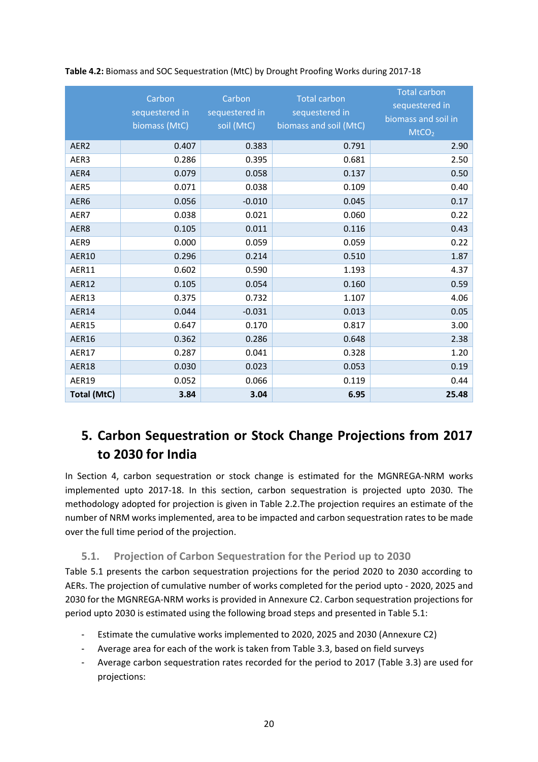**Table 4.2:** Biomass and SOC Sequestration (MtC) by Drought Proofing Works during 2017-18

| | Carbon sequestered in biomass (MtC) | Carbon sequestered in soil (MtC) | Total carbon sequestered in biomass and soil (MtC) | Total carbon sequestered in biomass and soil in $MtCO_2$ |
|---|---|---|---|---|
| AER2 | 0.407 | 0.383 | 0.791 | 2.90 |
| AER3 | 0.286 | 0.395 | 0.681 | 2.50 |
| AER4 | 0.079 | 0.058 | 0.137 | 0.50 |
| AER5 | 0.071 | 0.038 | 0.109 | 0.40 |
| AER6 | 0.056 | -0.010 | 0.045 | 0.17 |
| AER7 | 0.038 | 0.021 | 0.060 | 0.22 |
| AER8 | 0.105 | 0.011 | 0.116 | 0.43 |
| AER9 | 0.000 | 0.059 | 0.059 | 0.22 |
| AER10 | 0.296 | 0.214 | 0.510 | 1.87 |
| AER11 | 0.602 | 0.590 | 1.193 | 4.37 |
| AER12 | 0.105 | 0.054 | 0.160 | 0.59 |
| AER13 | 0.375 | 0.732 | 1.107 | 4.06 |
| AER14 | 0.044 | -0.031 | 0.013 | 0.05 |
| AER15 | 0.647 | 0.170 | 0.817 | 3.00 |
| AER16 | 0.362 | 0.286 | 0.648 | 2.38 |
| AER17 | 0.287 | 0.041 | 0.328 | 1.20 |
| AER18 | 0.030 | 0.023 | 0.053 | 0.19 |
| AER19 | 0.052 | 0.066 | 0.119 | 0.44 |
| **Total (MtC)** | **3.84** | **3.04** | **6.95** | **25.48** |

# 5. Carbon Sequestration or Stock Change Projections from 2017 to 2030 for India

In Section 4, carbon sequestration or stock change is estimated for the MGNREGA-NRM works implemented upto 2017-18. In this section, carbon sequestration is projected upto 2030. The methodology adopted for projection is given in Table 2.2.The projection requires an estimate of the number of NRM works implemented, area to be impacted and carbon sequestration rates to be made over the full time period of the projection.

## 5.1. Projection of Carbon Sequestration for the Period up to 2030

Table 5.1 presents the carbon sequestration projections for the period 2020 to 2030 according to AERs. The projection of cumulative number of works completed for the period upto - 2020, 2025 and 2030 for the MGNREGA-NRM works is provided in Annexure C2. Carbon sequestration projections for period upto 2030 is estimated using the following broad steps and presented in Table 5.1:

- Estimate the cumulative works implemented to 2020, 2025 and 2030 (Annexure C2)
- Average area for each of the work is taken from Table 3.3, based on field surveys
- Average carbon sequestration rates recorded for the period to 2017 (Table 3.3) are used for projections: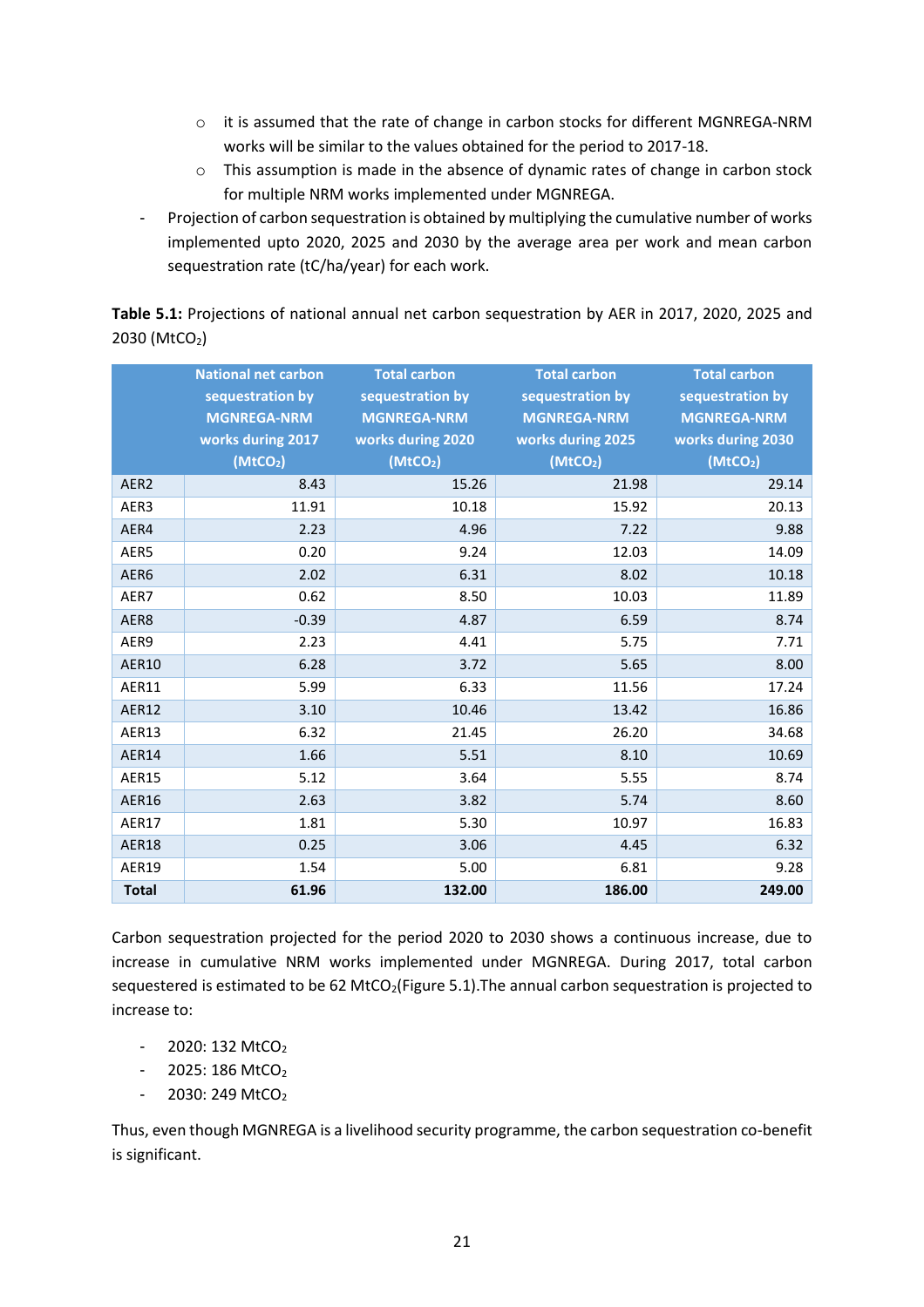- it is assumed that the rate of change in carbon stocks for different MGNREGA-NRM works will be similar to the values obtained for the period to 2017-18.
    - This assumption is made in the absence of dynamic rates of change in carbon stock for multiple NRM works implemented under MGNREGA.
- Projection of carbon sequestration is obtained by multiplying the cumulative number of works implemented upto 2020, 2025 and 2030 by the average area per work and mean carbon sequestration rate (tC/ha/year) for each work.

**Table 5.1:** Projections of national annual net carbon sequestration by AER in 2017, 2020, 2025 and 2030 ($MtCO_2$)

| | National net carbon sequestration by MGNREGA-NRM works during 2017 ($MtCO_2$) | Total carbon sequestration by MGNREGA-NRM works during 2020 ($MtCO_2$) | Total carbon sequestration by MGNREGA-NRM works during 2025 ($MtCO_2$) | Total carbon sequestration by MGNREGA-NRM works during 2030 ($MtCO_2$) |
|---|---|---|---|---|
| AER2 | 8.43 | 15.26 | 21.98 | 29.14 |
| AER3 | 11.91 | 10.18 | 15.92 | 20.13 |
| AER4 | 2.23 | 4.96 | 7.22 | 9.88 |
| AER5 | 0.20 | 9.24 | 12.03 | 14.09 |
| AER6 | 2.02 | 6.31 | 8.02 | 10.18 |
| AER7 | 0.62 | 8.50 | 10.03 | 11.89 |
| AER8 | -0.39 | 4.87 | 6.59 | 8.74 |
| AER9 | 2.23 | 4.41 | 5.75 | 7.71 |
| AER10 | 6.28 | 3.72 | 5.65 | 8.00 |
| AER11 | 5.99 | 6.33 | 11.56 | 17.24 |
| AER12 | 3.10 | 10.46 | 13.42 | 16.86 |
| AER13 | 6.32 | 21.45 | 26.20 | 34.68 |
| AER14 | 1.66 | 5.51 | 8.10 | 10.69 |
| AER15 | 5.12 | 3.64 | 5.55 | 8.74 |
| AER16 | 2.63 | 3.82 | 5.74 | 8.60 |
| AER17 | 1.81 | 5.30 | 10.97 | 16.83 |
| AER18 | 0.25 | 3.06 | 4.45 | 6.32 |
| AER19 | 1.54 | 5.00 | 6.81 | 9.28 |
| **Total** | **61.96** | **132.00** | **186.00** | **249.00** |

Carbon sequestration projected for the period 2020 to 2030 shows a continuous increase, due to increase in cumulative NRM works implemented under MGNREGA. During 2017, total carbon sequestered is estimated to be 62 $MtCO_2$(Figure 5.1).The annual carbon sequestration is projected to increase to:

- 2020: 132 $MtCO_2$
- 2025: 186 $MtCO_2$
- 2030: 249 $MtCO_2$

Thus, even though MGNREGA is a livelihood security programme, the carbon sequestration co-benefit is significant.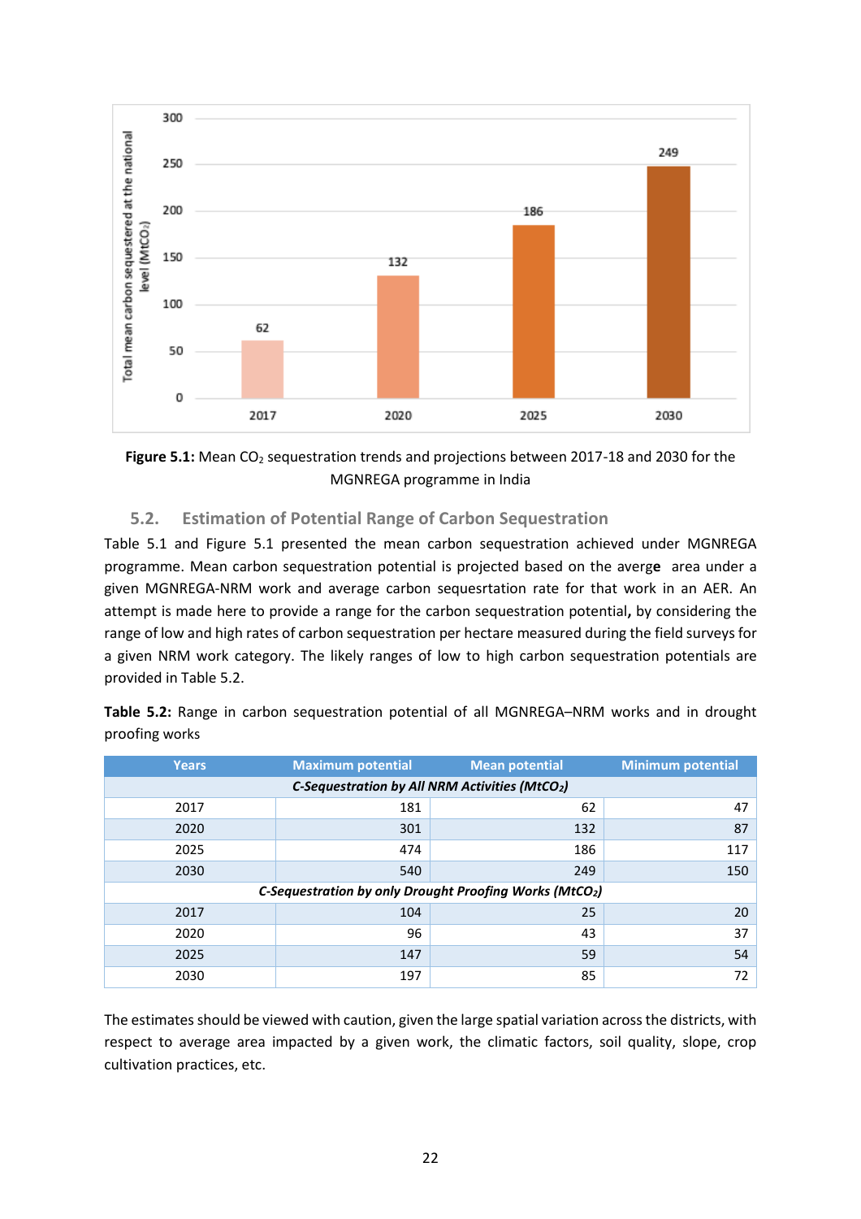**Figure 5.1:** Mean $CO_2$ sequestration trends and projections between 2017-18 and 2030 for the MGNREGA programme in India

## 5.2. Estimation of Potential Range of Carbon Sequestration

Table 5.1 and Figure 5.1 presented the mean carbon sequestration achieved under MGNREGA programme. Mean carbon sequestration potential is projected based on the averge area under a given MGNREGA-NRM work and average carbon sequesrtation rate for that work in an AER. An attempt is made here to provide a range for the carbon sequestration potential**,** by considering the range of low and high rates of carbon sequestration per hectare measured during the field surveys for a given NRM work category. The likely ranges of low to high carbon sequestration potentials are provided in Table 5.2.

**Table 5.2:** Range in carbon sequestration potential of all MGNREGA–NRM works and in drought proofing works

| Years | Maximum potential | Mean potential | Minimum potential |
|---|---|---|---|
| ***C-Sequestration by All NRM Activities (MtCO₂)*** | | | |
| 2017 | 181 | 62 | 47 |
| 2020 | 301 | 132 | 87 |
| 2025 | 474 | 186 | 117 |
| 2030 | 540 | 249 | 150 |
| ***C-Sequestration by only Drought Proofing Works (MtCO₂)*** | | | |
| 2017 | 104 | 25 | 20 |
| 2020 | 96 | 43 | 37 |
| 2025 | 147 | 59 | 54 |
| 2030 | 197 | 85 | 72 |

The estimates should be viewed with caution, given the large spatial variation across the districts, with respect to average area impacted by a given work, the climatic factors, soil quality, slope, crop cultivation practices, etc.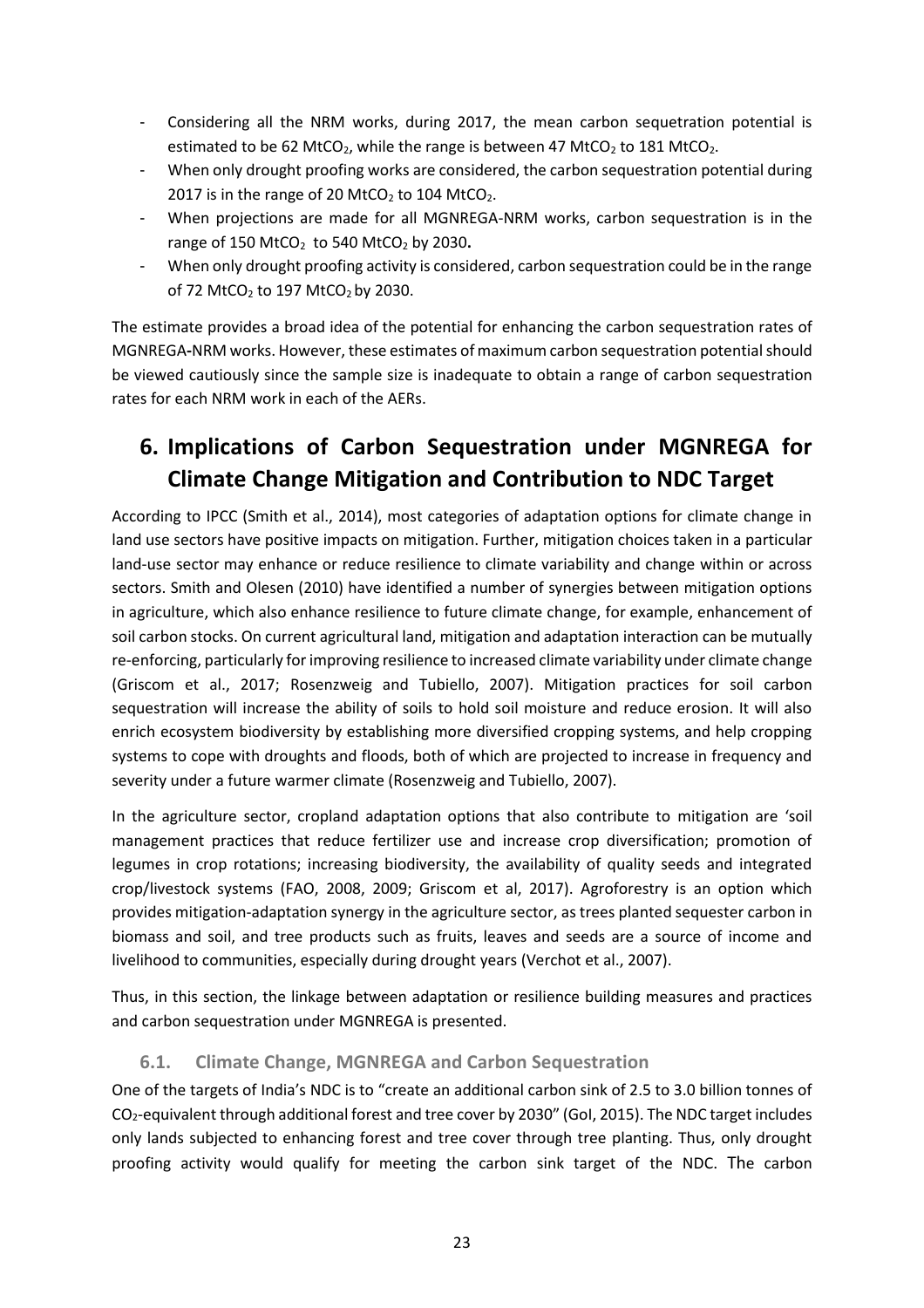- Considering all the NRM works, during 2017, the mean carbon sequetration potential is estimated to be 62 $MtCO_2$, while the range is between 47 $MtCO_2$ to 181 $MtCO_2$.
- When only drought proofing works are considered, the carbon sequestration potential during 2017 is in the range of 20 $MtCO_2$ to 104 $MtCO_2$.
- When projections are made for all MGNREGA-NRM works, carbon sequestration is in the range of 150 $MtCO_2$ to 540 $MtCO_2$ by 2030**.**
- When only drought proofing activity is considered, carbon sequestration could be in the range of 72 $MtCO_2$ to 197 $MtCO_2$ by 2030.

The estimate provides a broad idea of the potential for enhancing the carbon sequestration rates of MGNREGA-NRM works. However, these estimates of maximum carbon sequestration potential should be viewed cautiously since the sample size is inadequate to obtain a range of carbon sequestration rates for each NRM work in each of the AERs.

# 6. Implications of Carbon Sequestration under MGNREGA for Climate Change Mitigation and Contribution to NDC Target

According to IPCC (Smith et al., 2014), most categories of adaptation options for climate change in land use sectors have positive impacts on mitigation. Further, mitigation choices taken in a particular land-use sector may enhance or reduce resilience to climate variability and change within or across sectors. Smith and Olesen (2010) have identified a number of synergies between mitigation options in agriculture, which also enhance resilience to future climate change, for example, enhancement of soil carbon stocks. On current agricultural land, mitigation and adaptation interaction can be mutually re-enforcing, particularly for improving resilience to increased climate variability under climate change (Griscom et al., 2017; Rosenzweig and Tubiello, 2007). Mitigation practices for soil carbon sequestration will increase the ability of soils to hold soil moisture and reduce erosion. It will also enrich ecosystem biodiversity by establishing more diversified cropping systems, and help cropping systems to cope with droughts and floods, both of which are projected to increase in frequency and severity under a future warmer climate (Rosenzweig and Tubiello, 2007).

In the agriculture sector, cropland adaptation options that also contribute to mitigation are 'soil management practices that reduce fertilizer use and increase crop diversification; promotion of legumes in crop rotations; increasing biodiversity, the availability of quality seeds and integrated crop/livestock systems (FAO, 2008, 2009; Griscom et al, 2017). Agroforestry is an option which provides mitigation-adaptation synergy in the agriculture sector, as trees planted sequester carbon in biomass and soil, and tree products such as fruits, leaves and seeds are a source of income and livelihood to communities, especially during drought years (Verchot et al., 2007).

Thus, in this section, the linkage between adaptation or resilience building measures and practices and carbon sequestration under MGNREGA is presented.

## 6.1. Climate Change, MGNREGA and Carbon Sequestration

One of the targets of India's NDC is to "create an additional carbon sink of 2.5 to 3.0 billion tonnes of $CO_2$-equivalent through additional forest and tree cover by 2030" (GoI, 2015). The NDC target includes only lands subjected to enhancing forest and tree cover through tree planting. Thus, only drought proofing activity would qualify for meeting the carbon sink target of the NDC. The carbon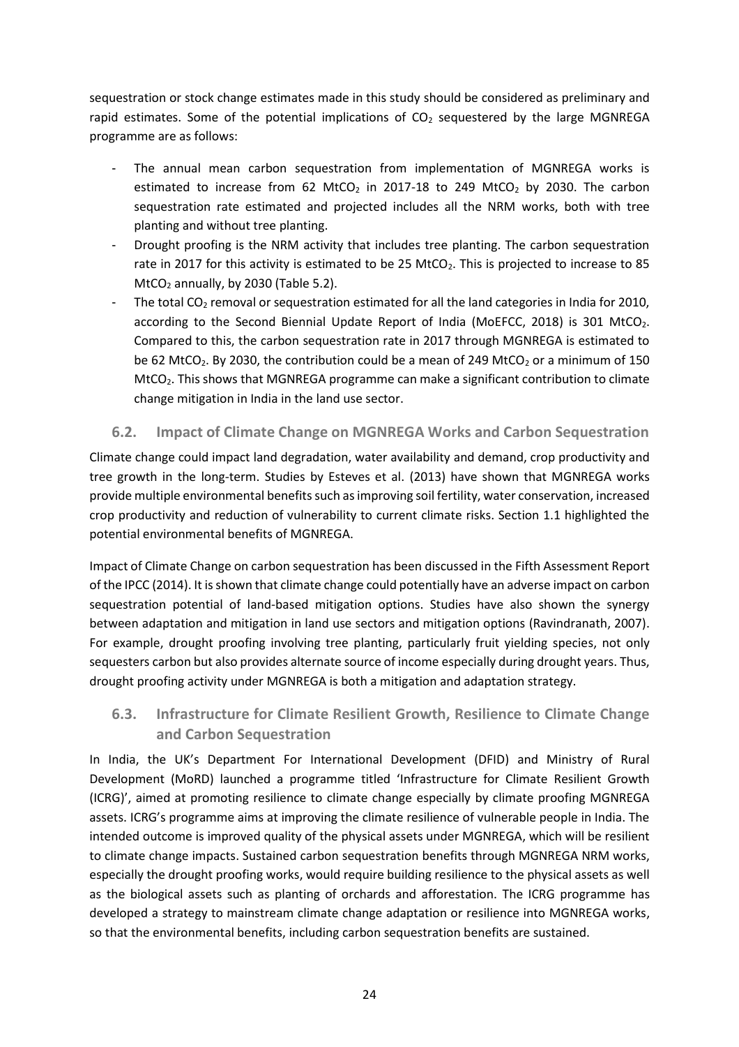sequestration or stock change estimates made in this study should be considered as preliminary and rapid estimates. Some of the potential implications of $CO_2$ sequestered by the large MGNREGA programme are as follows:

- The annual mean carbon sequestration from implementation of MGNREGA works is estimated to increase from 62 $MtCO_2$ in 2017-18 to 249 $MtCO_2$ by 2030. The carbon sequestration rate estimated and projected includes all the NRM works, both with tree planting and without tree planting.
- Drought proofing is the NRM activity that includes tree planting. The carbon sequestration rate in 2017 for this activity is estimated to be 25 $MtCO_2$. This is projected to increase to 85 $MtCO_2$ annually, by 2030 (Table 5.2).
- The total $CO_2$ removal or sequestration estimated for all the land categories in India for 2010, according to the Second Biennial Update Report of India (MoEFCC, 2018) is 301 $MtCO_2$. Compared to this, the carbon sequestration rate in 2017 through MGNREGA is estimated to be 62 $MtCO_2$. By 2030, the contribution could be a mean of 249 $MtCO_2$ or a minimum of 150 $MtCO_2$. This shows that MGNREGA programme can make a significant contribution to climate change mitigation in India in the land use sector.

## 6.2. Impact of Climate Change on MGNREGA Works and Carbon Sequestration

Climate change could impact land degradation, water availability and demand, crop productivity and tree growth in the long-term. Studies by Esteves et al. (2013) have shown that MGNREGA works provide multiple environmental benefits such as improving soil fertility, water conservation, increased crop productivity and reduction of vulnerability to current climate risks. Section 1.1 highlighted the potential environmental benefits of MGNREGA.

Impact of Climate Change on carbon sequestration has been discussed in the Fifth Assessment Report of the IPCC (2014). It is shown that climate change could potentially have an adverse impact on carbon sequestration potential of land-based mitigation options. Studies have also shown the synergy between adaptation and mitigation in land use sectors and mitigation options (Ravindranath, 2007). For example, drought proofing involving tree planting, particularly fruit yielding species, not only sequesters carbon but also provides alternate source of income especially during drought years. Thus, drought proofing activity under MGNREGA is both a mitigation and adaptation strategy.

## 6.3. Infrastructure for Climate Resilient Growth, Resilience to Climate Change and Carbon Sequestration

In India, the UK's Department For International Development (DFID) and Ministry of Rural Development (MoRD) launched a programme titled 'Infrastructure for Climate Resilient Growth (ICRG)', aimed at promoting resilience to climate change especially by climate proofing MGNREGA assets. ICRG's programme aims at improving the climate resilience of vulnerable people in India. The intended outcome is improved quality of the physical assets under MGNREGA, which will be resilient to climate change impacts. Sustained carbon sequestration benefits through MGNREGA NRM works, especially the drought proofing works, would require building resilience to the physical assets as well as the biological assets such as planting of orchards and afforestation. The ICRG programme has developed a strategy to mainstream climate change adaptation or resilience into MGNREGA works, so that the environmental benefits, including carbon sequestration benefits are sustained.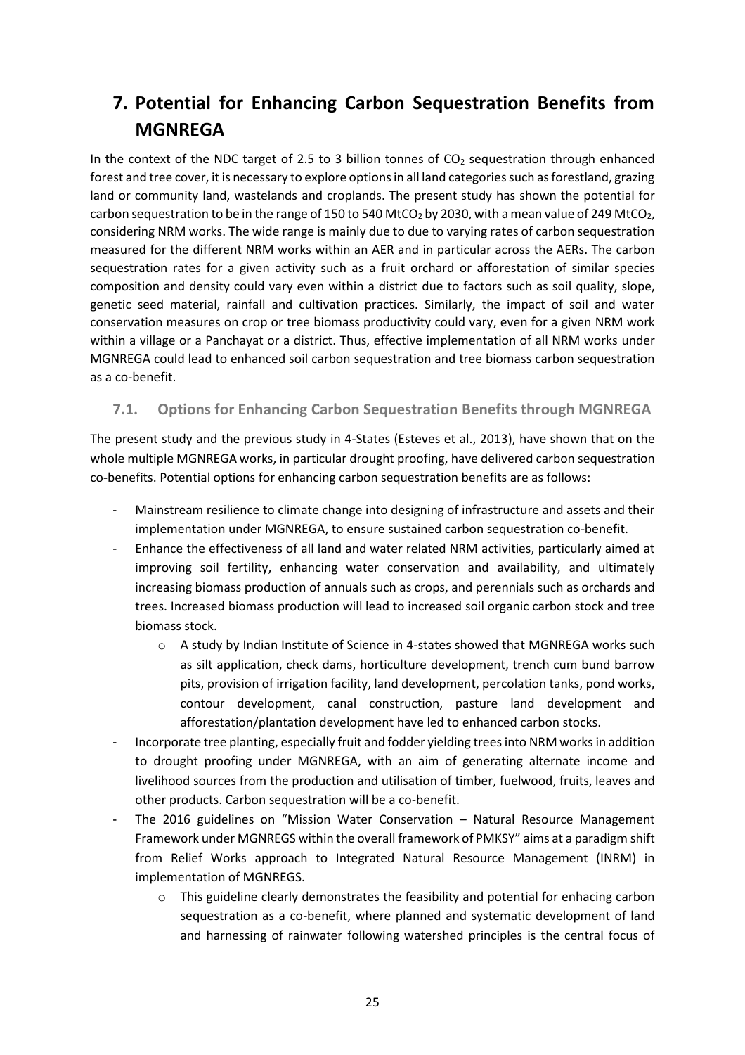# 7. Potential for Enhancing Carbon Sequestration Benefits from MGNREGA

In the context of the NDC target of 2.5 to 3 billion tonnes of $CO_2$ sequestration through enhanced forest and tree cover, it is necessary to explore options in all land categories such as forestland, grazing land or community land, wastelands and croplands. The present study has shown the potential for carbon sequestration to be in the range of 150 to 540 $MtCO_2$ by 2030, with a mean value of 249 $MtCO_2$, considering NRM works. The wide range is mainly due to due to varying rates of carbon sequestration measured for the different NRM works within an AER and in particular across the AERs. The carbon sequestration rates for a given activity such as a fruit orchard or afforestation of similar species composition and density could vary even within a district due to factors such as soil quality, slope, genetic seed material, rainfall and cultivation practices. Similarly, the impact of soil and water conservation measures on crop or tree biomass productivity could vary, even for a given NRM work within a village or a Panchayat or a district. Thus, effective implementation of all NRM works under MGNREGA could lead to enhanced soil carbon sequestration and tree biomass carbon sequestration as a co-benefit.

## 7.1. Options for Enhancing Carbon Sequestration Benefits through MGNREGA

The present study and the previous study in 4-States (Esteves et al., 2013), have shown that on the whole multiple MGNREGA works, in particular drought proofing, have delivered carbon sequestration co-benefits. Potential options for enhancing carbon sequestration benefits are as follows:

- Mainstream resilience to climate change into designing of infrastructure and assets and their implementation under MGNREGA, to ensure sustained carbon sequestration co-benefit.
- Enhance the effectiveness of all land and water related NRM activities, particularly aimed at improving soil fertility, enhancing water conservation and availability, and ultimately increasing biomass production of annuals such as crops, and perennials such as orchards and trees. Increased biomass production will lead to increased soil organic carbon stock and tree biomass stock.
    - A study by Indian Institute of Science in 4-states showed that MGNREGA works such as silt application, check dams, horticulture development, trench cum bund barrow pits, provision of irrigation facility, land development, percolation tanks, pond works, contour development, canal construction, pasture land development and afforestation/plantation development have led to enhanced carbon stocks.
- Incorporate tree planting, especially fruit and fodder yielding trees into NRM works in addition to drought proofing under MGNREGA, with an aim of generating alternate income and livelihood sources from the production and utilisation of timber, fuelwood, fruits, leaves and other products. Carbon sequestration will be a co-benefit.
- The 2016 guidelines on "Mission Water Conservation – Natural Resource Management Framework under MGNREGS within the overall framework of PMKSY" aims at a paradigm shift from Relief Works approach to Integrated Natural Resource Management (INRM) in implementation of MGNREGS.
    - This guideline clearly demonstrates the feasibility and potential for enhacing carbon sequestration as a co-benefit, where planned and systematic development of land and harnessing of rainwater following watershed principles is the central focus of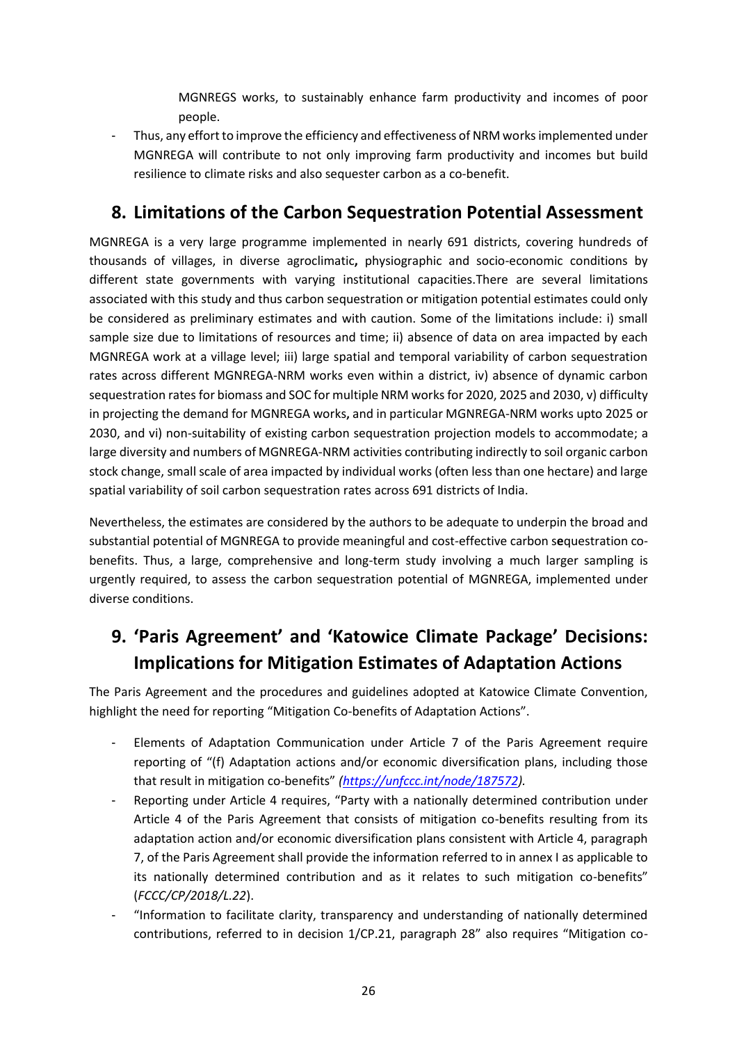MGNREGS works, to sustainably enhance farm productivity and incomes of poor people.

- Thus, any effort to improve the efficiency and effectiveness of NRM works implemented under MGNREGA will contribute to not only improving farm productivity and incomes but build resilience to climate risks and also sequester carbon as a co-benefit.

## 8. Limitations of the Carbon Sequestration Potential Assessment

MGNREGA is a very large programme implemented in nearly 691 districts, covering hundreds of thousands of villages, in diverse agroclimatic**,** physiographic and socio-economic conditions by different state governments with varying institutional capacities.There are several limitations associated with this study and thus carbon sequestration or mitigation potential estimates could only be considered as preliminary estimates and with caution. Some of the limitations include: i) small sample size due to limitations of resources and time; ii) absence of data on area impacted by each MGNREGA work at a village level; iii) large spatial and temporal variability of carbon sequestration rates across different MGNREGA-NRM works even within a district, iv) absence of dynamic carbon sequestration rates for biomass and SOC for multiple NRM works for 2020, 2025 and 2030, v) difficulty in projecting the demand for MGNREGA works**,** and in particular MGNREGA-NRM works upto 2025 or 2030, and vi) non-suitability of existing carbon sequestration projection models to accommodate; a large diversity and numbers of MGNREGA-NRM activities contributing indirectly to soil organic carbon stock change, small scale of area impacted by individual works (often less than one hectare) and large spatial variability of soil carbon sequestration rates across 691 districts of India.

Nevertheless, the estimates are considered by the authors to be adequate to underpin the broad and substantial potential of MGNREGA to provide meaningful and cost-effective carbon s**e**questration co-benefits. Thus, a large, comprehensive and long-term study involving a much larger sampling is urgently required, to assess the carbon sequestration potential of MGNREGA, implemented under diverse conditions.

## 9. 'Paris Agreement' and 'Katowice Climate Package' Decisions: Implications for Mitigation Estimates of Adaptation Actions

The Paris Agreement and the procedures and guidelines adopted at Katowice Climate Convention, highlight the need for reporting "Mitigation Co-benefits of Adaptation Actions".

- Elements of Adaptation Communication under Article 7 of the Paris Agreement require reporting of "(f) Adaptation actions and/or economic diversification plans, including those that result in mitigation co-benefits" *(https://unfccc.int/node/187572)*.
- Reporting under Article 4 requires, "Party with a nationally determined contribution under Article 4 of the Paris Agreement that consists of mitigation co-benefits resulting from its adaptation action and/or economic diversification plans consistent with Article 4, paragraph 7, of the Paris Agreement shall provide the information referred to in annex I as applicable to its nationally determined contribution and as it relates to such mitigation co-benefits" (*FCCC/CP/2018/L.22*).
- "Information to facilitate clarity, transparency and understanding of nationally determined contributions, referred to in decision 1/CP.21, paragraph 28" also requires "Mitigation co-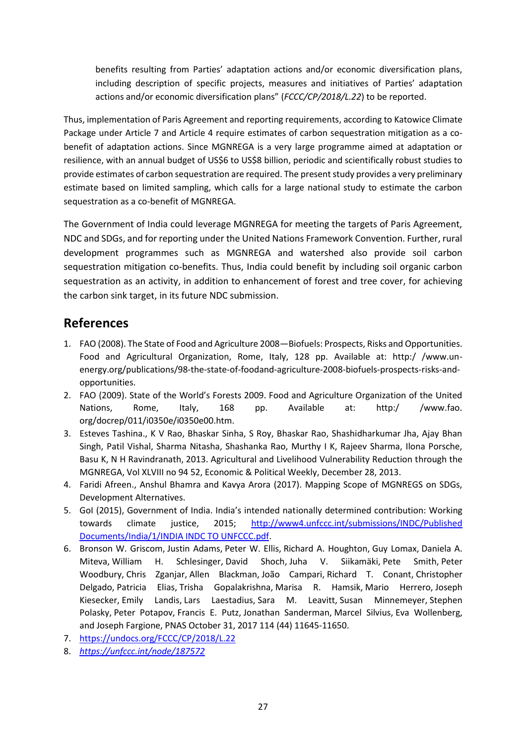benefits resulting from Parties' adaptation actions and/or economic diversification plans, including description of specific projects, measures and initiatives of Parties' adaptation actions and/or economic diversification plans" (*FCCC/CP/2018/L.22*) to be reported.

Thus, implementation of Paris Agreement and reporting requirements, according to Katowice Climate Package under Article 7 and Article 4 require estimates of carbon sequestration mitigation as a co-benefit of adaptation actions. Since MGNREGA is a very large programme aimed at adaptation or resilience, with an annual budget of US$6 to US$8 billion, periodic and scientifically robust studies to provide estimates of carbon sequestration are required. The present study provides a very preliminary estimate based on limited sampling, which calls for a large national study to estimate the carbon sequestration as a co-benefit of MGNREGA.

The Government of India could leverage MGNREGA for meeting the targets of Paris Agreement, NDC and SDGs, and for reporting under the United Nations Framework Convention. Further, rural development programmes such as MGNREGA and watershed also provide soil carbon sequestration mitigation co-benefits. Thus, India could benefit by including soil organic carbon sequestration as an activity, in addition to enhancement of forest and tree cover, for achieving the carbon sink target, in its future NDC submission.

## References

1. FAO (2008). The State of Food and Agriculture 2008—Biofuels: Prospects, Risks and Opportunities. Food and Agricultural Organization, Rome, Italy, 128 pp. Available at: http:/ /www.un-energy.org/publications/98-the-state-of-foodand-agriculture-2008-biofuels-prospects-risks-and-opportunities.
2. FAO (2009). State of the World's Forests 2009. Food and Agriculture Organization of the United Nations, Rome, Italy, 168 pp. Available at: http:/ /www.fao. org/docrep/011/i0350e/i0350e00.htm.
3. Esteves Tashina., K V Rao, Bhaskar Sinha, S Roy, Bhaskar Rao, Shashidharkumar Jha, Ajay Bhan Singh, Patil Vishal, Sharma Nitasha, Shashanka Rao, Murthy I K, Rajeev Sharma, Ilona Porsche, Basu K, N H Ravindranath, 2013. Agricultural and Livelihood Vulnerability Reduction through the MGNREGA, Vol XLVIII no 94 52, Economic & Political Weekly, December 28, 2013.
4. Faridi Afreen., Anshul Bhamra and Kavya Arora (2017). Mapping Scope of MGNREGS on SDGs, Development Alternatives.
5. GoI (2015), Government of India. India's intended nationally determined contribution: Working towards climate justice, 2015; http://www4.unfccc.int/submissions/INDC/Published Documents/India/1/INDIA INDC TO UNFCCC.pdf.
6. Bronson W. Griscom, Justin Adams, Peter W. Ellis, Richard A. Houghton, Guy Lomax, Daniela A. Miteva, William H. Schlesinger, David Shoch, Juha V. Siikamäki, Pete Smith, Peter Woodbury, Chris Zganjar, Allen Blackman, João Campari, Richard T. Conant, Christopher Delgado, Patricia Elias, Trisha Gopalakrishna, Marisa R. Hamsik, Mario Herrero, Joseph Kiesecker, Emily Landis, Lars Laestadius, Sara M. Leavitt, Susan Minnemeyer, Stephen Polasky, Peter Potapov, Francis E. Putz, Jonathan Sanderman, Marcel Silvius, Eva Wollenberg, and Joseph Fargione, PNAS October 31, 2017 114 (44) 11645-11650.
7. https://undocs.org/FCCC/CP/2018/L.22
8. *https://unfccc.int/node/187572*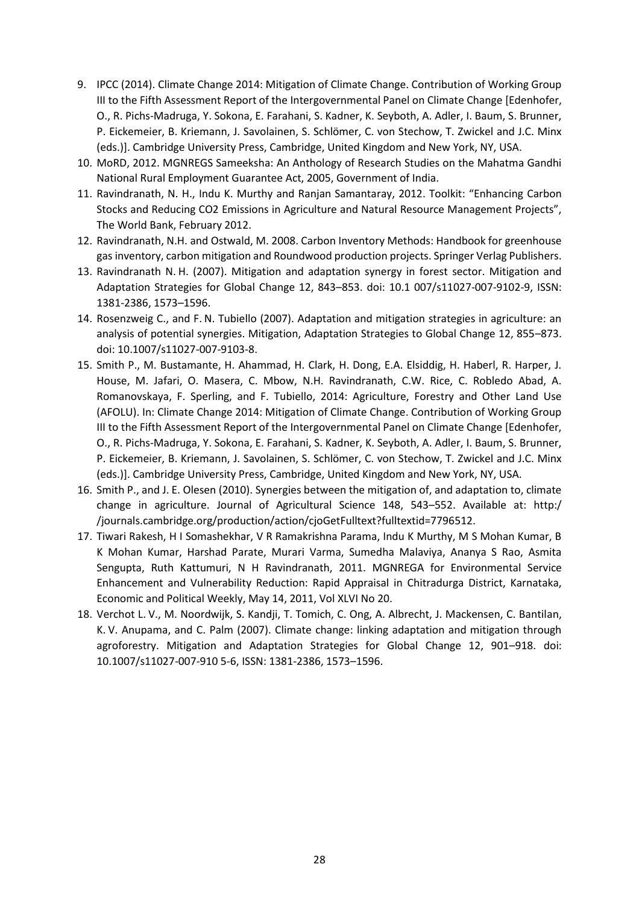9. IPCC (2014). Climate Change 2014: Mitigation of Climate Change. Contribution of Working Group III to the Fifth Assessment Report of the Intergovernmental Panel on Climate Change [Edenhofer, O., R. Pichs-Madruga, Y. Sokona, E. Farahani, S. Kadner, K. Seyboth, A. Adler, I. Baum, S. Brunner, P. Eickemeier, B. Kriemann, J. Savolainen, S. Schlömer, C. von Stechow, T. Zwickel and J.C. Minx (eds.)]. Cambridge University Press, Cambridge, United Kingdom and New York, NY, USA.
10. MoRD, 2012. MGNREGS Sameeksha: An Anthology of Research Studies on the Mahatma Gandhi National Rural Employment Guarantee Act, 2005, Government of India.
11. Ravindranath, N. H., Indu K. Murthy and Ranjan Samantaray, 2012. Toolkit: "Enhancing Carbon Stocks and Reducing CO2 Emissions in Agriculture and Natural Resource Management Projects", The World Bank, February 2012.
12. Ravindranath, N.H. and Ostwald, M. 2008. Carbon Inventory Methods: Handbook for greenhouse gas inventory, carbon mitigation and Roundwood production projects. Springer Verlag Publishers.
13. Ravindranath N. H. (2007). Mitigation and adaptation synergy in forest sector. Mitigation and Adaptation Strategies for Global Change 12, 843–853. doi: 10.1 007/s11027-007-9102-9, ISSN: 1381-2386, 1573–1596.
14. Rosenzweig C., and F. N. Tubiello (2007). Adaptation and mitigation strategies in agriculture: an analysis of potential synergies. Mitigation, Adaptation Strategies to Global Change 12, 855–873. doi: 10.1007/s11027-007-9103-8.
15. Smith P., M. Bustamante, H. Ahammad, H. Clark, H. Dong, E.A. Elsiddig, H. Haberl, R. Harper, J. House, M. Jafari, O. Masera, C. Mbow, N.H. Ravindranath, C.W. Rice, C. Robledo Abad, A. Romanovskaya, F. Sperling, and F. Tubiello, 2014: Agriculture, Forestry and Other Land Use (AFOLU). In: Climate Change 2014: Mitigation of Climate Change. Contribution of Working Group III to the Fifth Assessment Report of the Intergovernmental Panel on Climate Change [Edenhofer, O., R. Pichs-Madruga, Y. Sokona, E. Farahani, S. Kadner, K. Seyboth, A. Adler, I. Baum, S. Brunner, P. Eickemeier, B. Kriemann, J. Savolainen, S. Schlömer, C. von Stechow, T. Zwickel and J.C. Minx (eds.)]. Cambridge University Press, Cambridge, United Kingdom and New York, NY, USA.
16. Smith P., and J. E. Olesen (2010). Synergies between the mitigation of, and adaptation to, climate change in agriculture. Journal of Agricultural Science 148, 543–552. Available at: http:/ /journals.cambridge.org/production/action/cjoGetFulltext?fulltextid=7796512.
17. Tiwari Rakesh, H I Somashekhar, V R Ramakrishna Parama, Indu K Murthy, M S Mohan Kumar, B K Mohan Kumar, Harshad Parate, Murari Varma, Sumedha Malaviya, Ananya S Rao, Asmita Sengupta, Ruth Kattumuri, N H Ravindranath, 2011. MGNREGA for Environmental Service Enhancement and Vulnerability Reduction: Rapid Appraisal in Chitradurga District, Karnataka, Economic and Political Weekly, May 14, 2011, Vol XLVI No 20.
18. Verchot L. V., M. Noordwijk, S. Kandji, T. Tomich, C. Ong, A. Albrecht, J. Mackensen, C. Bantilan, K. V. Anupama, and C. Palm (2007). Climate change: linking adaptation and mitigation through agroforestry. Mitigation and Adaptation Strategies for Global Change 12, 901–918. doi: 10.1007/s11027-007-910 5-6, ISSN: 1381-2386, 1573–1596.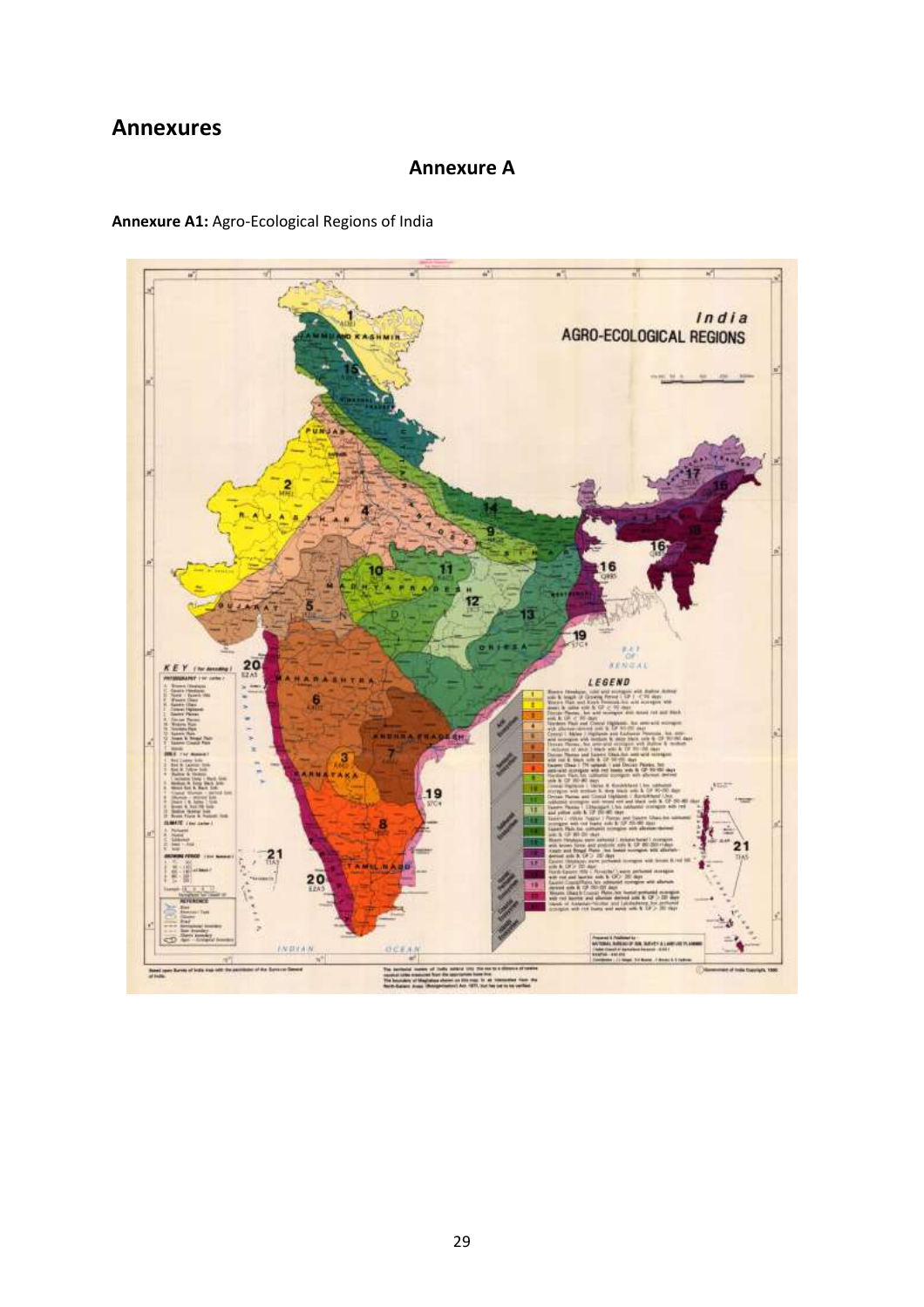# Annexures

## Annexure A

**Annexure A1:** Agro-Ecological Regions of India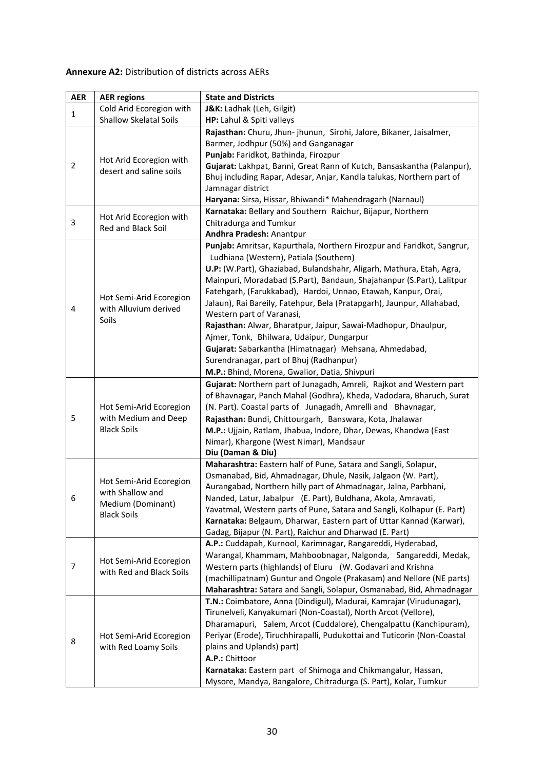**Annexure A2:** Distribution of districts across AERs

| AER | AER regions | State and Districts |
|---|---|---|
| 1 | Cold Arid Ecoregion with Shallow Skelatal Soils | **J&K:** Ladhak (Leh, Gilgit)<br>**HP:** Lahul & Spiti valleys |
| 2 | Hot Arid Ecoregion with desert and saline soils | **Rajasthan:** Churu, Jhun- jhunun, Sirohi, Jalore, Bikaner, Jaisalmer, Barmer, Jodhpur (50%) and Ganganagar<br>**Punjab:** Faridkot, Bathinda, Firozpur<br>**Gujarat:** Lakhpat, Banni, Great Rann of Kutch, Bansaskantha (Palanpur), Bhuj including Rapar, Adesar, Anjar, Kandla talukas, Northern part of Jamnagar district<br>**Haryana:** Sirsa, Hissar, Bhiwandi* Mahendragarh (Narnaul) |
| 3 | Hot Arid Ecoregion with Red and Black Soil | **Karnataka:** Bellary and Southern Raichur, Bijapur, Northern Chitradurga and Tumkur<br>**Andhra Pradesh:** Anantpur |
| 4 | Hot Semi-Arid Ecoregion with Alluvium derived Soils | **Punjab:** Amritsar, Kapurthala, Northern Firozpur and Faridkot, Sangrur, Ludhiana (Western), Patiala (Southern)<br>**U.P:** (W.Part), Ghaziabad, Bulandshahr, Aligarh, Mathura, Etah, Agra, Mainpuri, Moradabad (S.Part), Bandaun, Shajahanpur (S.Part), Lalitpur Fatehgarh, (Farukkabad), Hardoi, Unnao, Etawah, Kanpur, Orai, Jalaun), Rai Bareily, Fatehpur, Bela (Pratapgarh), Jaunpur, Allahabad, Western part of Varanasi,<br>**Rajasthan:** Alwar, Bharatpur, Jaipur, Sawai-Madhopur, Dhaulpur, Ajmer, Tonk, Bhilwara, Udaipur, Dungarpur<br>**Gujarat:** Sabarkantha (Himatnagar) Mehsana, Ahmedabad, Surendranagar, part of Bhuj (Radhanpur)<br>**M.P.:** Bhind, Morena, Gwalior, Datia, Shivpuri |
| 5 | Hot Semi-Arid Ecoregion with Medium and Deep Black Soils | **Gujarat:** Northern part of Junagadh, Amreli, Rajkot and Western part of Bhavnagar, Panch Mahal (Godhra), Kheda, Vadodara, Bharuch, Surat (N. Part). Coastal parts of Junagadh, Amrelli and Bhavnagar,<br>**Rajasthan:** Bundi, Chittourgarh, Banswara, Kota, Jhalawar<br>**M.P.:** Ujjain, Ratlam, Jhabua, Indore, Dhar, Dewas, Khandwa (East Nimar), Khargone (West Nimar), Mandsaur<br>**Diu (Daman & Diu)** |
| 6 | Hot Semi-Arid Ecoregion with Shallow and Medium (Dominant) Black Soils | **Maharashtra:** Eastern half of Pune, Satara and Sangli, Solapur, Osmanabad, Bid, Ahmadnagar, Dhule, Nasik, Jalgaon (W. Part), Aurangabad, Northern hilly part of Ahmadnagar, Jalna, Parbhani, Nanded, Latur, Jabalpur (E. Part), Buldhana, Akola, Amravati, Yavatmal, Western parts of Pune, Satara and Sangli, Kolhapur (E. Part)<br>**Karnataka:** Belgaum, Dharwar, Eastern part of Uttar Kannad (Karwar), Gadag, Bijapur (N. Part), Raichur and Dharwad (E. Part) |
| 7 | Hot Semi-Arid Ecoregion with Red and Black Soils | **A.P.:** Cuddapah, Kurnool, Karimnagar, Rangareddi, Hyderabad, Warangal, Khammam, Mahboobnagar, Nalgonda, Sangareddi, Medak, Western parts (highlands) of Eluru (W. Godavari and Krishna (machillipatnam) Guntur and Ongole (Prakasam) and Nellore (NE parts)<br>**Maharashtra:** Satara and Sangli, Solapur, Osmanabad, Bid, Ahmadnagar |
| 8 | Hot Semi-Arid Ecoregion with Red Loamy Soils | **T.N.:** Coimbatore, Anna (Dindigul), Madurai, Kamrajar (Virudunagar), Tirunelveli, Kanyakumari (Non-Coastal), North Arcot (Vellore), Dharamapuri, Salem, Arcot (Cuddalore), Chengalpattu (Kanchipuram), Periyar (Erode), Tiruchhirapalli, Pudukottai and Tuticorin (Non-Coastal plains and Uplands) part)<br>**A.P.:** Chittoor<br>**Karnataka:** Eastern part of Shimoga and Chikmangalur, Hassan, Mysore, Mandya, Bangalore, Chitradurga (S. Part), Kolar, Tumkur |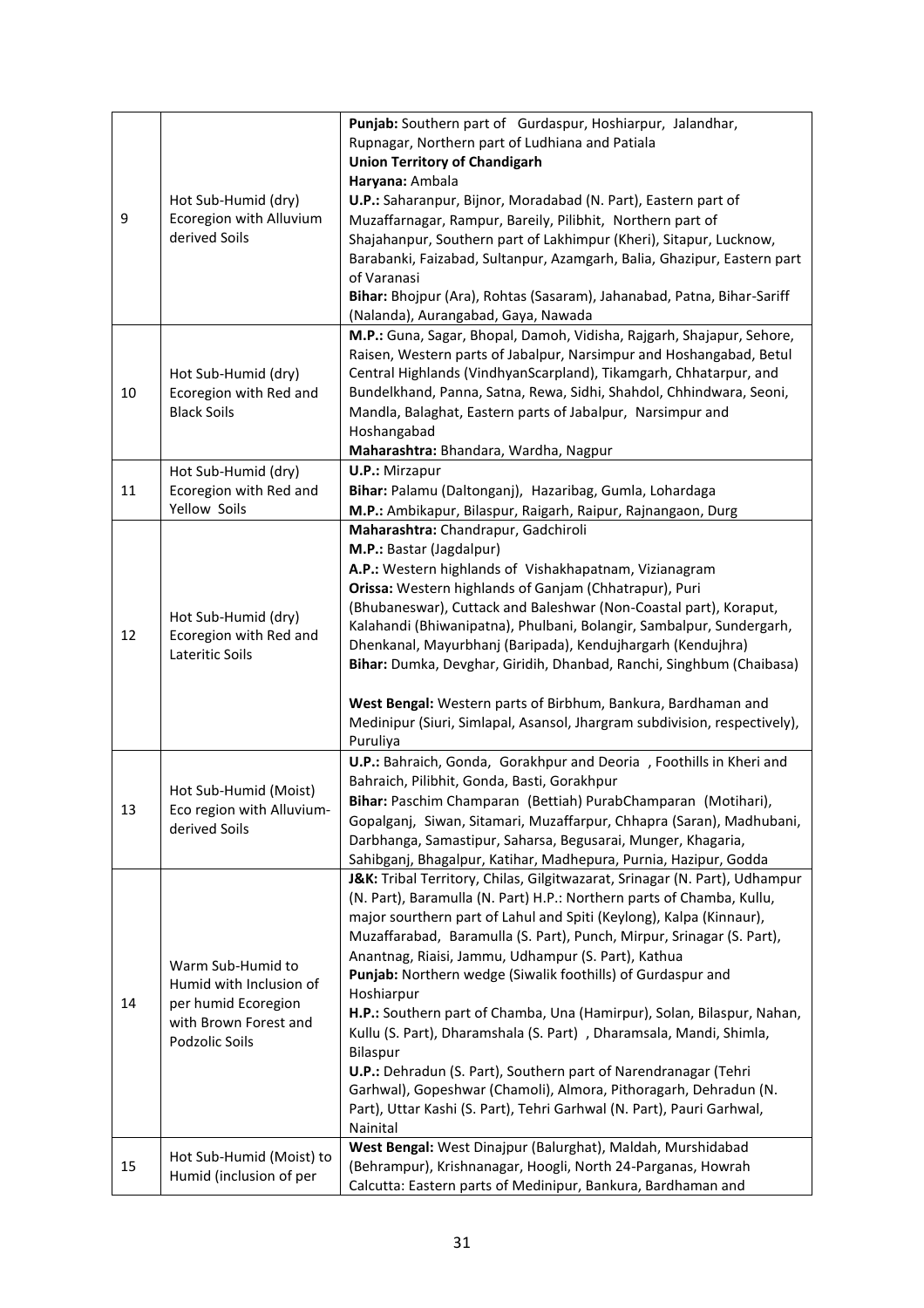| 9 | Hot Sub-Humid (dry) Ecoregion with Alluvium derived Soils | **Punjab:** Southern part of Gurdaspur, Hoshiarpur, Jalandhar, Rupnagar, Northern part of Ludhiana and Patiala<br>**Union Territory of Chandigarh**<br>**Haryana:** Ambala<br>**U.P.:** Saharanpur, Bijnor, Moradabad (N. Part), Eastern part of Muzaffarnagar, Rampur, Bareily, Pilibhit, Northern part of Shajahanpur, Southern part of Lakhimpur (Kheri), Sitapur, Lucknow, Barabanki, Faizabad, Sultanpur, Azamgarh, Balia, Ghazipur, Eastern part of Varanasi<br>**Bihar:** Bhojpur (Ara), Rohtas (Sasaram), Jahanabad, Patna, Bihar-Sariff (Nalanda), Aurangabad, Gaya, Nawada |
|---|---|---|
| 10 | Hot Sub-Humid (dry) Ecoregion with Red and Black Soils | **M.P.:** Guna, Sagar, Bhopal, Damoh, Vidisha, Rajgarh, Shajapur, Sehore, Raisen, Western parts of Jabalpur, Narsimpur and Hoshangabad, Betul Central Highlands (VindhyanScarpland), Tikamgarh, Chhatarpur, and Bundelkhand, Panna, Satna, Rewa, Sidhi, Shahdol, Chhindwara, Seoni, Mandla, Balaghat, Eastern parts of Jabalpur, Narsimpur and Hoshangabad<br>**Maharashtra:** Bhandara, Wardha, Nagpur |
| 11 | Hot Sub-Humid (dry) Ecoregion with Red and Yellow Soils | **U.P.:** Mirzapur<br>**Bihar:** Palamu (Daltonganj), Hazaribag, Gumla, Lohardaga<br>**M.P.:** Ambikapur, Bilaspur, Raigarh, Raipur, Rajnangaon, Durg |
| 12 | Hot Sub-Humid (dry) Ecoregion with Red and Lateritic Soils | **Maharashtra:** Chandrapur, Gadchiroli<br>**M.P.:** Bastar (Jagdalpur)<br>**A.P.:** Western highlands of Vishakhapatnam, Vizianagram<br>**Orissa:** Western highlands of Ganjam (Chhatrapur), Puri (Bhubaneswar), Cuttack and Baleshwar (Non-Coastal part), Koraput, Kalahandi (Bhiwanipatna), Phulbani, Bolangir, Sambalpur, Sundergarh, Dhenkanal, Mayurbhanj (Baripada), Kendujhargarh (Kendujhra)<br>**Bihar:** Dumka, Devghar, Giridih, Dhanbad, Ranchi, Singhbum (Chaibasa)<br><br>**West Bengal:** Western parts of Birbhum, Bankura, Bardhaman and Medinipur (Siuri, Simlapal, Asansol, Jhargram subdivision, respectively), Puruliya |
| 13 | Hot Sub-Humid (Moist) Eco region with Alluvium-derived Soils | **U.P.:** Bahraich, Gonda, Gorakhpur and Deoria , Foothills in Kheri and Bahraich, Pilibhit, Gonda, Basti, Gorakhpur<br>**Bihar:** Paschim Champaran (Bettiah) PurabChamparan (Motihari), Gopalganj, Siwan, Sitamari, Muzaffarpur, Chhapra (Saran), Madhubani, Darbhanga, Samastipur, Saharsa, Begusarai, Munger, Khagaria, Sahibganj, Bhagalpur, Katihar, Madhepura, Purnia, Hazipur, Godda |
| 14 | Warm Sub-Humid to Humid with Inclusion of per humid Ecoregion with Brown Forest and Podzolic Soils | **J&K:** Tribal Territory, Chilas, Gilgitwazarat, Srinagar (N. Part), Udhampur (N. Part), Baramulla (N. Part) H.P.: Northern parts of Chamba, Kullu, major sourthern part of Lahul and Spiti (Keylong), Kalpa (Kinnaur), Muzaffarabad, Baramulla (S. Part), Punch, Mirpur, Srinagar (S. Part), Anantnag, Riaisi, Jammu, Udhampur (S. Part), Kathua<br>**Punjab:** Northern wedge (Siwalik foothills) of Gurdaspur and Hoshiarpur<br>**H.P.:** Southern part of Chamba, Una (Hamirpur), Solan, Bilaspur, Nahan, Kullu (S. Part), Dharamshala (S. Part) , Dharamsala, Mandi, Shimla, Bilaspur<br>**U.P.:** Dehradun (S. Part), Southern part of Narendranagar (Tehri Garhwal), Gopeshwar (Chamoli), Almora, Pithoragarh, Dehradun (N. Part), Uttar Kashi (S. Part), Tehri Garhwal (N. Part), Pauri Garhwal, Nainital |
| 15 | Hot Sub-Humid (Moist) to Humid (inclusion of per | **West Bengal:** West Dinajpur (Balurghat), Maldah, Murshidabad (Behrampur), Krishnanagar, Hoogli, North 24-Parganas, Howrah Calcutta: Eastern parts of Medinipur, Bankura, Bardhaman and |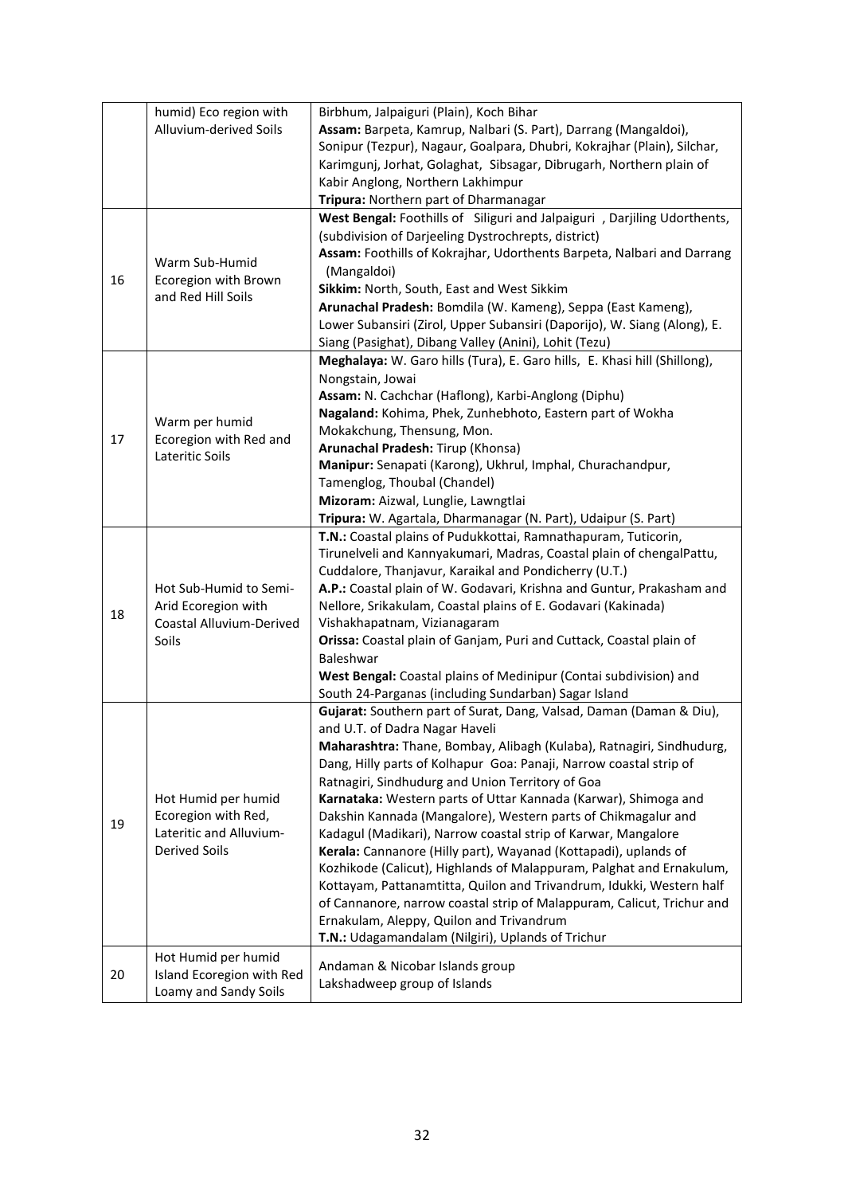|  | humid) Eco region with Alluvium-derived Soils | Birbhum, Jalpaiguri (Plain), Koch Bihar<br>**Assam:** Barpeta, Kamrup, Nalbari (S. Part), Darrang (Mangaldoi), Sonipur (Tezpur), Nagaur, Goalpara, Dhubri, Kokrajhar (Plain), Silchar, Karimgunj, Jorhat, Golaghat, Sibsagar, Dibrugarh, Northern plain of Kabir Anglong, Northern Lakhimpur<br>**Tripura:** Northern part of Dharmanagar |
|---|---|---|
| 16 | Warm Sub-Humid Ecoregion with Brown and Red Hill Soils | **West Bengal:** Foothills of Siliguri and Jalpaiguri , Darjiling Udorthents, (subdivision of Darjeeling Dystrochrepts, district)<br>**Assam:** Foothills of Kokrajhar, Udorthents Barpeta, Nalbari and Darrang (Mangaldoi)<br>**Sikkim:** North, South, East and West Sikkim<br>**Arunachal Pradesh:** Bomdila (W. Kameng), Seppa (East Kameng), Lower Subansiri (Zirol, Upper Subansiri (Daporijo), W. Siang (Along), E. Siang (Pasighat), Dibang Valley (Anini), Lohit (Tezu) |
| 17 | Warm per humid Ecoregion with Red and Lateritic Soils | **Meghalaya:** W. Garo hills (Tura), E. Garo hills, E. Khasi hill (Shillong), Nongstain, Jowai<br>**Assam:** N. Cachchar (Haflong), Karbi-Anglong (Diphu)<br>**Nagaland:** Kohima, Phek, Zunhebhoto, Eastern part of Wokha Mokakchung, Thensung, Mon.<br>**Arunachal Pradesh:** Tirup (Khonsa)<br>**Manipur:** Senapati (Karong), Ukhrul, Imphal, Churachandpur, Tamenglog, Thoubal (Chandel)<br>**Mizoram:** Aizwal, Lunglie, Lawngtlai<br>**Tripura:** W. Agartala, Dharmanagar (N. Part), Udaipur (S. Part) |
| 18 | Hot Sub-Humid to Semi-Arid Ecoregion with Coastal Alluvium-Derived Soils | **T.N.:** Coastal plains of Pudukkottai, Ramnathapuram, Tuticorin, Tirunelveli and Kannyakumari, Madras, Coastal plain of chengalPattu, Cuddalore, Thanjavur, Karaikal and Pondicherry (U.T.)<br>**A.P.:** Coastal plain of W. Godavari, Krishna and Guntur, Prakasham and Nellore, Srikakulam, Coastal plains of E. Godavari (Kakinada) Vishakhapatnam, Vizianagaram<br>**Orissa:** Coastal plain of Ganjam, Puri and Cuttack, Coastal plain of Baleshwar<br>**West Bengal:** Coastal plains of Medinipur (Contai subdivision) and South 24-Parganas (including Sundarban) Sagar Island |
| 19 | Hot Humid per humid Ecoregion with Red, Lateritic and Alluvium-Derived Soils | **Gujarat:** Southern part of Surat, Dang, Valsad, Daman (Daman & Diu), and U.T. of Dadra Nagar Haveli<br>**Maharashtra:** Thane, Bombay, Alibagh (Kulaba), Ratnagiri, Sindhudurg, Dang, Hilly parts of Kolhapur Goa: Panaji, Narrow coastal strip of Ratnagiri, Sindhudurg and Union Territory of Goa<br>**Karnataka:** Western parts of Uttar Kannada (Karwar), Shimoga and Dakshin Kannada (Mangalore), Western parts of Chikmagalur and Kadagul (Madikari), Narrow coastal strip of Karwar, Mangalore<br>**Kerala:** Cannanore (Hilly part), Wayanad (Kottapadi), uplands of Kozhikode (Calicut), Highlands of Malappuram, Palghat and Ernakulum, Kottayam, Pattanamtitta, Quilon and Trivandrum, Idukki, Western half of Cannanore, narrow coastal strip of Malappuram, Calicut, Trichur and Ernakulam, Aleppy, Quilon and Trivandrum<br>**T.N.:** Udagamandalam (Nilgiri), Uplands of Trichur |
| 20 | Hot Humid per humid Island Ecoregion with Red Loamy and Sandy Soils | Andaman & Nicobar Islands group<br>Lakshadweep group of Islands |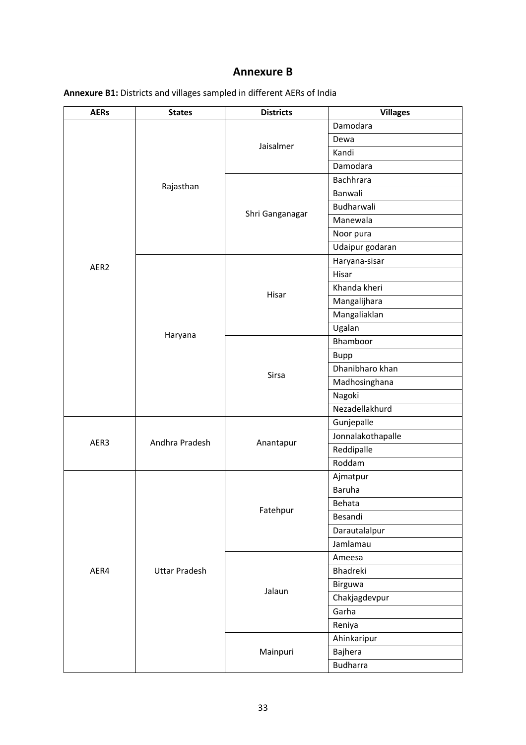# Annexure B

**Annexure B1:** Districts and villages sampled in different AERs of India

| AERs | States | Districts | Villages |
|---|---|---|---|
| AER2 | Rajasthan | Jaisalmer | Damodara |
| | | | Dewa |
| | | | Kandi |
| | | | Damodara |
| | | Shri Ganganagar | Bachhrara |
| | | | Banwali |
| | | | Budharwali |
| | | | Manewala |
| | | | Noor pura |
| | | | Udaipur godaran |
| | Haryana | Hisar | Haryana-sisar |
| | | | Hisar |
| | | | Khanda kheri |
| | | | Mangalijhara |
| | | | Mangaliaklan |
| | | | Ugalan |
| | | Sirsa | Bhamboor |
| | | | Bupp |
| | | | Dhanibharo khan |
| | | | Madhosinghana |
| | | | Nagoki |
| | | | Nezadellakhurd |
| AER3 | Andhra Pradesh | Anantapur | Gunjepalle |
| | | | Jonnalakothapalle |
| | | | Reddipalle |
| | | | Roddam |
| AER4 | Uttar Pradesh | Fatehpur | Ajmatpur |
| | | | Baruha |
| | | | Behata |
| | | | Besandi |
| | | | Darautalalpur |
| | | | Jamlamau |
| | | Jalaun | Ameesa |
| | | | Bhadreki |
| | | | Birguwa |
| | | | Chakjagdevpur |
| | | | Garha |
| | | | Reniya |
| | | Mainpuri | Ahinkaripur |
| | | | Bajhera |
| | | | Budharra |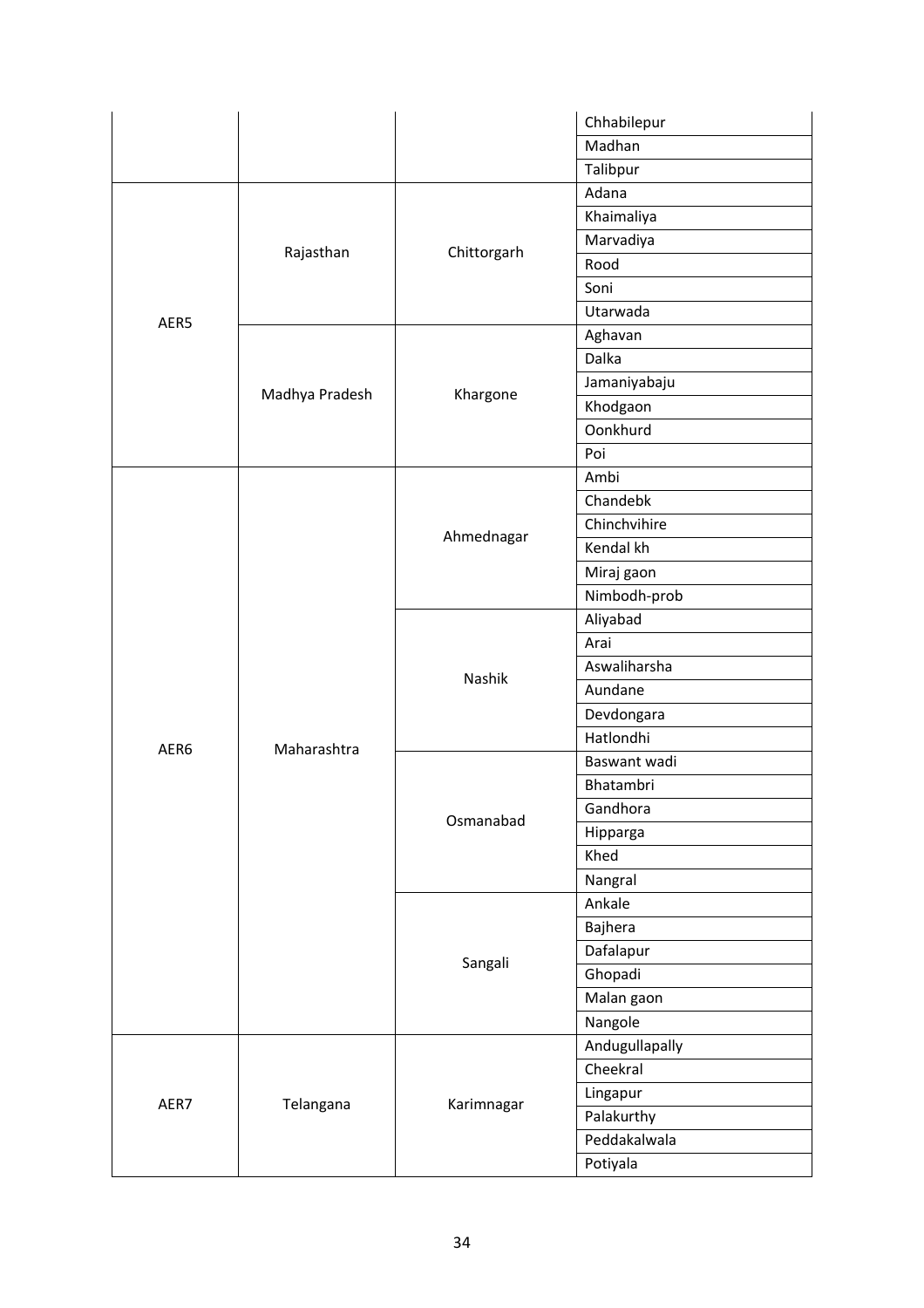| | | | Chhabilepur |
|---|---|---|---|
| | | | Madhan |
| | | | Talibpur |
| AER5 | Rajasthan | Chittorgarh | Adana |
| | | | Khaimaliya |
| | | | Marvadiya |
| | | | Rood |
| | | | Soni |
| | | | Utarwada |
| | Madhya Pradesh | Khargone | Aghavan |
| | | | Dalka |
| | | | Jamaniyabaju |
| | | | Khodgaon |
| | | | Oonkhurd |
| | | | Poi |
| AER6 | Maharashtra | Ahmednagar | Ambi |
| | | | Chandebk |
| | | | Chinchvihire |
| | | | Kendal kh |
| | | | Miraj gaon |
| | | | Nimbodh-prob |
| | | Nashik | Aliyabad |
| | | | Arai |
| | | | Aswaliharsha |
| | | | Aundane |
| | | | Devdongara |
| | | | Hatlondhi |
| | | Osmanabad | Baswant wadi |
| | | | Bhatambri |
| | | | Gandhora |
| | | | Hipparga |
| | | | Khed |
| | | | Nangral |
| | | Sangali | Ankale |
| | | | Bajhera |
| | | | Dafalapur |
| | | | Ghopadi |
| | | | Malan gaon |
| | | | Nangole |
| AER7 | Telangana | Karimnagar | Andugullapally |
| | | | Cheekral |
| | | | Lingapur |
| | | | Palakurthy |
| | | | Peddakalwala |
| | | | Potiyala |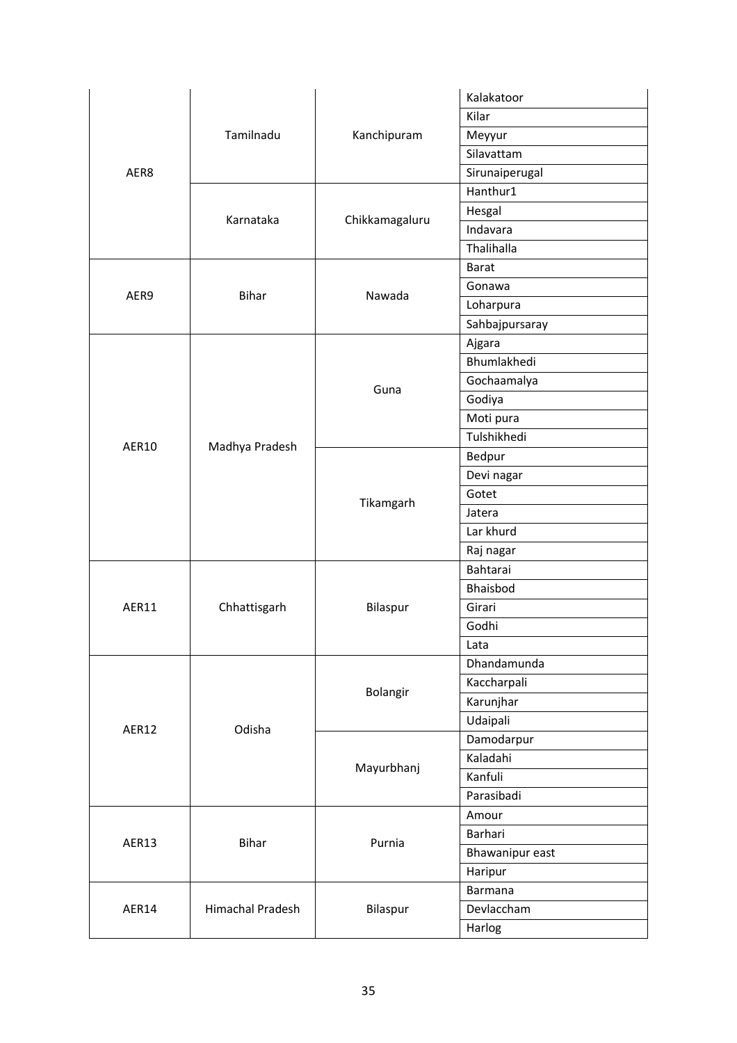| AER8 | Tamilnadu | Kanchipuram | Kalakatoor |
|---|---|---|---|
| | | | Kilar |
| | | | Meyyur |
| | | | Silavattam |
| | | | Sirunaiperugal |
| | Karnataka | Chikkamagaluru | Hanthur1 |
| | | | Hesgal |
| | | | Indavara |
| | | | Thalihalla |
| AER9 | Bihar | Nawada | Barat |
| | | | Gonawa |
| | | | Loharpura |
| | | | Sahbajpursaray |
| AER10 | Madhya Pradesh | Guna | Ajgara |
| | | | Bhumlakhedi |
| | | | Gochaamalya |
| | | | Godiya |
| | | | Moti pura |
| | | | Tulshikhedi |
| | | Tikamgarh | Bedpur |
| | | | Devi nagar |
| | | | Gotet |
| | | | Jatera |
| | | | Lar khurd |
| | | | Raj nagar |
| AER11 | Chhattisgarh | Bilaspur | Bahtarai |
| | | | Bhaisbod |
| | | | Girari |
| | | | Godhi |
| | | | Lata |
| AER12 | Odisha | Bolangir | Dhandamunda |
| | | | Kaccharpali |
| | | | Karunjhar |
| | | | Udaipali |
| | | Mayurbhanj | Damodarpur |
| | | | Kaladahi |
| | | | Kanfuli |
| | | | Parasibadi |
| AER13 | Bihar | Purnia | Amour |
| | | | Barhari |
| | | | Bhawanipur east |
| | | | Haripur |
| AER14 | Himachal Pradesh | Bilaspur | Barmana |
| | | | Devlaccham |
| | | | Harlog |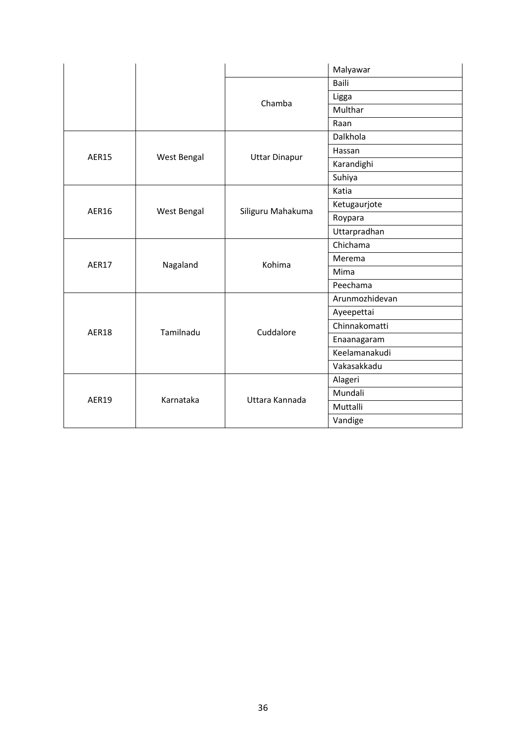| | | | Malyawar |
|---|---|---|---|
| | | Chamba | Baili |
| | | | Ligga |
| | | | Multhar |
| | | | Raan |
| AER15 | West Bengal | Uttar Dinapur | Dalkhola |
| | | | Hassan |
| | | | Karandighi |
| | | | Suhiya |
| AER16 | West Bengal | Siliguru Mahakuma | Katia |
| | | | Ketugaurjote |
| | | | Roypara |
| | | | Uttarpradhan |
| AER17 | Nagaland | Kohima | Chichama |
| | | | Merema |
| | | | Mima |
| | | | Peechama |
| AER18 | Tamilnadu | Cuddalore | Arunmozhidevan |
| | | | Ayeepettai |
| | | | Chinnakomatti |
| | | | Enaanagaram |
| | | | Keelamanakudi |
| | | | Vakasakkadu |
| AER19 | Karnataka | Uttara Kannada | Alageri |
| | | | Mundali |
| | | | Muttalli |
| | | | Vandige |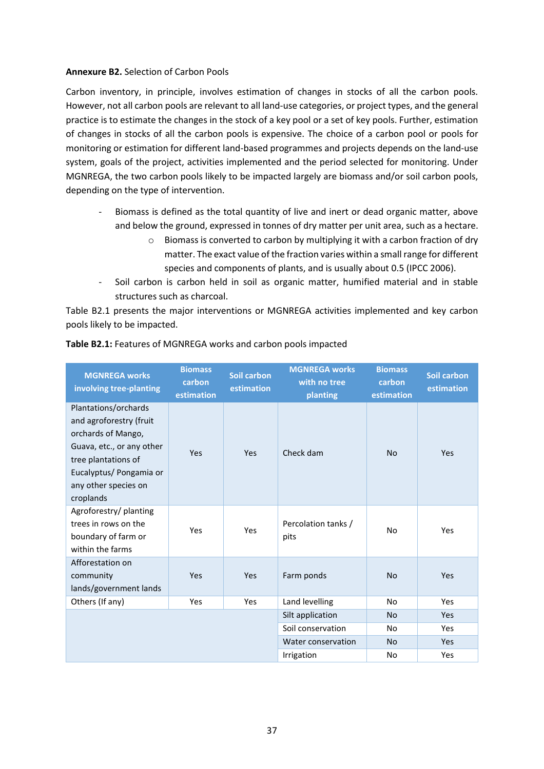**Annexure B2.** Selection of Carbon Pools

Carbon inventory, in principle, involves estimation of changes in stocks of all the carbon pools. However, not all carbon pools are relevant to all land-use categories, or project types, and the general practice is to estimate the changes in the stock of a key pool or a set of key pools. Further, estimation of changes in stocks of all the carbon pools is expensive. The choice of a carbon pool or pools for monitoring or estimation for different land-based programmes and projects depends on the land-use system, goals of the project, activities implemented and the period selected for monitoring. Under MGNREGA, the two carbon pools likely to be impacted largely are biomass and/or soil carbon pools, depending on the type of intervention.

- Biomass is defined as the total quantity of live and inert or dead organic matter, above and below the ground, expressed in tonnes of dry matter per unit area, such as a hectare.
    - Biomass is converted to carbon by multiplying it with a carbon fraction of dry matter. The exact value of the fraction varies within a small range for different species and components of plants, and is usually about 0.5 (IPCC 2006).
- Soil carbon is carbon held in soil as organic matter, humified material and in stable structures such as charcoal.

Table B2.1 presents the major interventions or MGNREGA activities implemented and key carbon pools likely to be impacted.

**Table B2.1:** Features of MGNREGA works and carbon pools impacted

| MGNREGA works involving tree-planting | Biomass carbon estimation | Soil carbon estimation | MGNREGA works with no tree planting | Biomass carbon estimation | Soil carbon estimation |
|---|---|---|---|---|---|
| Plantations/orchards and agroforestry (fruit orchards of Mango, Guava, etc., or any other tree plantations of Eucalyptus/ Pongamia or any other species on croplands | Yes | Yes | Check dam | No | Yes |
| Agroforestry/ planting trees in rows on the boundary of farm or within the farms | Yes | Yes | Percolation tanks / pits | No | Yes |
| Afforestation on community lands/government lands | Yes | Yes | Farm ponds | No | Yes |
| Others (If any) | Yes | Yes | Land levelling | No | Yes |
| | | | Silt application | No | Yes |
| | | | Soil conservation | No | Yes |
| | | | Water conservation | No | Yes |
| | | | Irrigation | No | Yes |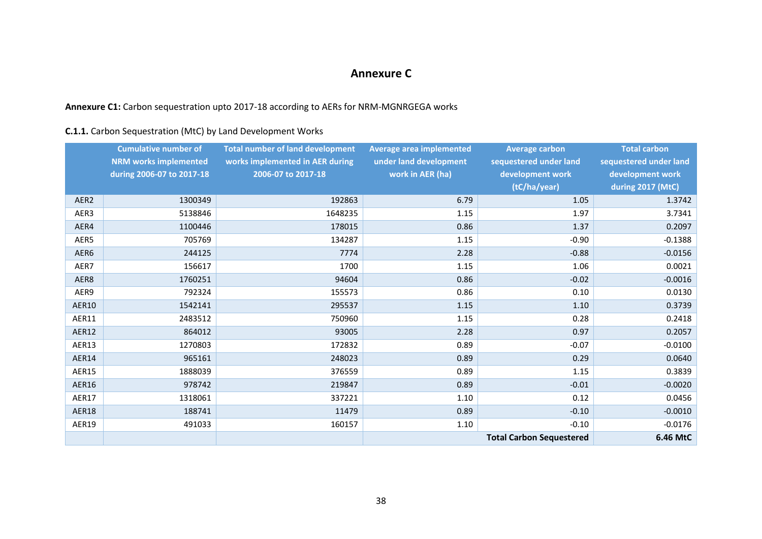# Annexure C

**Annexure C1:** Carbon sequestration upto 2017-18 according to AERs for NRM-MGNRGEGA works

**C.1.1.** Carbon Sequestration (MtC) by Land Development Works

| | Cumulative number of NRM works implemented during 2006-07 to 2017-18 | Total number of land development works implemented in AER during 2006-07 to 2017-18 | Average area implemented under land development work in AER (ha) | Average carbon sequestered under land development work (tC/ha/year) | Total carbon sequestered under land development work during 2017 (MtC) |
|---|---|---|---|---|---|
| AER2 | 1300349 | 192863 | 6.79 | 1.05 | 1.3742 |
| AER3 | 5138846 | 1648235 | 1.15 | 1.97 | 3.7341 |
| AER4 | 1100446 | 178015 | 0.86 | 1.37 | 0.2097 |
| AER5 | 705769 | 134287 | 1.15 | -0.90 | -0.1388 |
| AER6 | 244125 | 7774 | 2.28 | -0.88 | -0.0156 |
| AER7 | 156617 | 1700 | 1.15 | 1.06 | 0.0021 |
| AER8 | 1760251 | 94604 | 0.86 | -0.02 | -0.0016 |
| AER9 | 792324 | 155573 | 0.86 | 0.10 | 0.0130 |
| AER10 | 1542141 | 295537 | 1.15 | 1.10 | 0.3739 |
| AER11 | 2483512 | 750960 | 1.15 | 0.28 | 0.2418 |
| AER12 | 864012 | 93005 | 2.28 | 0.97 | 0.2057 |
| AER13 | 1270803 | 172832 | 0.89 | -0.07 | -0.0100 |
| AER14 | 965161 | 248023 | 0.89 | 0.29 | 0.0640 |
| AER15 | 1888039 | 376559 | 0.89 | 1.15 | 0.3839 |
| AER16 | 978742 | 219847 | 0.89 | -0.01 | -0.0020 |
| AER17 | 1318061 | 337221 | 1.10 | 0.12 | 0.0456 |
| AER18 | 188741 | 11479 | 0.89 | -0.10 | -0.0010 |
| AER19 | 491033 | 160157 | 1.10 | -0.10 | -0.0176 |
| | | | | **Total Carbon Sequestered** | **6.46 MtC** |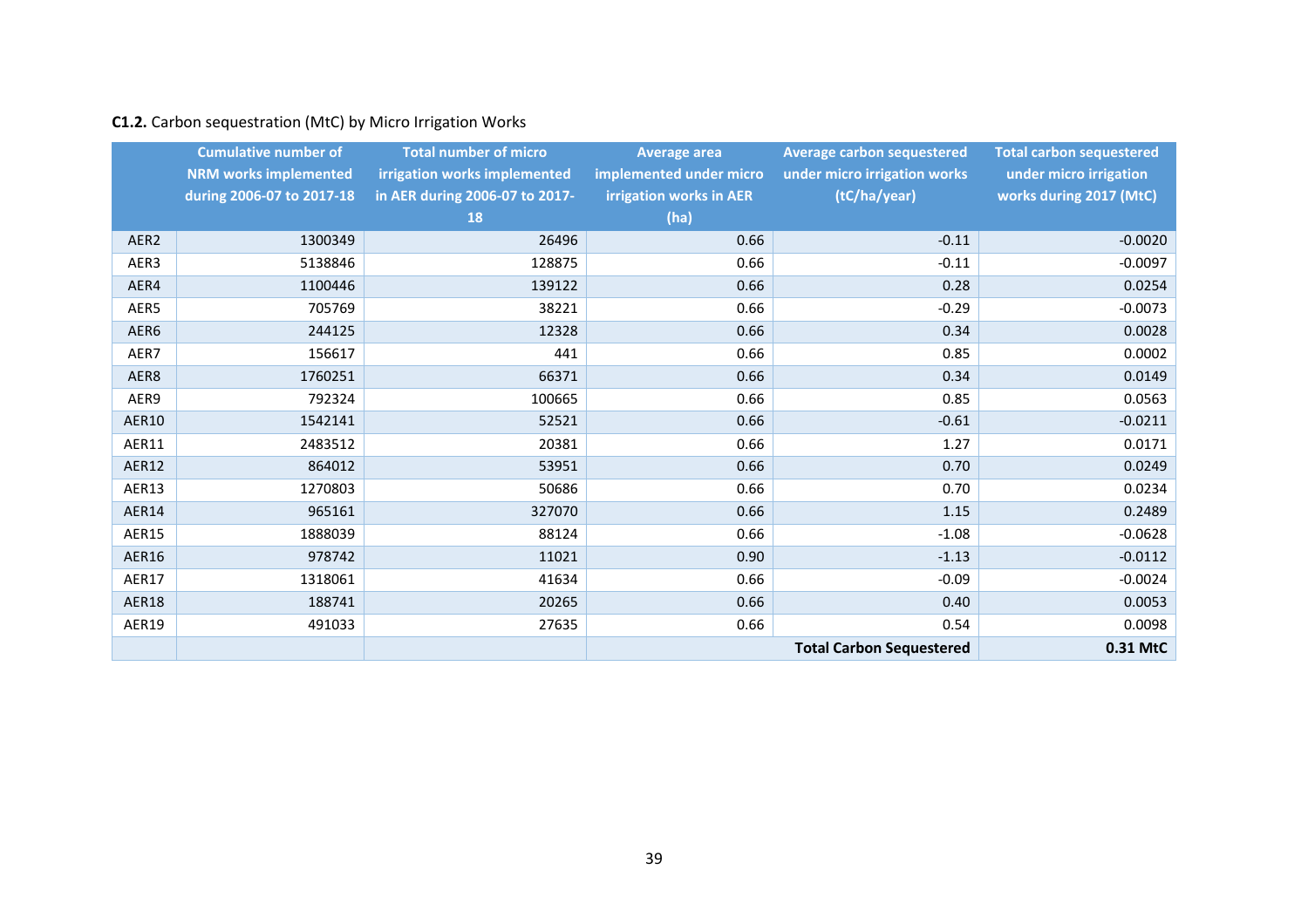**C1.2.** Carbon sequestration (MtC) by Micro Irrigation Works

| | Cumulative number of NRM works implemented during 2006-07 to 2017-18 | Total number of micro irrigation works implemented in AER during 2006-07 to 2017-18 | Average area implemented under micro irrigation works in AER (ha) | Average carbon sequestered under micro irrigation works (tC/ha/year) | Total carbon sequestered under micro irrigation works during 2017 (MtC) |
|---|---|---|---|---|---|
| AER2 | 1300349 | 26496 | 0.66 | -0.11 | -0.0020 |
| AER3 | 5138846 | 128875 | 0.66 | -0.11 | -0.0097 |
| AER4 | 1100446 | 139122 | 0.66 | 0.28 | 0.0254 |
| AER5 | 705769 | 38221 | 0.66 | -0.29 | -0.0073 |
| AER6 | 244125 | 12328 | 0.66 | 0.34 | 0.0028 |
| AER7 | 156617 | 441 | 0.66 | 0.85 | 0.0002 |
| AER8 | 1760251 | 66371 | 0.66 | 0.34 | 0.0149 |
| AER9 | 792324 | 100665 | 0.66 | 0.85 | 0.0563 |
| AER10 | 1542141 | 52521 | 0.66 | -0.61 | -0.0211 |
| AER11 | 2483512 | 20381 | 0.66 | 1.27 | 0.0171 |
| AER12 | 864012 | 53951 | 0.66 | 0.70 | 0.0249 |
| AER13 | 1270803 | 50686 | 0.66 | 0.70 | 0.0234 |
| AER14 | 965161 | 327070 | 0.66 | 1.15 | 0.2489 |
| AER15 | 1888039 | 88124 | 0.66 | -1.08 | -0.0628 |
| AER16 | 978742 | 11021 | 0.90 | -1.13 | -0.0112 |
| AER17 | 1318061 | 41634 | 0.66 | -0.09 | -0.0024 |
| AER18 | 188741 | 20265 | 0.66 | 0.40 | 0.0053 |
| AER19 | 491033 | 27635 | 0.66 | 0.54 | 0.0098 |
| | | | | **Total Carbon Sequestered** | **0.31 MtC** |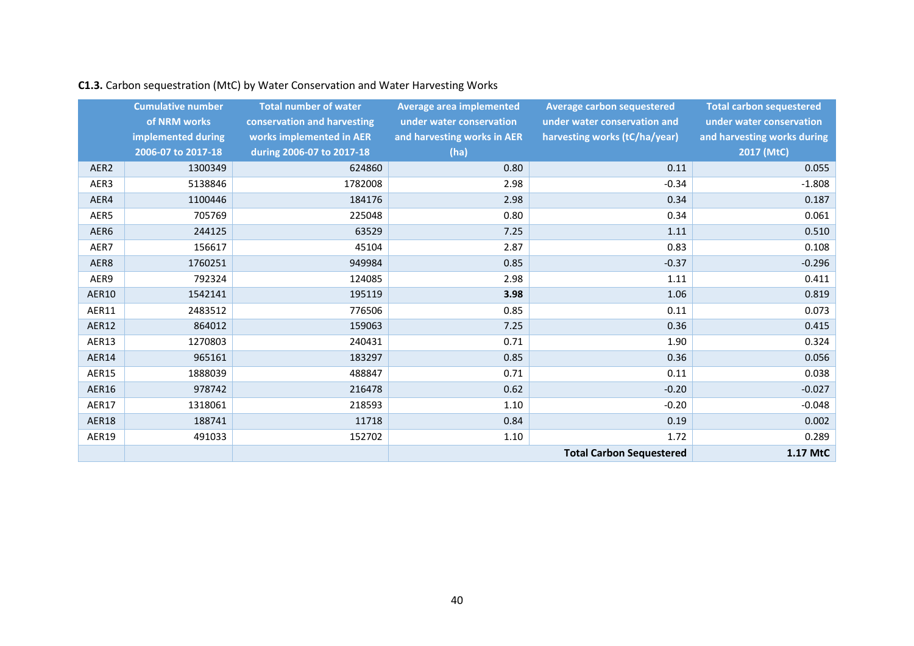**C1.3.** Carbon sequestration (MtC) by Water Conservation and Water Harvesting Works

| | Cumulative number of NRM works implemented during 2006-07 to 2017-18 | Total number of water conservation and harvesting works implemented in AER during 2006-07 to 2017-18 | Average area implemented under water conservation and harvesting works in AER (ha) | Average carbon sequestered under water conservation and harvesting works (tC/ha/year) | Total carbon sequestered under water conservation and harvesting works during 2017 (MtC) |
|---|---|---|---|---|---|
| AER2 | 1300349 | 624860 | 0.80 | 0.11 | 0.055 |
| AER3 | 5138846 | 1782008 | 2.98 | -0.34 | -1.808 |
| AER4 | 1100446 | 184176 | 2.98 | 0.34 | 0.187 |
| AER5 | 705769 | 225048 | 0.80 | 0.34 | 0.061 |
| AER6 | 244125 | 63529 | 7.25 | 1.11 | 0.510 |
| AER7 | 156617 | 45104 | 2.87 | 0.83 | 0.108 |
| AER8 | 1760251 | 949984 | 0.85 | -0.37 | -0.296 |
| AER9 | 792324 | 124085 | 2.98 | 1.11 | 0.411 |
| AER10 | 1542141 | 195119 | **3.98** | 1.06 | 0.819 |
| AER11 | 2483512 | 776506 | 0.85 | 0.11 | 0.073 |
| AER12 | 864012 | 159063 | 7.25 | 0.36 | 0.415 |
| AER13 | 1270803 | 240431 | 0.71 | 1.90 | 0.324 |
| AER14 | 965161 | 183297 | 0.85 | 0.36 | 0.056 |
| AER15 | 1888039 | 488847 | 0.71 | 0.11 | 0.038 |
| AER16 | 978742 | 216478 | 0.62 | -0.20 | -0.027 |
| AER17 | 1318061 | 218593 | 1.10 | -0.20 | -0.048 |
| AER18 | 188741 | 11718 | 0.84 | 0.19 | 0.002 |
| AER19 | 491033 | 152702 | 1.10 | 1.72 | 0.289 |
| | | | | **Total Carbon Sequestered** | **1.17 MtC** |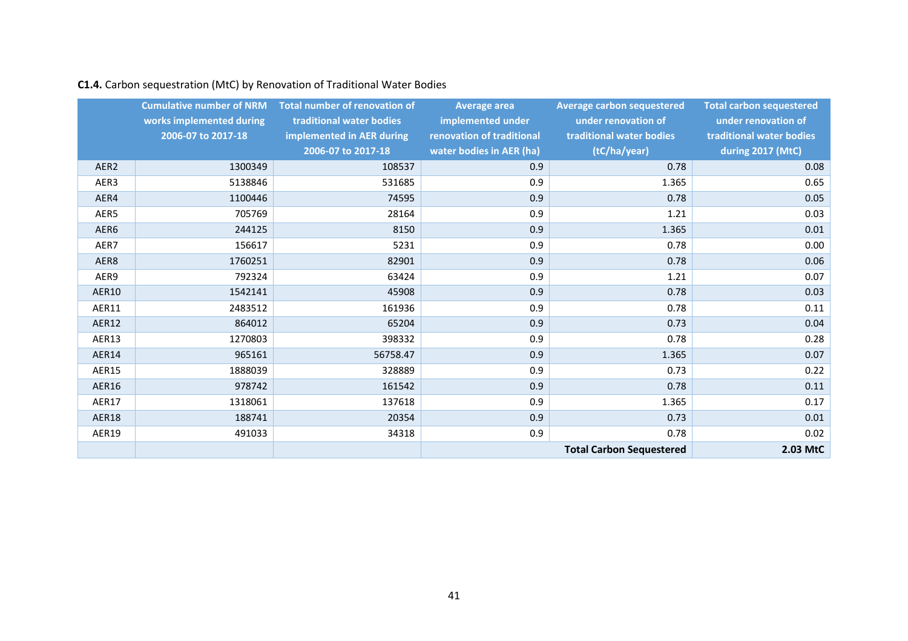**C1.4.** Carbon sequestration (MtC) by Renovation of Traditional Water Bodies

| | Cumulative number of NRM works implemented during 2006-07 to 2017-18 | Total number of renovation of traditional water bodies implemented in AER during 2006-07 to 2017-18 | Average area implemented under renovation of traditional water bodies in AER (ha) | Average carbon sequestered under renovation of traditional water bodies (tC/ha/year) | Total carbon sequestered under renovation of traditional water bodies during 2017 (MtC) |
|---|---|---|---|---|---|
| AER2 | 1300349 | 108537 | 0.9 | 0.78 | 0.08 |
| AER3 | 5138846 | 531685 | 0.9 | 1.365 | 0.65 |
| AER4 | 1100446 | 74595 | 0.9 | 0.78 | 0.05 |
| AER5 | 705769 | 28164 | 0.9 | 1.21 | 0.03 |
| AER6 | 244125 | 8150 | 0.9 | 1.365 | 0.01 |
| AER7 | 156617 | 5231 | 0.9 | 0.78 | 0.00 |
| AER8 | 1760251 | 82901 | 0.9 | 0.78 | 0.06 |
| AER9 | 792324 | 63424 | 0.9 | 1.21 | 0.07 |
| AER10 | 1542141 | 45908 | 0.9 | 0.78 | 0.03 |
| AER11 | 2483512 | 161936 | 0.9 | 0.78 | 0.11 |
| AER12 | 864012 | 65204 | 0.9 | 0.73 | 0.04 |
| AER13 | 1270803 | 398332 | 0.9 | 0.78 | 0.28 |
| AER14 | 965161 | 56758.47 | 0.9 | 1.365 | 0.07 |
| AER15 | 1888039 | 328889 | 0.9 | 0.73 | 0.22 |
| AER16 | 978742 | 161542 | 0.9 | 0.78 | 0.11 |
| AER17 | 1318061 | 137618 | 0.9 | 1.365 | 0.17 |
| AER18 | 188741 | 20354 | 0.9 | 0.73 | 0.01 |
| AER19 | 491033 | 34318 | 0.9 | 0.78 | 0.02 |
| | | | | **Total Carbon Sequestered** | **2.03 MtC** |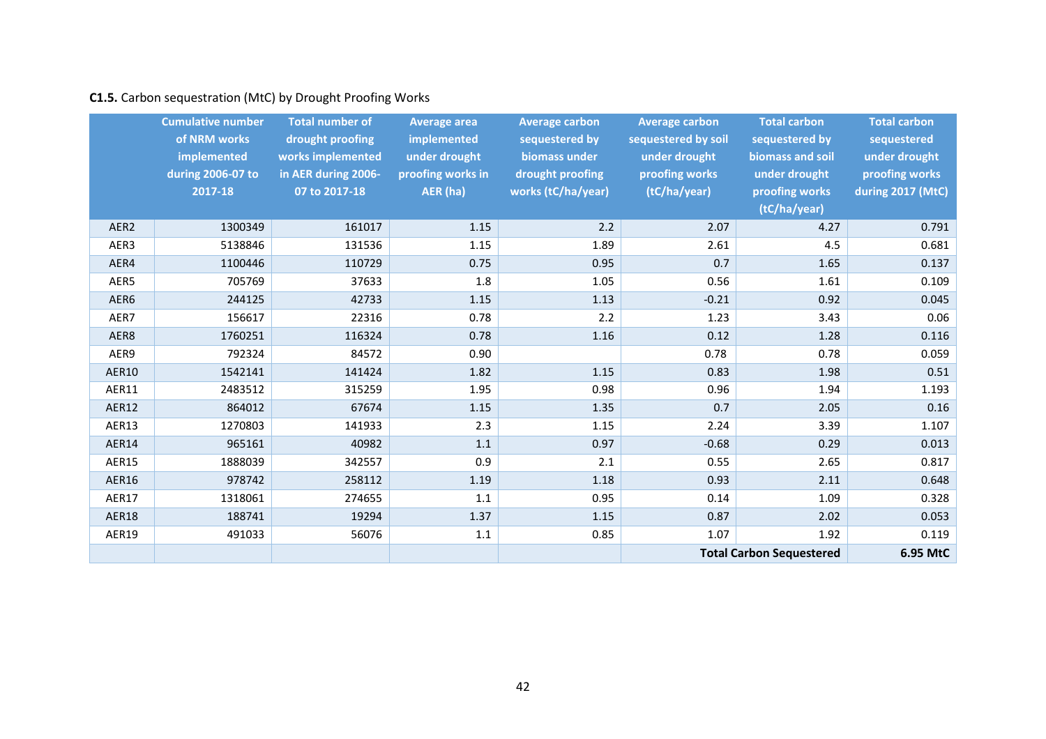**C1.5.** Carbon sequestration (MtC) by Drought Proofing Works

| | Cumulative number of NRM works implemented during 2006-07 to 2017-18 | Total number of drought proofing works implemented in AER during 2006-07 to 2017-18 | Average area implemented under drought proofing works in AER (ha) | Average carbon sequestered by biomass under drought proofing works (tC/ha/year) | Average carbon sequestered by soil under drought proofing works (tC/ha/year) | Total carbon sequestered by biomass and soil under drought proofing works (tC/ha/year) | Total carbon sequestered under drought proofing works during 2017 (MtC) |
|---|---|---|---|---|---|---|---|
| AER2 | 1300349 | 161017 | 1.15 | 2.2 | 2.07 | 4.27 | 0.791 |
| AER3 | 5138846 | 131536 | 1.15 | 1.89 | 2.61 | 4.5 | 0.681 |
| AER4 | 1100446 | 110729 | 0.75 | 0.95 | 0.7 | 1.65 | 0.137 |
| AER5 | 705769 | 37633 | 1.8 | 1.05 | 0.56 | 1.61 | 0.109 |
| AER6 | 244125 | 42733 | 1.15 | 1.13 | -0.21 | 0.92 | 0.045 |
| AER7 | 156617 | 22316 | 0.78 | 2.2 | 1.23 | 3.43 | 0.06 |
| AER8 | 1760251 | 116324 | 0.78 | 1.16 | 0.12 | 1.28 | 0.116 |
| AER9 | 792324 | 84572 | 0.90 | | 0.78 | 0.78 | 0.059 |
| AER10 | 1542141 | 141424 | 1.82 | 1.15 | 0.83 | 1.98 | 0.51 |
| AER11 | 2483512 | 315259 | 1.95 | 0.98 | 0.96 | 1.94 | 1.193 |
| AER12 | 864012 | 67674 | 1.15 | 1.35 | 0.7 | 2.05 | 0.16 |
| AER13 | 1270803 | 141933 | 2.3 | 1.15 | 2.24 | 3.39 | 1.107 |
| AER14 | 965161 | 40982 | 1.1 | 0.97 | -0.68 | 0.29 | 0.013 |
| AER15 | 1888039 | 342557 | 0.9 | 2.1 | 0.55 | 2.65 | 0.817 |
| AER16 | 978742 | 258112 | 1.19 | 1.18 | 0.93 | 2.11 | 0.648 |
| AER17 | 1318061 | 274655 | 1.1 | 0.95 | 0.14 | 1.09 | 0.328 |
| AER18 | 188741 | 19294 | 1.37 | 1.15 | 0.87 | 2.02 | 0.053 |
| AER19 | 491033 | 56076 | 1.1 | 0.85 | 1.07 | 1.92 | 0.119 |
| | | | | | | **Total Carbon Sequestered** | **6.95 MtC** |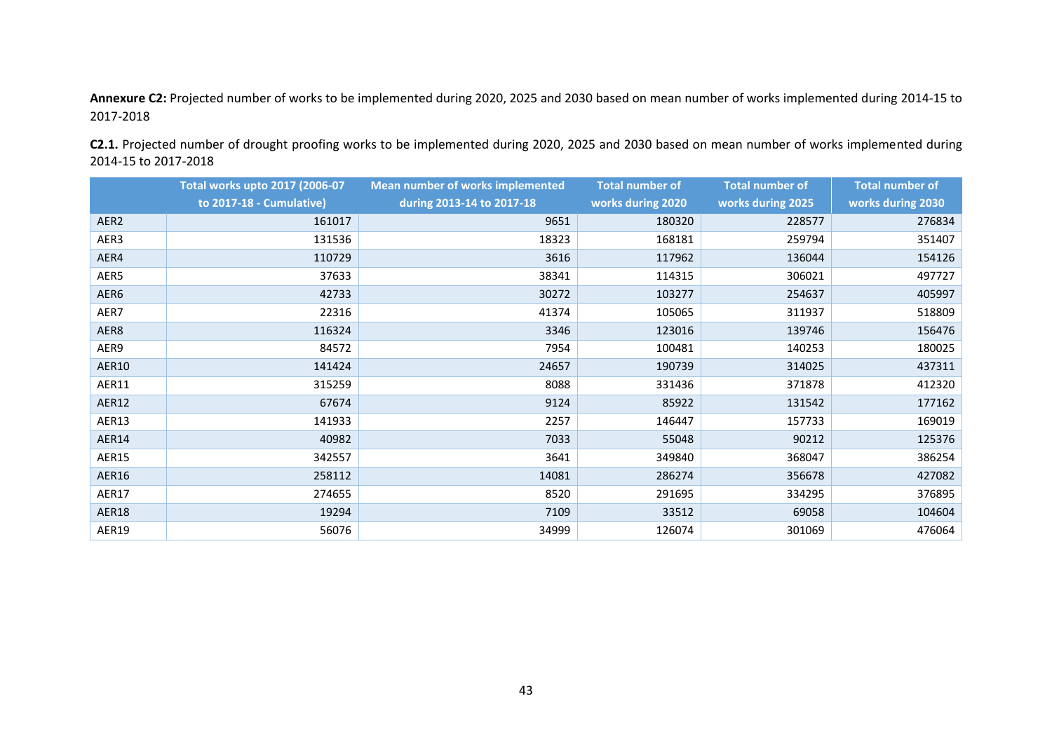**Annexure C2:** Projected number of works to be implemented during 2020, 2025 and 2030 based on mean number of works implemented during 2014-15 to 2017-2018

**C2.1.** Projected number of drought proofing works to be implemented during 2020, 2025 and 2030 based on mean number of works implemented during 2014-15 to 2017-2018

| | Total works upto 2017 (2006-07 to 2017-18 - Cumulative) | Mean number of works implemented during 2013-14 to 2017-18 | Total number of works during 2020 | Total number of works during 2025 | Total number of works during 2030 |
|---|---|---|---|---|---|
| AER2 | 161017 | 9651 | 180320 | 228577 | 276834 |
| AER3 | 131536 | 18323 | 168181 | 259794 | 351407 |
| AER4 | 110729 | 3616 | 117962 | 136044 | 154126 |
| AER5 | 37633 | 38341 | 114315 | 306021 | 497727 |
| AER6 | 42733 | 30272 | 103277 | 254637 | 405997 |
| AER7 | 22316 | 41374 | 105065 | 311937 | 518809 |
| AER8 | 116324 | 3346 | 123016 | 139746 | 156476 |
| AER9 | 84572 | 7954 | 100481 | 140253 | 180025 |
| AER10 | 141424 | 24657 | 190739 | 314025 | 437311 |
| AER11 | 315259 | 8088 | 331436 | 371878 | 412320 |
| AER12 | 67674 | 9124 | 85922 | 131542 | 177162 |
| AER13 | 141933 | 2257 | 146447 | 157733 | 169019 |
| AER14 | 40982 | 7033 | 55048 | 90212 | 125376 |
| AER15 | 342557 | 3641 | 349840 | 368047 | 386254 |
| AER16 | 258112 | 14081 | 286274 | 356678 | 427082 |
| AER17 | 274655 | 8520 | 291695 | 334295 | 376895 |
| AER18 | 19294 | 7109 | 33512 | 69058 | 104604 |
| AER19 | 56076 | 34999 | 126074 | 301069 | 476064 |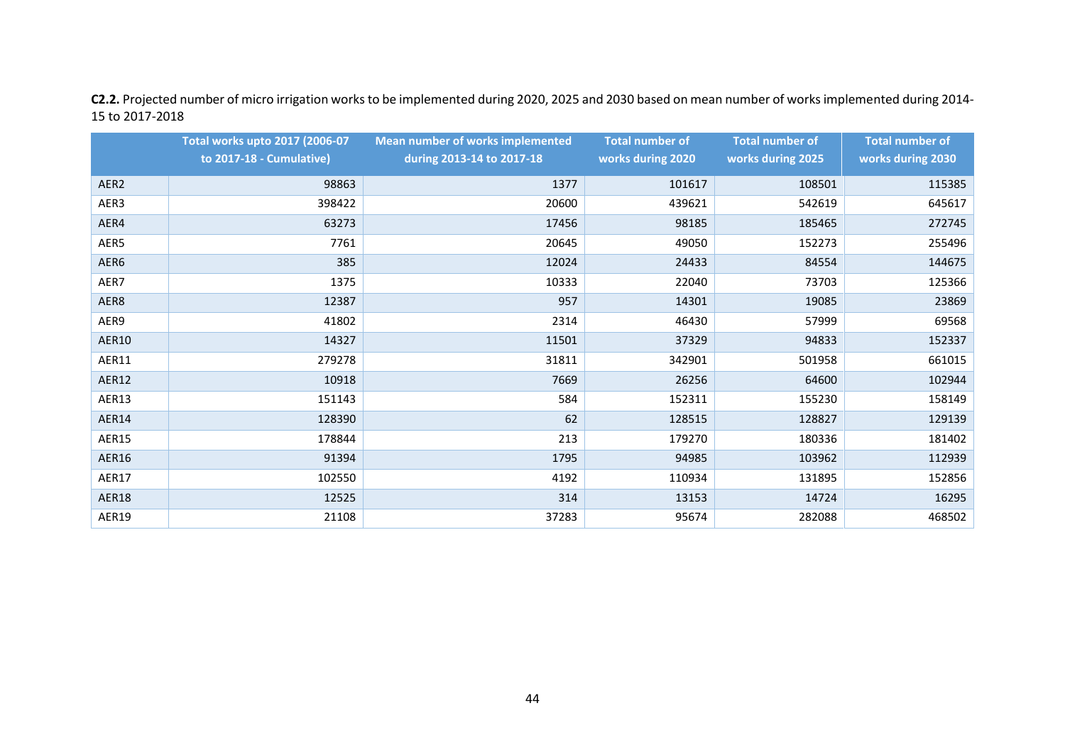**C2.2.** Projected number of micro irrigation works to be implemented during 2020, 2025 and 2030 based on mean number of works implemented during 2014-15 to 2017-2018

| | Total works upto 2017 (2006-07 to 2017-18 - Cumulative) | Mean number of works implemented during 2013-14 to 2017-18 | Total number of works during 2020 | Total number of works during 2025 | Total number of works during 2030 |
|---|---|---|---|---|---|
| AER2 | 98863 | 1377 | 101617 | 108501 | 115385 |
| AER3 | 398422 | 20600 | 439621 | 542619 | 645617 |
| AER4 | 63273 | 17456 | 98185 | 185465 | 272745 |
| AER5 | 7761 | 20645 | 49050 | 152273 | 255496 |
| AER6 | 385 | 12024 | 24433 | 84554 | 144675 |
| AER7 | 1375 | 10333 | 22040 | 73703 | 125366 |
| AER8 | 12387 | 957 | 14301 | 19085 | 23869 |
| AER9 | 41802 | 2314 | 46430 | 57999 | 69568 |
| AER10 | 14327 | 11501 | 37329 | 94833 | 152337 |
| AER11 | 279278 | 31811 | 342901 | 501958 | 661015 |
| AER12 | 10918 | 7669 | 26256 | 64600 | 102944 |
| AER13 | 151143 | 584 | 152311 | 155230 | 158149 |
| AER14 | 128390 | 62 | 128515 | 128827 | 129139 |
| AER15 | 178844 | 213 | 179270 | 180336 | 181402 |
| AER16 | 91394 | 1795 | 94985 | 103962 | 112939 |
| AER17 | 102550 | 4192 | 110934 | 131895 | 152856 |
| AER18 | 12525 | 314 | 13153 | 14724 | 16295 |
| AER19 | 21108 | 37283 | 95674 | 282088 | 468502 |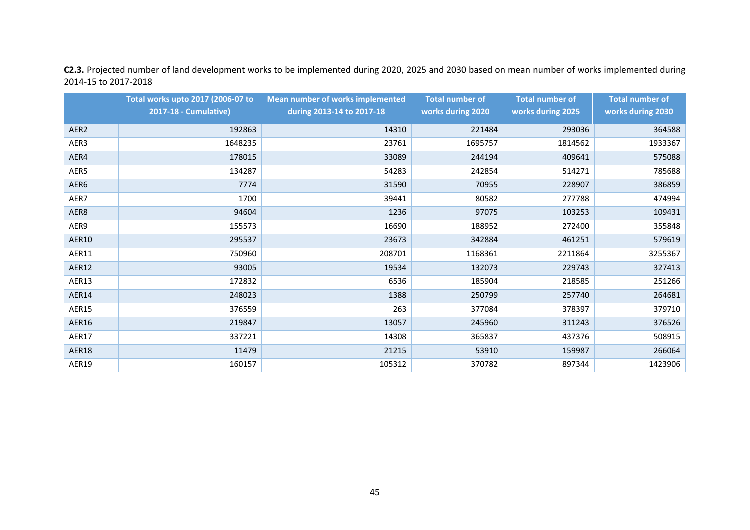**C2.3.** Projected number of land development works to be implemented during 2020, 2025 and 2030 based on mean number of works implemented during 2014-15 to 2017-2018

| | Total works upto 2017 (2006-07 to 2017-18 - Cumulative) | Mean number of works implemented during 2013-14 to 2017-18 | Total number of works during 2020 | Total number of works during 2025 | Total number of works during 2030 |
|---|---|---|---|---|---|
| AER2 | 192863 | 14310 | 221484 | 293036 | 364588 |
| AER3 | 1648235 | 23761 | 1695757 | 1814562 | 1933367 |
| AER4 | 178015 | 33089 | 244194 | 409641 | 575088 |
| AER5 | 134287 | 54283 | 242854 | 514271 | 785688 |
| AER6 | 7774 | 31590 | 70955 | 228907 | 386859 |
| AER7 | 1700 | 39441 | 80582 | 277788 | 474994 |
| AER8 | 94604 | 1236 | 97075 | 103253 | 109431 |
| AER9 | 155573 | 16690 | 188952 | 272400 | 355848 |
| AER10 | 295537 | 23673 | 342884 | 461251 | 579619 |
| AER11 | 750960 | 208701 | 1168361 | 2211864 | 3255367 |
| AER12 | 93005 | 19534 | 132073 | 229743 | 327413 |
| AER13 | 172832 | 6536 | 185904 | 218585 | 251266 |
| AER14 | 248023 | 1388 | 250799 | 257740 | 264681 |
| AER15 | 376559 | 263 | 377084 | 378397 | 379710 |
| AER16 | 219847 | 13057 | 245960 | 311243 | 376526 |
| AER17 | 337221 | 14308 | 365837 | 437376 | 508915 |
| AER18 | 11479 | 21215 | 53910 | 159987 | 266064 |
| AER19 | 160157 | 105312 | 370782 | 897344 | 1423906 |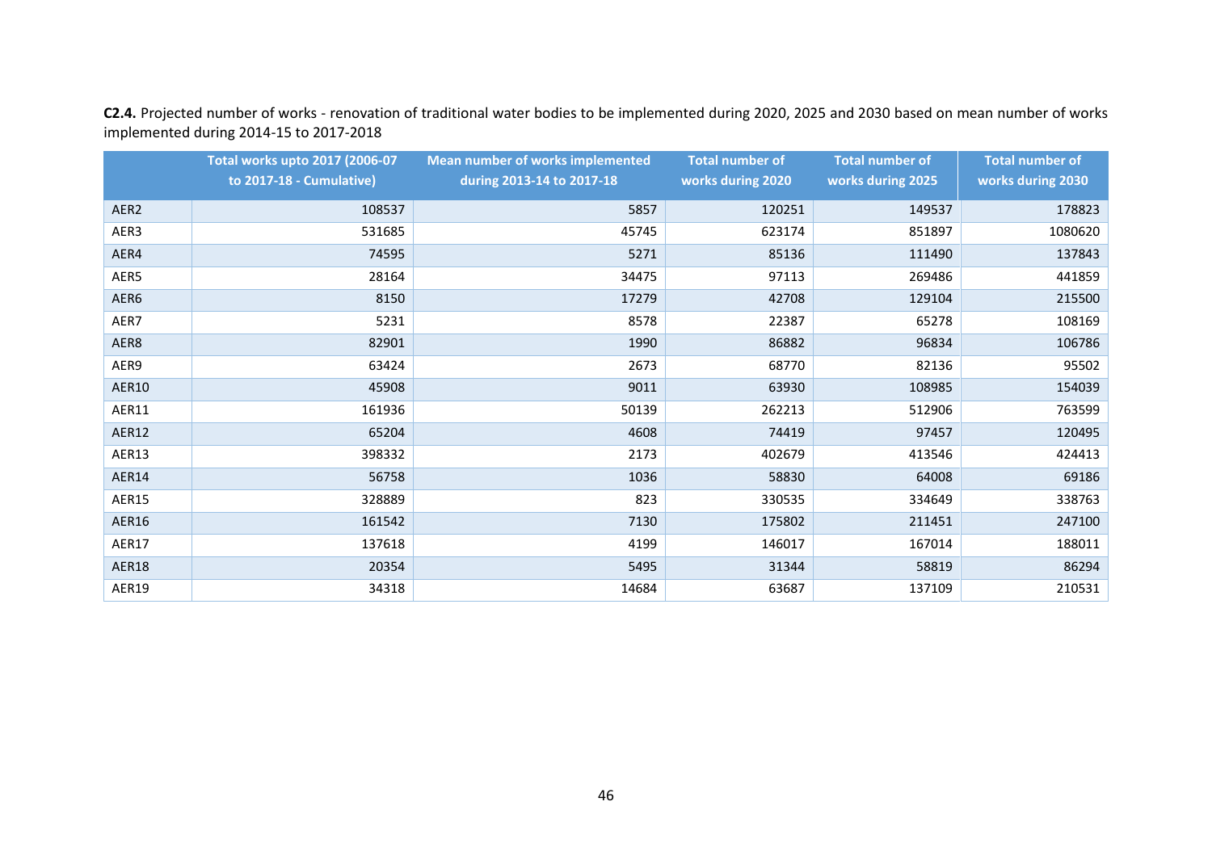**C2.4.** Projected number of works - renovation of traditional water bodies to be implemented during 2020, 2025 and 2030 based on mean number of works implemented during 2014-15 to 2017-2018

| | Total works upto 2017 (2006-07 to 2017-18 - Cumulative) | Mean number of works implemented during 2013-14 to 2017-18 | Total number of works during 2020 | Total number of works during 2025 | Total number of works during 2030 |
|---|---|---|---|---|---|
| AER2 | 108537 | 5857 | 120251 | 149537 | 178823 |
| AER3 | 531685 | 45745 | 623174 | 851897 | 1080620 |
| AER4 | 74595 | 5271 | 85136 | 111490 | 137843 |
| AER5 | 28164 | 34475 | 97113 | 269486 | 441859 |
| AER6 | 8150 | 17279 | 42708 | 129104 | 215500 |
| AER7 | 5231 | 8578 | 22387 | 65278 | 108169 |
| AER8 | 82901 | 1990 | 86882 | 96834 | 106786 |
| AER9 | 63424 | 2673 | 68770 | 82136 | 95502 |
| AER10 | 45908 | 9011 | 63930 | 108985 | 154039 |
| AER11 | 161936 | 50139 | 262213 | 512906 | 763599 |
| AER12 | 65204 | 4608 | 74419 | 97457 | 120495 |
| AER13 | 398332 | 2173 | 402679 | 413546 | 424413 |
| AER14 | 56758 | 1036 | 58830 | 64008 | 69186 |
| AER15 | 328889 | 823 | 330535 | 334649 | 338763 |
| AER16 | 161542 | 7130 | 175802 | 211451 | 247100 |
| AER17 | 137618 | 4199 | 146017 | 167014 | 188011 |
| AER18 | 20354 | 5495 | 31344 | 58819 | 86294 |
| AER19 | 34318 | 14684 | 63687 | 137109 | 210531 |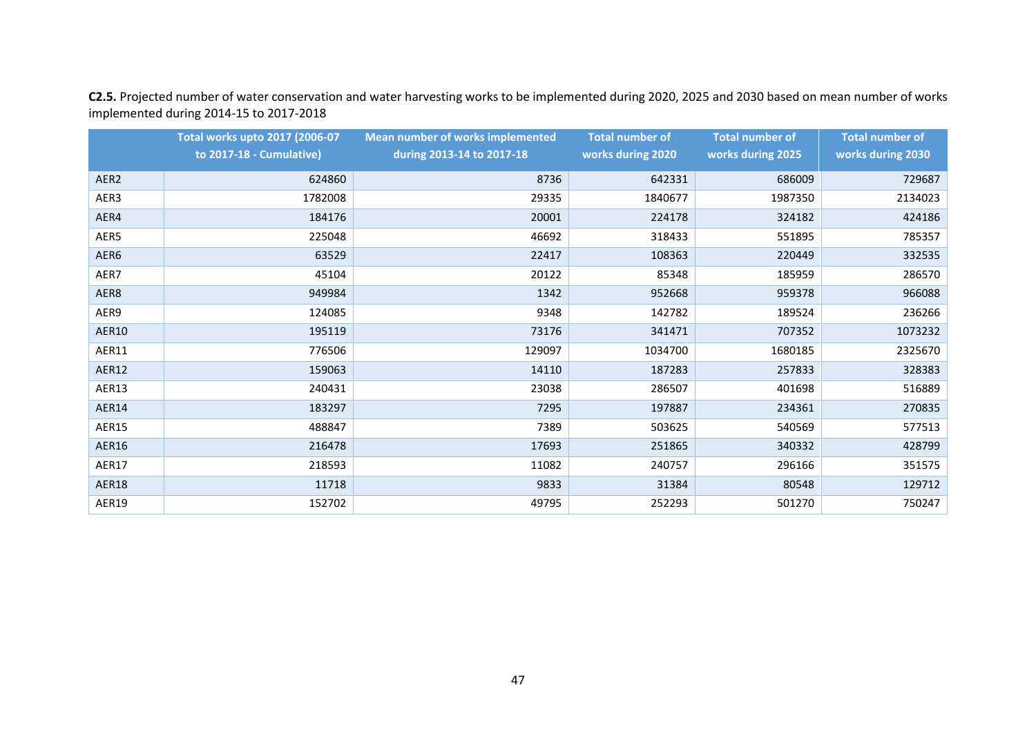**C2.5.** Projected number of water conservation and water harvesting works to be implemented during 2020, 2025 and 2030 based on mean number of works implemented during 2014-15 to 2017-2018

| | Total works upto 2017 (2006-07 to 2017-18 - Cumulative) | Mean number of works implemented during 2013-14 to 2017-18 | Total number of works during 2020 | Total number of works during 2025 | Total number of works during 2030 |
|---|---|---|---|---|---|
| AER2 | 624860 | 8736 | 642331 | 686009 | 729687 |
| AER3 | 1782008 | 29335 | 1840677 | 1987350 | 2134023 |
| AER4 | 184176 | 20001 | 224178 | 324182 | 424186 |
| AER5 | 225048 | 46692 | 318433 | 551895 | 785357 |
| AER6 | 63529 | 22417 | 108363 | 220449 | 332535 |
| AER7 | 45104 | 20122 | 85348 | 185959 | 286570 |
| AER8 | 949984 | 1342 | 952668 | 959378 | 966088 |
| AER9 | 124085 | 9348 | 142782 | 189524 | 236266 |
| AER10 | 195119 | 73176 | 341471 | 707352 | 1073232 |
| AER11 | 776506 | 129097 | 1034700 | 1680185 | 2325670 |
| AER12 | 159063 | 14110 | 187283 | 257833 | 328383 |
| AER13 | 240431 | 23038 | 286507 | 401698 | 516889 |
| AER14 | 183297 | 7295 | 197887 | 234361 | 270835 |
| AER15 | 488847 | 7389 | 503625 | 540569 | 577513 |
| AER16 | 216478 | 17693 | 251865 | 340332 | 428799 |
| AER17 | 218593 | 11082 | 240757 | 296166 | 351575 |
| AER18 | 11718 | 9833 | 31384 | 80548 | 129712 |
| AER19 | 152702 | 49795 | 252293 | 501270 | 750247 |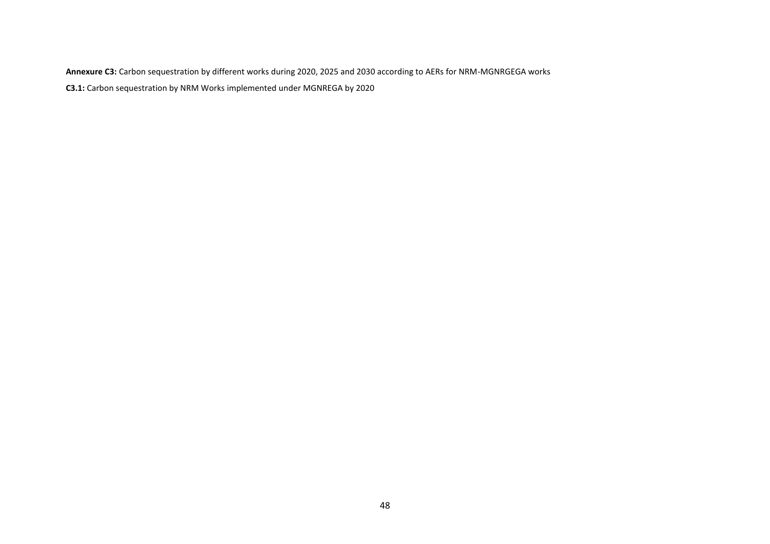**Annexure C3:** Carbon sequestration by different works during 2020, 2025 and 2030 according to AERs for NRM-MGNRGEGA works

**C3.1:** Carbon sequestration by NRM Works implemented under MGNREGA by 2020